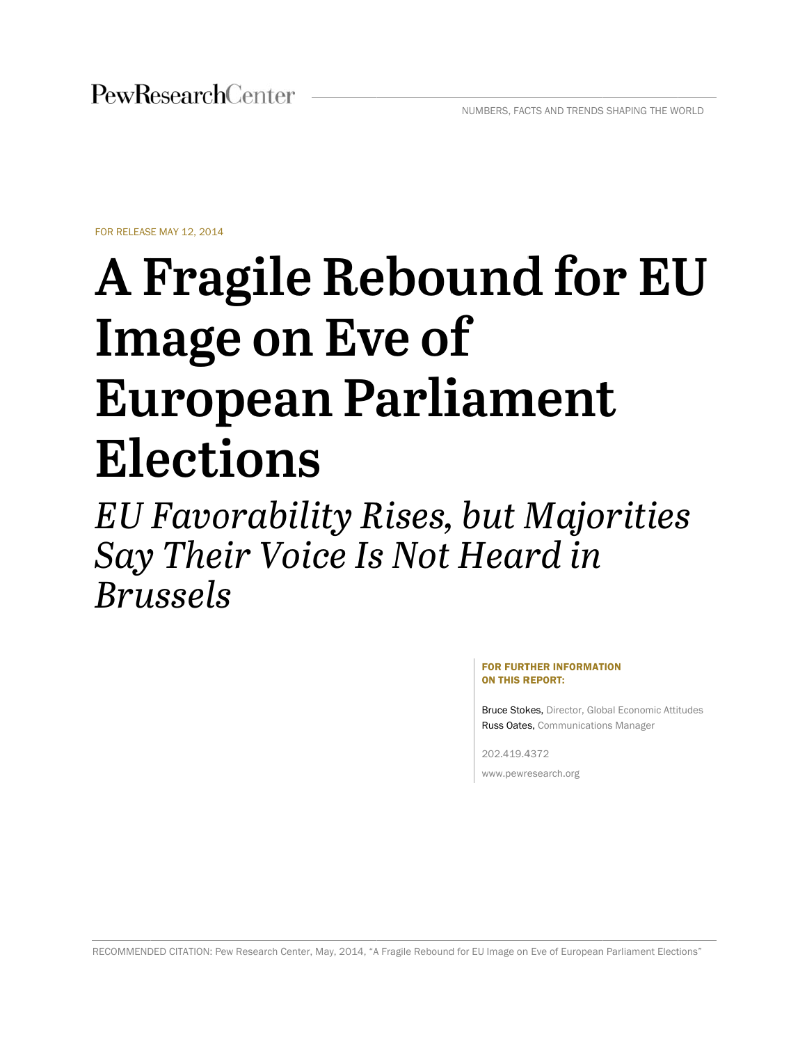PewResearchCenter

NUMBERS, FACTS AND TRENDS SHAPING THE WORLD

FOR RELEASE MAY 12, 2014

# A Fragile Rebound for EU Image on Eve of European Parliament Elections

## *EU Favorability Rises, but Majorities Say Their Voice Is Not Heard in Brussels*

**FOR FURTHER INFORMATION ON THIS REPORT:**

Bruce Stokes, Director, Global Economic Attitudes
Russ Oates, Communications Manager

202.419.4372

www.pewresearch.org

RECOMMENDED CITATION: Pew Research Center, May, 2014, "A Fragile Rebound for EU Image on Eve of European Parliament Elections"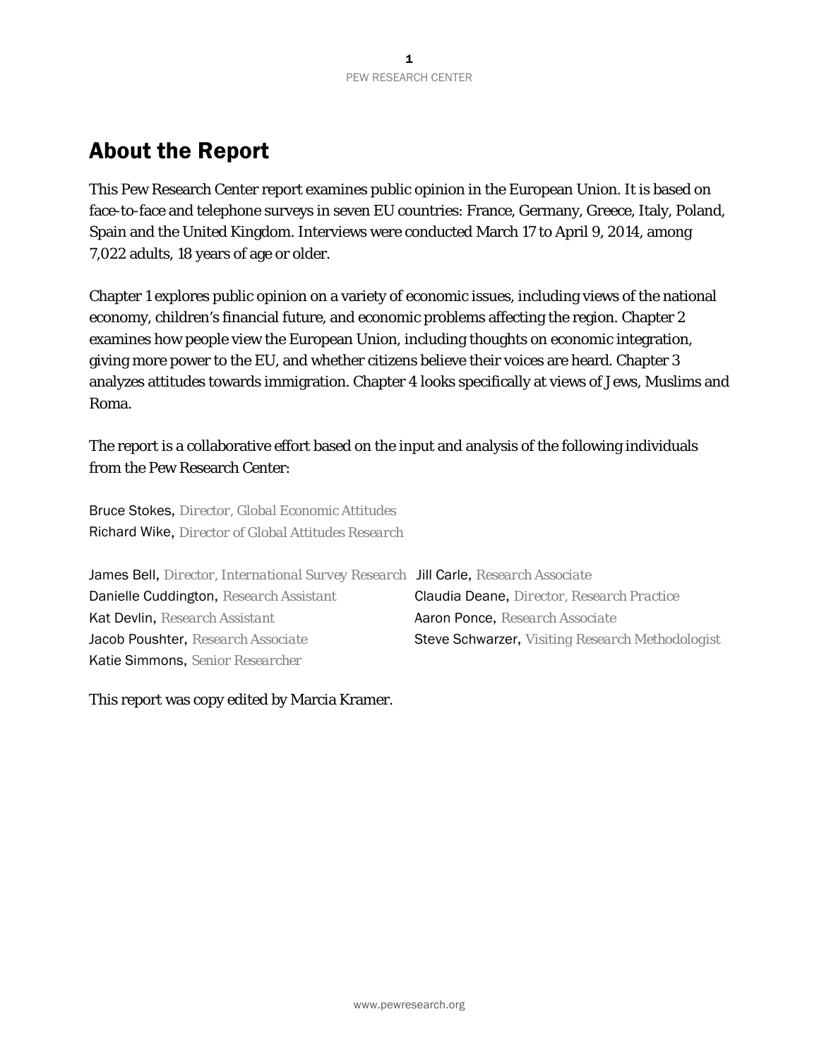# About the Report

This Pew Research Center report examines public opinion in the European Union. It is based on face-to-face and telephone surveys in seven EU countries: France, Germany, Greece, Italy, Poland, Spain and the United Kingdom. Interviews were conducted March 17 to April 9, 2014, among 7,022 adults, 18 years of age or older.

Chapter 1 explores public opinion on a variety of economic issues, including views of the national economy, children's financial future, and economic problems affecting the region. Chapter 2 examines how people view the European Union, including thoughts on economic integration, giving more power to the EU, and whether citizens believe their voices are heard. Chapter 3 analyzes attitudes towards immigration. Chapter 4 looks specifically at views of Jews, Muslims and Roma.

The report is a collaborative effort based on the input and analysis of the following individuals from the Pew Research Center:

Bruce Stokes, *Director, Global Economic Attitudes*
Richard Wike, *Director of Global Attitudes Research*

James Bell, *Director, International Survey Research*
Danielle Cuddington, *Research Assistant*
Kat Devlin, *Research Assistant*
Jacob Poushter, *Research Associate*
Katie Simmons, *Senior Researcher*
Jill Carle, *Research Associate*
Claudia Deane, *Director, Research Practice*
Aaron Ponce, *Research Associate*
Steve Schwarzer, *Visiting Research Methodologist*

This report was copy edited by Marcia Kramer.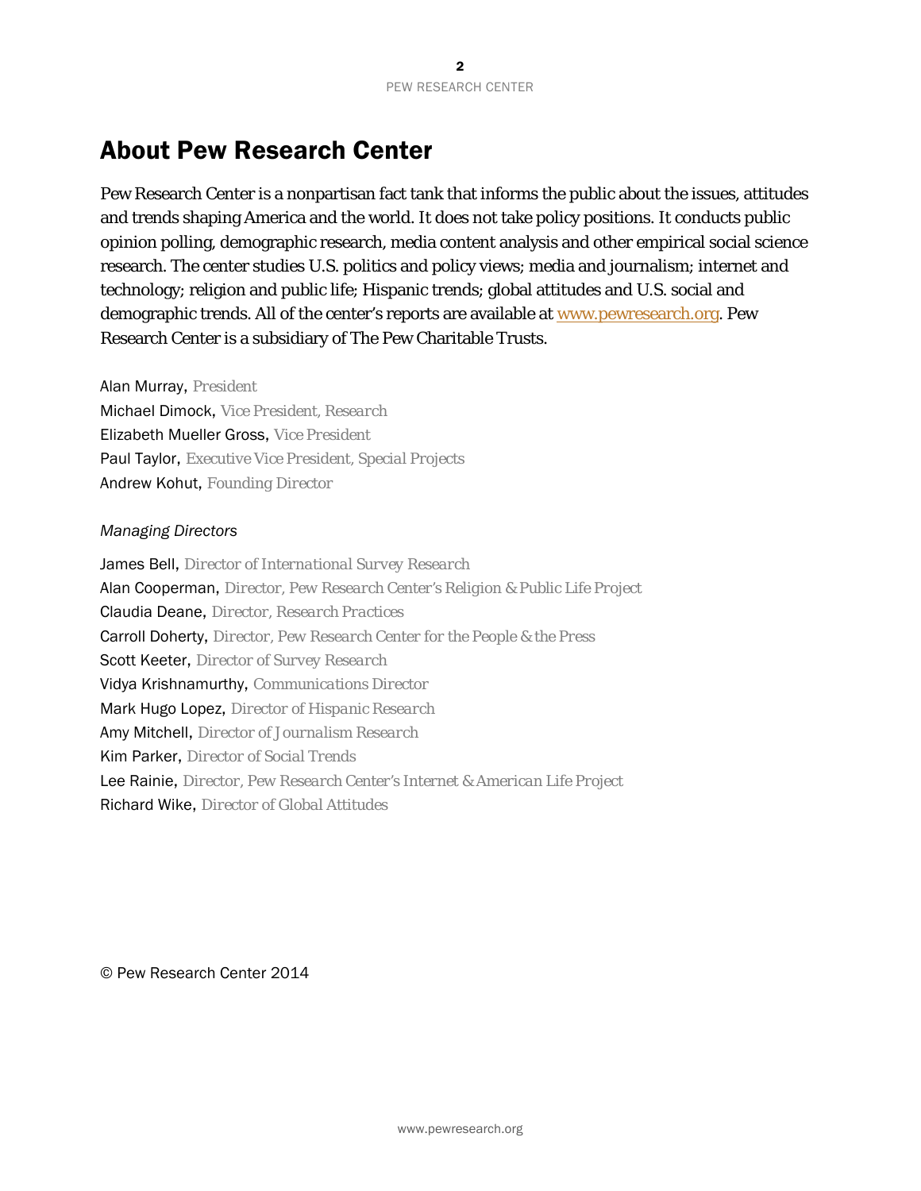# About Pew Research Center

Pew Research Center is a nonpartisan fact tank that informs the public about the issues, attitudes and trends shaping America and the world. It does not take policy positions. It conducts public opinion polling, demographic research, media content analysis and other empirical social science research. The center studies U.S. politics and policy views; media and journalism; internet and technology; religion and public life; Hispanic trends; global attitudes and U.S. social and demographic trends. All of the center's reports are available at www.pewresearch.org. Pew Research Center is a subsidiary of The Pew Charitable Trusts.

Alan Murray, *President*
Michael Dimock, *Vice President, Research*
Elizabeth Mueller Gross, *Vice President*
Paul Taylor, *Executive Vice President, Special Projects*
Andrew Kohut, *Founding Director*

*Managing Directors*

James Bell, *Director of International Survey Research*
Alan Cooperman, *Director, Pew Research Center's Religion & Public Life Project*
Claudia Deane, *Director, Research Practices*
Carroll Doherty, *Director, Pew Research Center for the People & the Press*
Scott Keeter, *Director of Survey Research*
Vidya Krishnamurthy, *Communications Director*
Mark Hugo Lopez, *Director of Hispanic Research*
Amy Mitchell, *Director of Journalism Research*
Kim Parker, *Director of Social Trends*
Lee Rainie, *Director, Pew Research Center's Internet & American Life Project*
Richard Wike, *Director of Global Attitudes*

© Pew Research Center 2014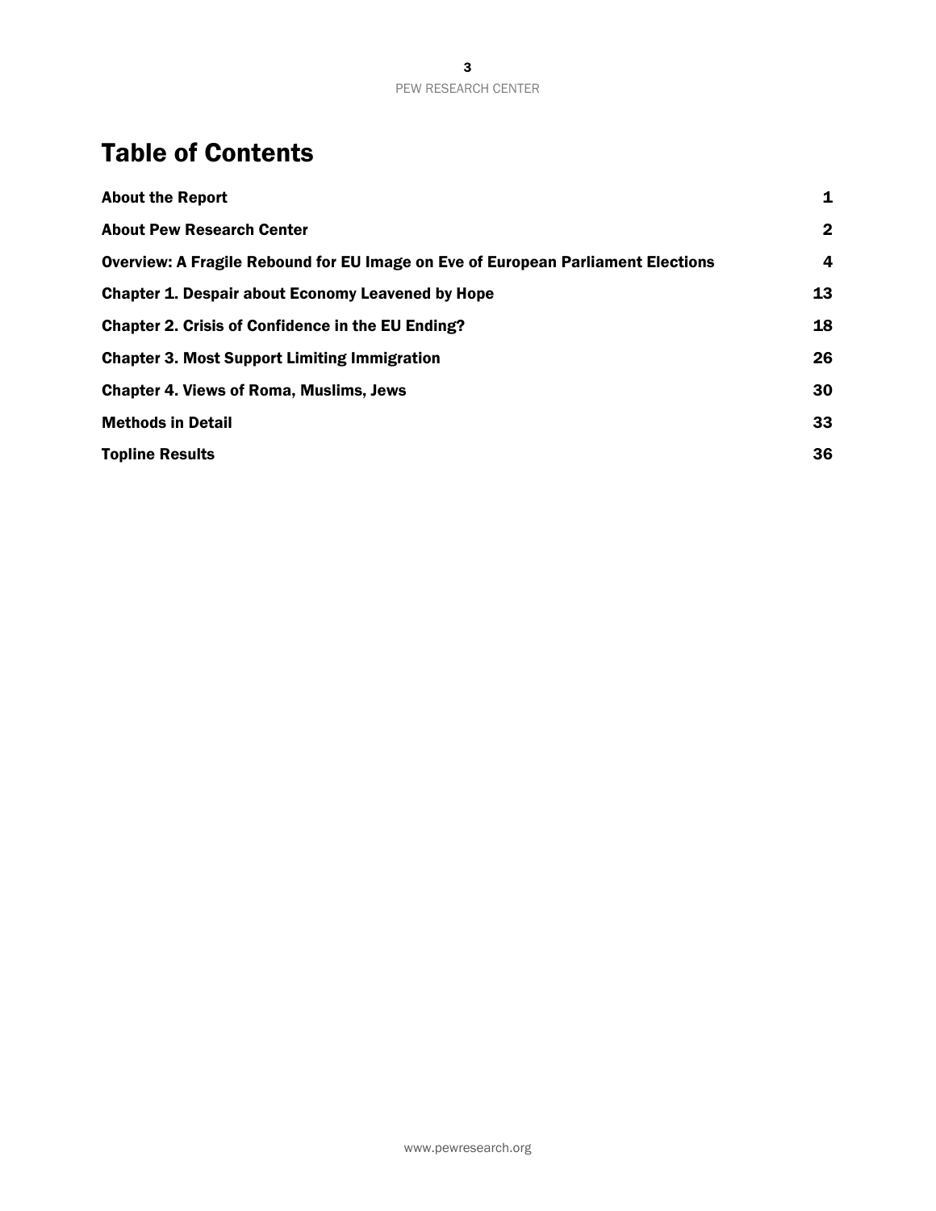# Table of Contents

| | |
|---|---|
| **About the Report** | **1** |
| **About Pew Research Center** | **2** |
| **Overview: A Fragile Rebound for EU Image on Eve of European Parliament Elections** | **4** |
| **Chapter 1. Despair about Economy Leavened by Hope** | **13** |
| **Chapter 2. Crisis of Confidence in the EU Ending?** | **18** |
| **Chapter 3. Most Support Limiting Immigration** | **26** |
| **Chapter 4. Views of Roma, Muslims, Jews** | **30** |
| **Methods in Detail** | **33** |
| **Topline Results** | **36** |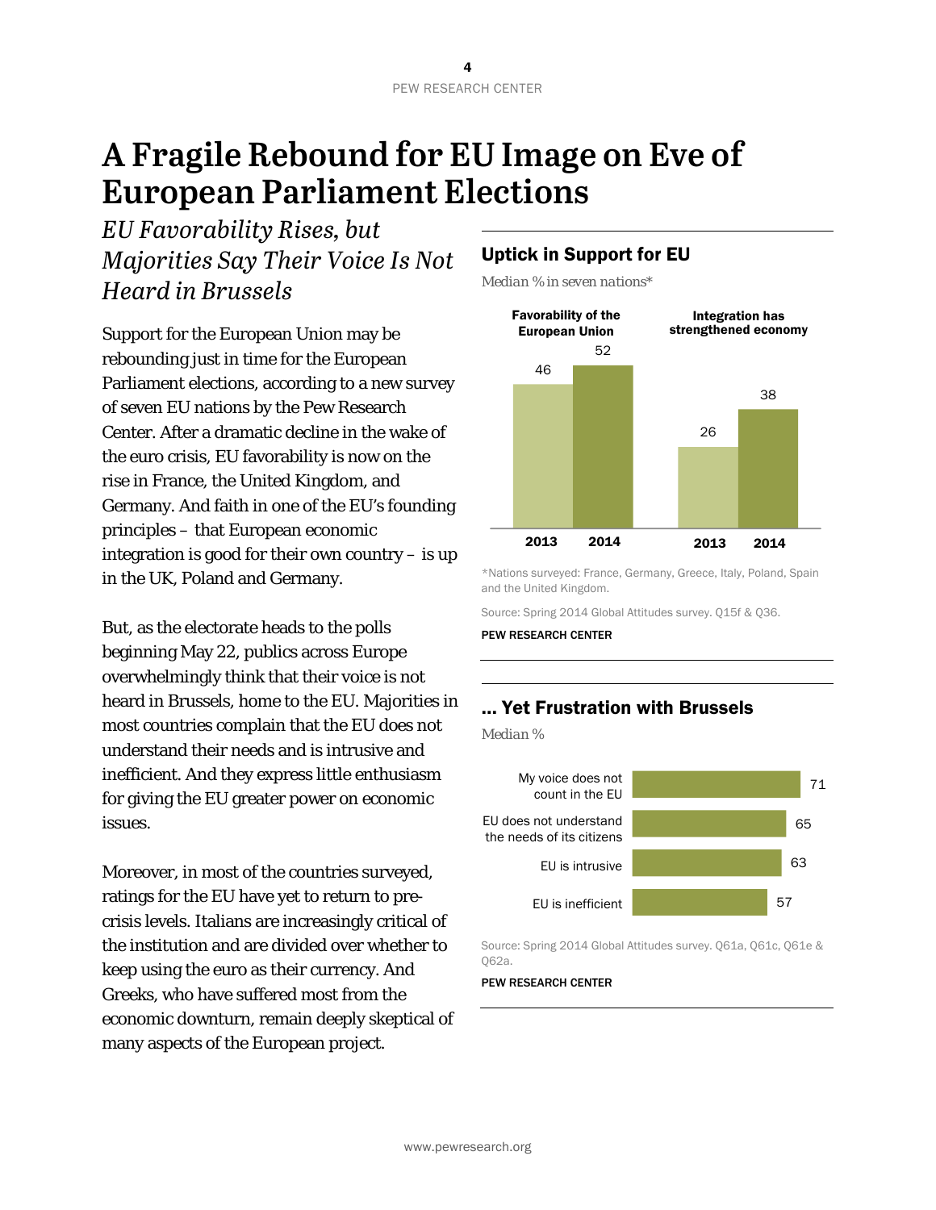# A Fragile Rebound for EU Image on Eve of European Parliament Elections

## *EU Favorability Rises, but Majorities Say Their Voice Is Not Heard in Brussels*

Support for the European Union may be rebounding just in time for the European Parliament elections, according to a new survey of seven EU nations by the Pew Research Center. After a dramatic decline in the wake of the euro crisis, EU favorability is now on the rise in France, the United Kingdom, and Germany. And faith in one of the EU's founding principles – that European economic integration is good for their own country – is up in the UK, Poland and Germany.

But, as the electorate heads to the polls beginning May 22, publics across Europe overwhelmingly think that their voice is not heard in Brussels, home to the EU. Majorities in most countries complain that the EU does not understand their needs and is intrusive and inefficient. And they express little enthusiasm for giving the EU greater power on economic issues.

Moreover, in most of the countries surveyed, ratings for the EU have yet to return to pre-crisis levels. Italians are increasingly critical of the institution and are divided over whether to keep using the euro as their currency. And Greeks, who have suffered most from the economic downturn, remain deeply skeptical of many aspects of the European project.

### Uptick in Support for EU

*Median % in seven nations**

| | 2013 | 2014 |
|---|---|---|
| Favorability of the European Union | 46 | 52 |
| Integration has strengthened economy | 26 | 38 |

*Nations surveyed: France, Germany, Greece, Italy, Poland, Spain and the United Kingdom.

Source: Spring 2014 Global Attitudes survey. Q15f & Q36.

PEW RESEARCH CENTER

### ... Yet Frustration with Brussels

*Median %*

| | % |
|---|---|
| My voice does not count in the EU | 71 |
| EU does not understand the needs of its citizens | 65 |
| EU is intrusive | 63 |
| EU is inefficient | 57 |

Source: Spring 2014 Global Attitudes survey. Q61a, Q61c, Q61e & Q62a.

PEW RESEARCH CENTER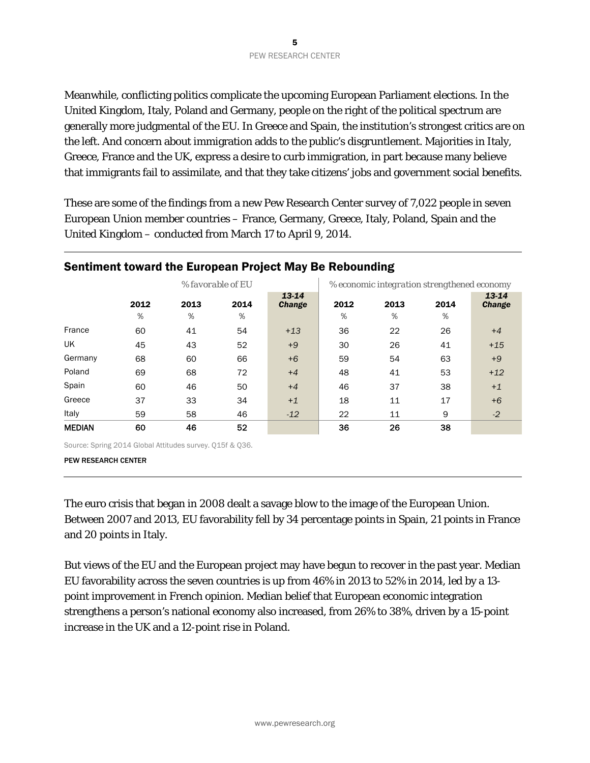Meanwhile, conflicting politics complicate the upcoming European Parliament elections. In the United Kingdom, Italy, Poland and Germany, people on the right of the political spectrum are generally more judgmental of the EU. In Greece and Spain, the institution's strongest critics are on the left. And concern about immigration adds to the public's disgruntlement. Majorities in Italy, Greece, France and the UK, express a desire to curb immigration, in part because many believe that immigrants fail to assimilate, and that they take citizens' jobs and government social benefits.

These are some of the findings from a new Pew Research Center survey of 7,022 people in seven European Union member countries – France, Germany, Greece, Italy, Poland, Spain and the United Kingdom – conducted from March 17 to April 9, 2014.

## Sentiment toward the European Project May Be Rebounding

| | *% favorable of EU* | | | | *% economic integration strengthened economy* | | | |
|---|---|---|---|---|---|---|---|---|
| | **2012** | **2013** | **2014** | ***13-14 Change*** | **2012** | **2013** | **2014** | ***13-14 Change*** |
| | % | % | % | | % | % | % | |
| France | 60 | 41 | 54 | *+13* | 36 | 22 | 26 | *+4* |
| UK | 45 | 43 | 52 | *+9* | 30 | 26 | 41 | *+15* |
| Germany | 68 | 60 | 66 | *+6* | 59 | 54 | 63 | *+9* |
| Poland | 69 | 68 | 72 | *+4* | 48 | 41 | 53 | *+12* |
| Spain | 60 | 46 | 50 | *+4* | 46 | 37 | 38 | *+1* |
| Greece | 37 | 33 | 34 | *+1* | 18 | 11 | 17 | *+6* |
| Italy | 59 | 58 | 46 | *-12* | 22 | 11 | 9 | *-2* |
| **MEDIAN** | **60** | **46** | **52** | | **36** | **26** | **38** | |

Source: Spring 2014 Global Attitudes survey. Q15f & Q36.

PEW RESEARCH CENTER

The euro crisis that began in 2008 dealt a savage blow to the image of the European Union. Between 2007 and 2013, EU favorability fell by 34 percentage points in Spain, 21 points in France and 20 points in Italy.

But views of the EU and the European project may have begun to recover in the past year. Median EU favorability across the seven countries is up from 46% in 2013 to 52% in 2014, led by a 13-point improvement in French opinion. Median belief that European economic integration strengthens a person's national economy also increased, from 26% to 38%, driven by a 15-point increase in the UK and a 12-point rise in Poland.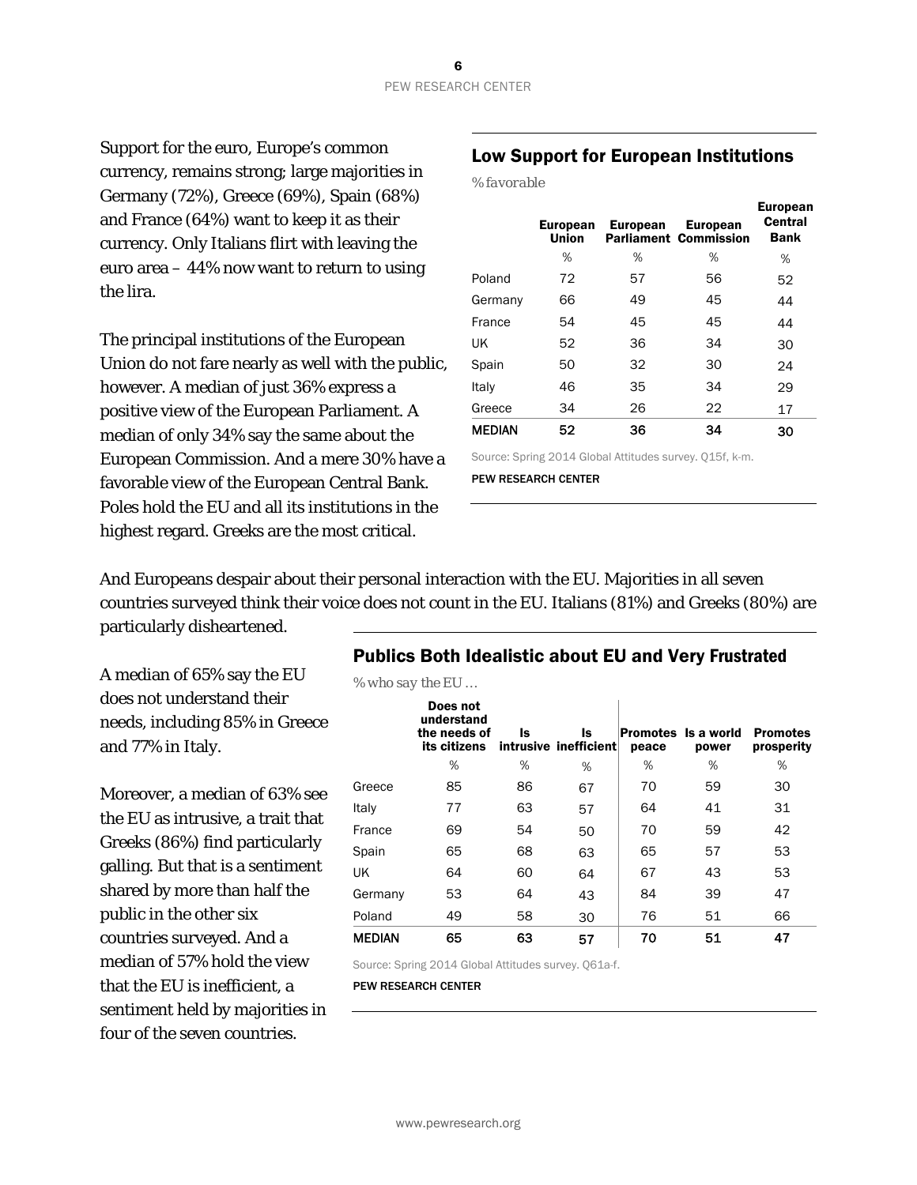Support for the euro, Europe's common currency, remains strong; large majorities in Germany (72%), Greece (69%), Spain (68%) and France (64%) want to keep it as their currency. Only Italians flirt with leaving the euro area – 44% now want to return to using the lira.

The principal institutions of the European Union do not fare nearly as well with the public, however. A median of just 36% express a positive view of the European Parliament. A median of only 34% say the same about the European Commission. And a mere 30% have a favorable view of the European Central Bank. Poles hold the EU and all its institutions in the highest regard. Greeks are the most critical.

## Low Support for European Institutions

*% favorable*

| | European Union | European Parliament | European Commission | European Central Bank |
|---|---|---|---|---|
| | % | % | % | % |
| Poland | 72 | 57 | 56 | 52 |
| Germany | 66 | 49 | 45 | 44 |
| France | 54 | 45 | 45 | 44 |
| UK | 52 | 36 | 34 | 30 |
| Spain | 50 | 32 | 30 | 24 |
| Italy | 46 | 35 | 34 | 29 |
| Greece | 34 | 26 | 22 | 17 |
| **MEDIAN** | **52** | **36** | **34** | **30** |

Source: Spring 2014 Global Attitudes survey. Q15f, k-m.

PEW RESEARCH CENTER

And Europeans despair about their personal interaction with the EU. Majorities in all seven countries surveyed think their voice does not count in the EU. Italians (81%) and Greeks (80%) are particularly disheartened.

A median of 65% say the EU does not understand their needs, including 85% in Greece and 77% in Italy.

Moreover, a median of 63% see the EU as intrusive, a trait that Greeks (86%) find particularly galling. But that is a sentiment shared by more than half the public in the other six countries surveyed. And a median of 57% hold the view that the EU is inefficient, a sentiment held by majorities in four of the seven countries.

## Publics Both Idealistic about EU and Very Frustrated

*% who say the EU ...*

| | Does not understand the needs of its citizens | Is intrusive | Is inefficient | Promotes peace | Is a world power | Promotes prosperity |
|---|---|---|---|---|---|---|
| | % | % | % | % | % | % |
| Greece | 85 | 86 | 67 | 70 | 59 | 30 |
| Italy | 77 | 63 | 57 | 64 | 41 | 31 |
| France | 69 | 54 | 50 | 70 | 59 | 42 |
| Spain | 65 | 68 | 63 | 65 | 57 | 53 |
| UK | 64 | 60 | 64 | 67 | 43 | 53 |
| Germany | 53 | 64 | 43 | 84 | 39 | 47 |
| Poland | 49 | 58 | 30 | 76 | 51 | 66 |
| **MEDIAN** | **65** | **63** | **57** | **70** | **51** | **47** |

Source: Spring 2014 Global Attitudes survey. Q61a-f.

PEW RESEARCH CENTER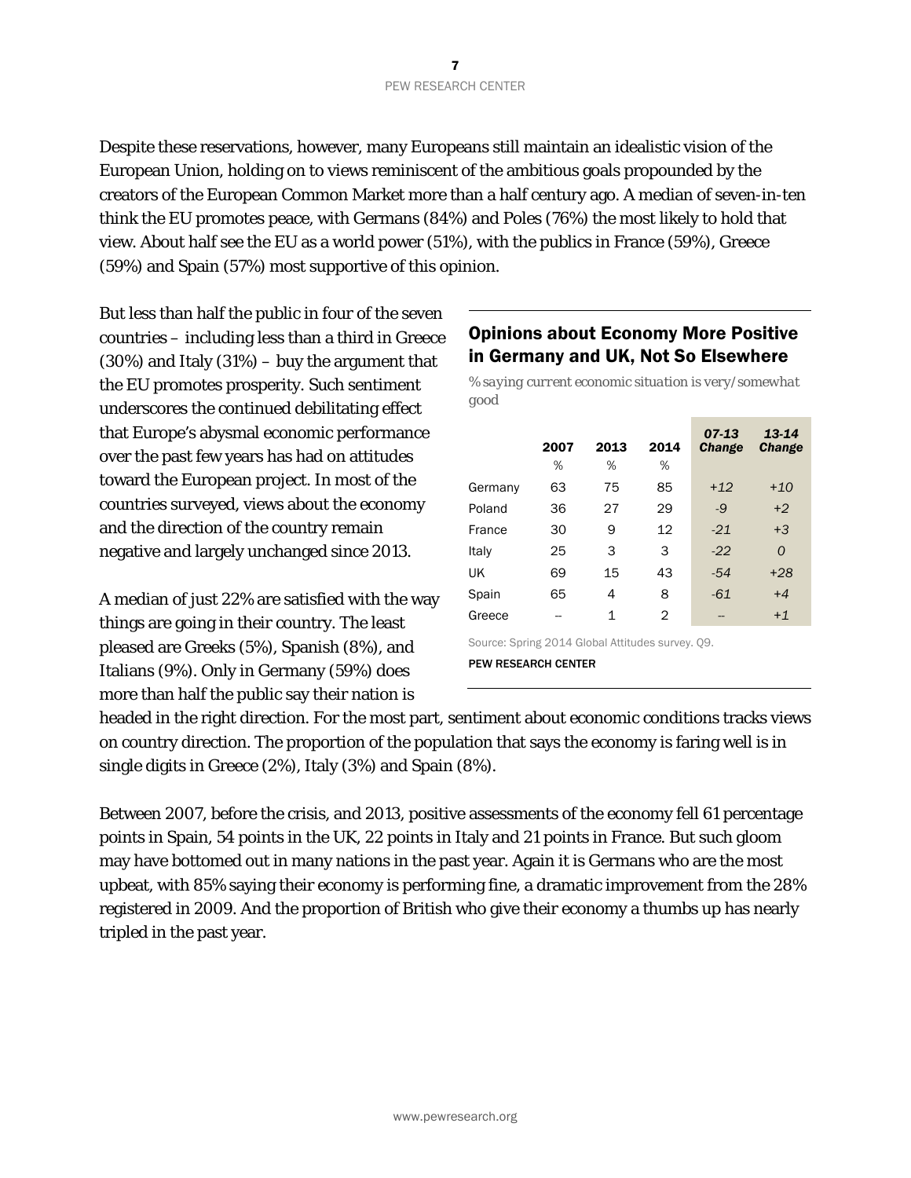Despite these reservations, however, many Europeans still maintain an idealistic vision of the European Union, holding on to views reminiscent of the ambitious goals propounded by the creators of the European Common Market more than a half century ago. A median of seven-in-ten think the EU promotes peace, with Germans (84%) and Poles (76%) the most likely to hold that view. About half see the EU as a world power (51%), with the publics in France (59%), Greece (59%) and Spain (57%) most supportive of this opinion.

But less than half the public in four of the seven countries – including less than a third in Greece (30%) and Italy (31%) – buy the argument that the EU promotes prosperity. Such sentiment underscores the continued debilitating effect that Europe's abysmal economic performance over the past few years has had on attitudes toward the European project. In most of the countries surveyed, views about the economy and the direction of the country remain negative and largely unchanged since 2013.

A median of just 22% are satisfied with the way things are going in their country. The least pleased are Greeks (5%), Spanish (8%), and Italians (9%). Only in Germany (59%) does more than half the public say their nation is headed in the right direction. For the most part, sentiment about economic conditions tracks views on country direction. The proportion of the population that says the economy is faring well is in single digits in Greece (2%), Italy (3%) and Spain (8%).

## Opinions about Economy More Positive in Germany and UK, Not So Elsewhere

*% saying current economic situation is very/somewhat good*

| | 2007 | 2013 | 2014 | *07-13 Change* | *13-14 Change* |
|---|---|---|---|---|---|
| | % | % | % | | |
| Germany | 63 | 75 | 85 | *+12* | *+10* |
| Poland | 36 | 27 | 29 | *-9* | *+2* |
| France | 30 | 9 | 12 | *-21* | *+3* |
| Italy | 25 | 3 | 3 | *-22* | *0* |
| UK | 69 | 15 | 43 | *-54* | *+28* |
| Spain | 65 | 4 | 8 | *-61* | *+4* |
| Greece | -- | 1 | 2 | *--* | *+1* |

Source: Spring 2014 Global Attitudes survey. Q9.

PEW RESEARCH CENTER

Between 2007, before the crisis, and 2013, positive assessments of the economy fell 61 percentage points in Spain, 54 points in the UK, 22 points in Italy and 21 points in France. But such gloom may have bottomed out in many nations in the past year. Again it is Germans who are the most upbeat, with 85% saying their economy is performing fine, a dramatic improvement from the 28% registered in 2009. And the proportion of British who give their economy a thumbs up has nearly tripled in the past year.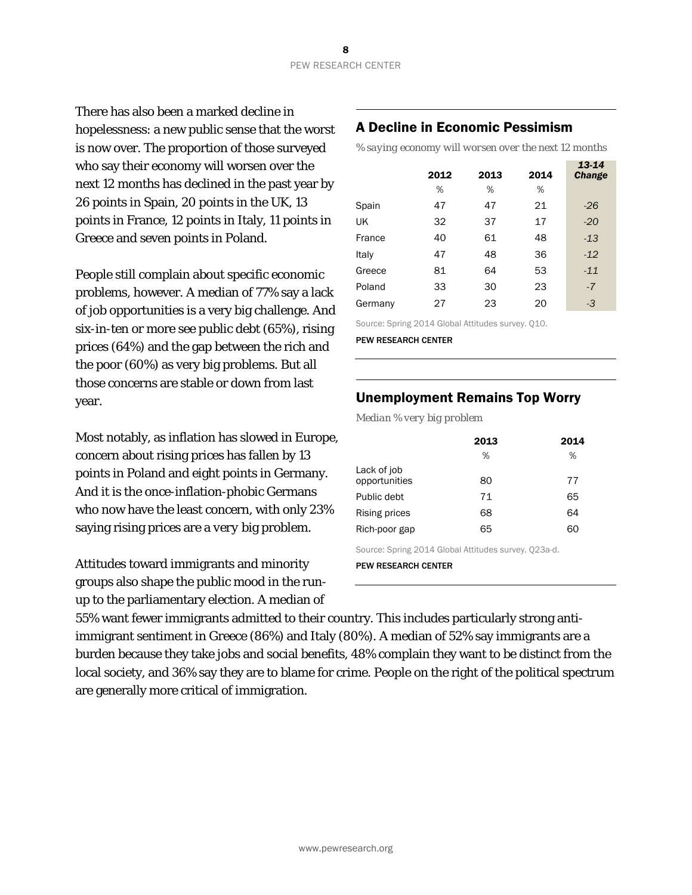There has also been a marked decline in hopelessness: a new public sense that the worst is now over. The proportion of those surveyed who say their economy will worsen over the next 12 months has declined in the past year by 26 points in Spain, 20 points in the UK, 13 points in France, 12 points in Italy, 11 points in Greece and seven points in Poland.

## A Decline in Economic Pessimism

*% saying economy will worsen over the next 12 months*

| | 2012 | 2013 | 2014 | *13-14 Change* |
|---|---|---|---|---|
| | % | % | % | |
| Spain | 47 | 47 | 21 | *-26* |
| UK | 32 | 37 | 17 | *-20* |
| France | 40 | 61 | 48 | *-13* |
| Italy | 47 | 48 | 36 | *-12* |
| Greece | 81 | 64 | 53 | *-11* |
| Poland | 33 | 30 | 23 | *-7* |
| Germany | 27 | 23 | 20 | *-3* |

Source: Spring 2014 Global Attitudes survey. Q10.

PEW RESEARCH CENTER

People still complain about specific economic problems, however. A median of 77% say a lack of job opportunities is a very big challenge. And six-in-ten or more see public debt (65%), rising prices (64%) and the gap between the rich and the poor (60%) as very big problems. But all those concerns are stable or down from last year.

## Unemployment Remains Top Worry

*Median % very big problem*

| | 2013 | 2014 |
|---|---|---|
| | % | % |
| Lack of job opportunities | 80 | 77 |
| Public debt | 71 | 65 |
| Rising prices | 68 | 64 |
| Rich-poor gap | 65 | 60 |

Source: Spring 2014 Global Attitudes survey. Q23a-d.

PEW RESEARCH CENTER

Most notably, as inflation has slowed in Europe, concern about rising prices has fallen by 13 points in Poland and eight points in Germany. And it is the once-inflation-phobic Germans who now have the least concern, with only 23% saying rising prices are a very big problem.

Attitudes toward immigrants and minority groups also shape the public mood in the run-up to the parliamentary election. A median of 55% want fewer immigrants admitted to their country. This includes particularly strong anti-immigrant sentiment in Greece (86%) and Italy (80%). A median of 52% say immigrants are a burden because they take jobs and social benefits, 48% complain they want to be distinct from the local society, and 36% say they are to blame for crime. People on the right of the political spectrum are generally more critical of immigration.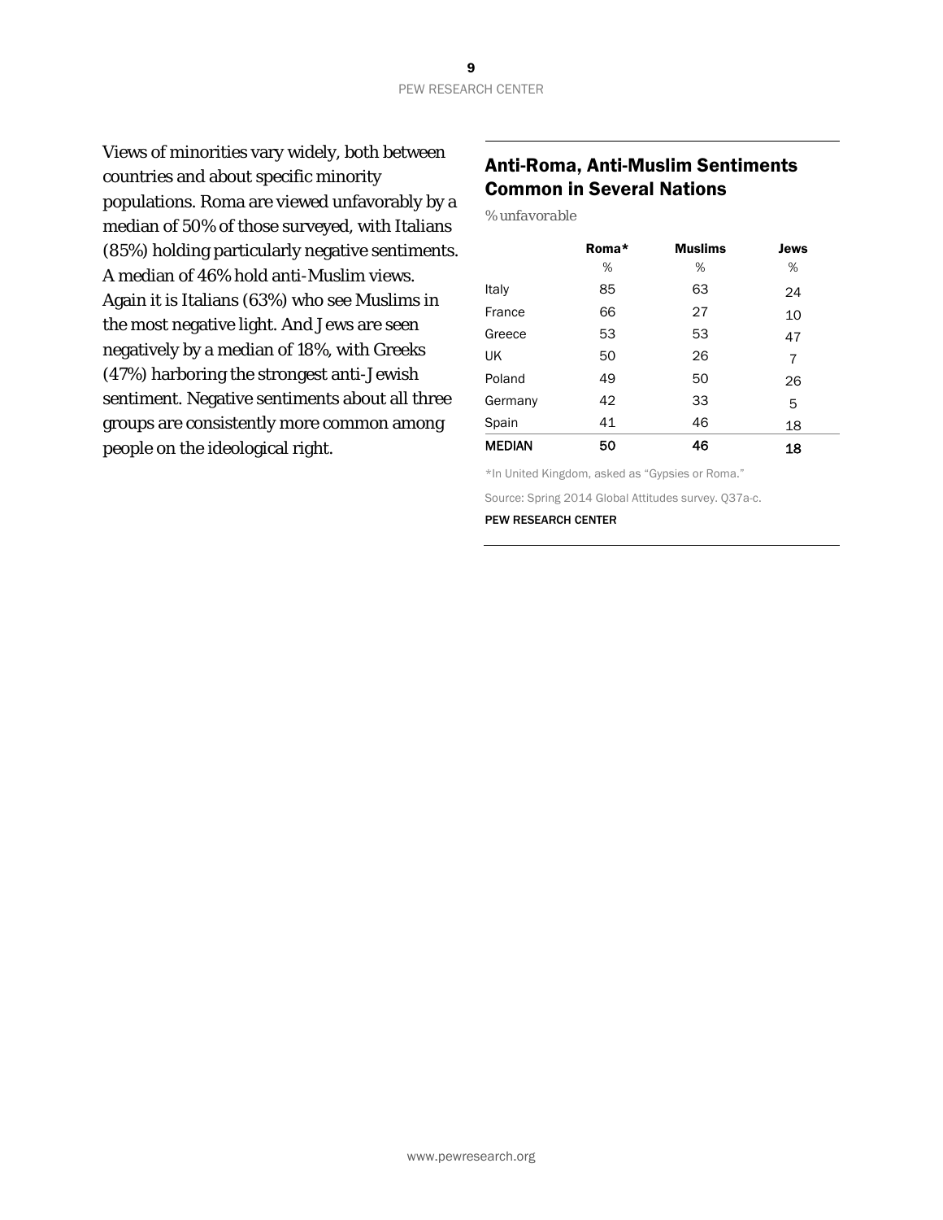Views of minorities vary widely, both between countries and about specific minority populations. Roma are viewed unfavorably by a median of 50% of those surveyed, with Italians (85%) holding particularly negative sentiments. A median of 46% hold anti-Muslim views. Again it is Italians (63%) who see Muslims in the most negative light. And Jews are seen negatively by a median of 18%, with Greeks (47%) harboring the strongest anti-Jewish sentiment. Negative sentiments about all three groups are consistently more common among people on the ideological right.

## Anti-Roma, Anti-Muslim Sentiments Common in Several Nations

*% unfavorable*

| | Roma* | Muslims | Jews |
|---|---|---|---|
| | % | % | % |
| Italy | 85 | 63 | 24 |
| France | 66 | 27 | 10 |
| Greece | 53 | 53 | 47 |
| UK | 50 | 26 | 7 |
| Poland | 49 | 50 | 26 |
| Germany | 42 | 33 | 5 |
| Spain | 41 | 46 | 18 |
| **MEDIAN** | **50** | **46** | **18** |

*In United Kingdom, asked as "Gypsies or Roma."

Source: Spring 2014 Global Attitudes survey. Q37a-c.

PEW RESEARCH CENTER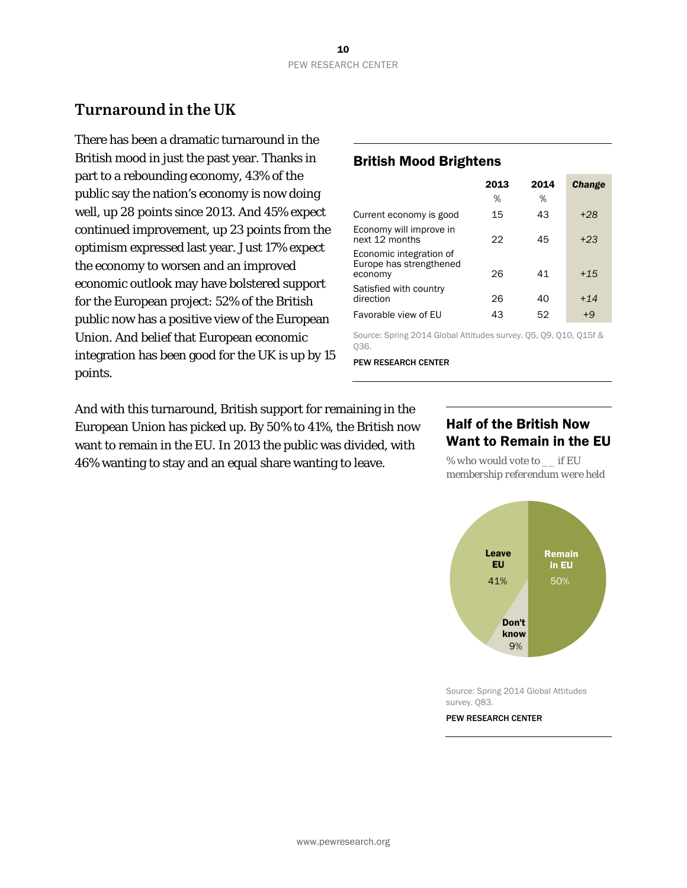## Turnaround in the UK

There has been a dramatic turnaround in the British mood in just the past year. Thanks in part to a rebounding economy, 43% of the public say the nation's economy is now doing well, up 28 points since 2013. And 45% expect continued improvement, up 23 points from the optimism expressed last year. Just 17% expect the economy to worsen and an improved economic outlook may have bolstered support for the European project: 52% of the British public now has a positive view of the European Union. And belief that European economic integration has been good for the UK is up by 15 points.

### British Mood Brightens

| | 2013 | 2014 | *Change* |
|---|---|---|---|
| | % | % | |
| Current economy is good | 15 | 43 | *+28* |
| Economy will improve in next 12 months | 22 | 45 | *+23* |
| Economic integration of Europe has strengthened economy | 26 | 41 | *+15* |
| Satisfied with country direction | 26 | 40 | *+14* |
| Favorable view of EU | 43 | 52 | *+9* |

Source: Spring 2014 Global Attitudes survey. Q5, Q9, Q10, Q15f & Q36.

PEW RESEARCH CENTER

And with this turnaround, British support for remaining in the European Union has picked up. By 50% to 41%, the British now want to remain in the EU. In 2013 the public was divided, with 46% wanting to stay and an equal share wanting to leave.

### Half of the British Now Want to Remain in the EU

% who would vote to __ if EU membership referendum were held

Remain in EU 50%

Leave EU 41%

Don't know 9%

Source: Spring 2014 Global Attitudes survey. Q83.

PEW RESEARCH CENTER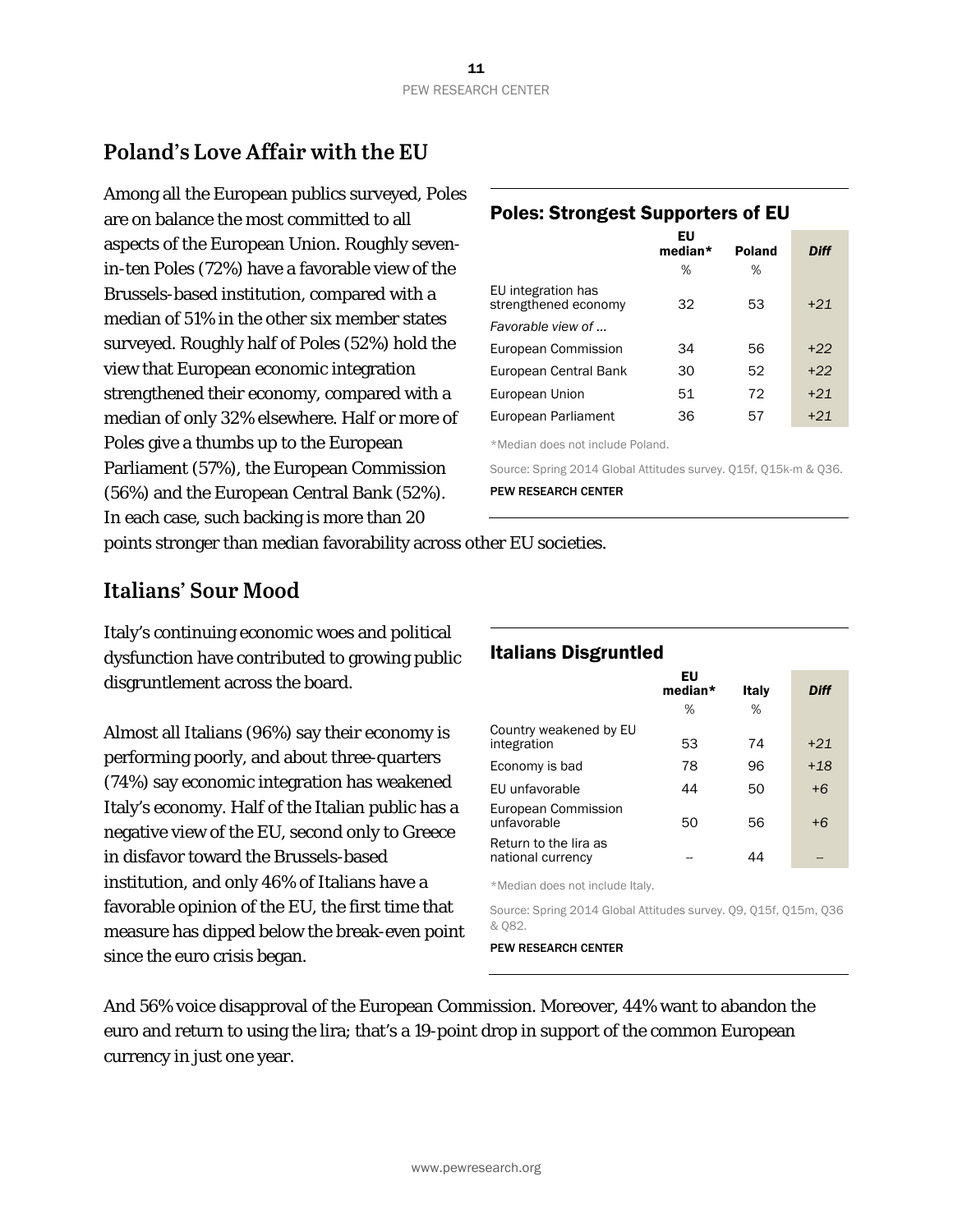## Poland's Love Affair with the EU

Among all the European publics surveyed, Poles are on balance the most committed to all aspects of the European Union. Roughly seven-in-ten Poles (72%) have a favorable view of the Brussels-based institution, compared with a median of 51% in the other six member states surveyed. Roughly half of Poles (52%) hold the view that European economic integration strengthened their economy, compared with a median of only 32% elsewhere. Half or more of Poles give a thumbs up to the European Parliament (57%), the European Commission (56%) and the European Central Bank (52%). In each case, such backing is more than 20 points stronger than median favorability across other EU societies.

### Poles: Strongest Supporters of EU

| | EU median* | Poland | *Diff* |
|---|---|---|---|
| | % | % | |
| EU integration has strengthened economy | 32 | 53 | *+21* |
| *Favorable view of …* | | | |
| European Commission | 34 | 56 | *+22* |
| European Central Bank | 30 | 52 | *+22* |
| European Union | 51 | 72 | *+21* |
| European Parliament | 36 | 57 | *+21* |

*Median does not include Poland.

Source: Spring 2014 Global Attitudes survey. Q15f, Q15k-m & Q36.

PEW RESEARCH CENTER

## Italians' Sour Mood

Italy's continuing economic woes and political dysfunction have contributed to growing public disgruntlement across the board.

Almost all Italians (96%) say their economy is performing poorly, and about three-quarters (74%) say economic integration has weakened Italy's economy. Half of the Italian public has a negative view of the EU, second only to Greece in disfavor toward the Brussels-based institution, and only 46% of Italians have a favorable opinion of the EU, the first time that measure has dipped below the break-even point since the euro crisis began.

### Italians Disgruntled

| | EU median* | Italy | *Diff* |
|---|---|---|---|
| | % | % | |
| Country weakened by EU integration | 53 | 74 | *+21* |
| Economy is bad | 78 | 96 | *+18* |
| EU unfavorable | 44 | 50 | *+6* |
| European Commission unfavorable | 50 | 56 | *+6* |
| Return to the lira as national currency | -- | 44 | -- |

*Median does not include Italy.

Source: Spring 2014 Global Attitudes survey. Q9, Q15f, Q15m, Q36 & Q82.

PEW RESEARCH CENTER

And 56% voice disapproval of the European Commission. Moreover, 44% want to abandon the euro and return to using the lira; that's a 19-point drop in support of the common European currency in just one year.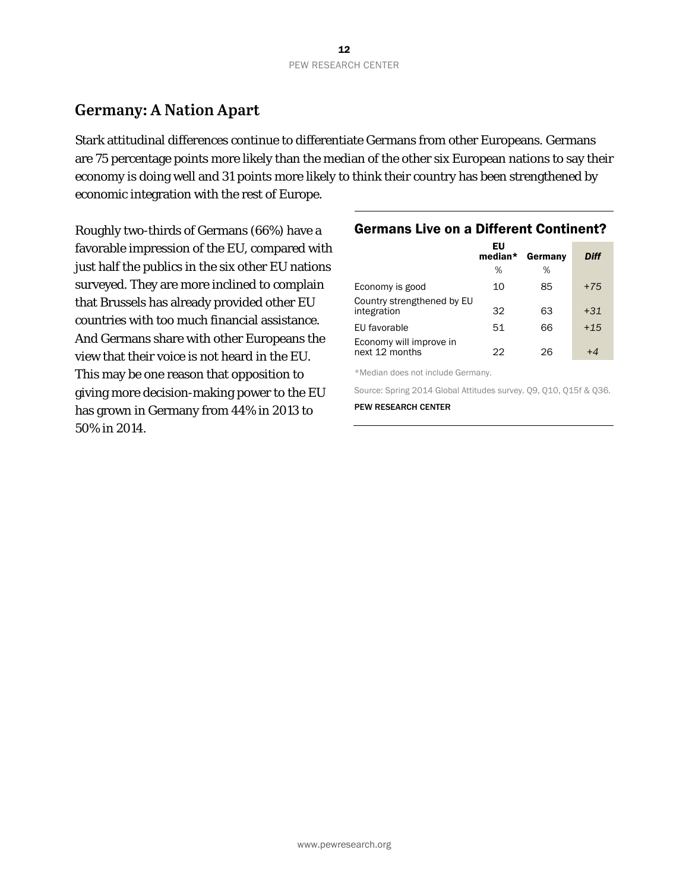## Germany: A Nation Apart

Stark attitudinal differences continue to differentiate Germans from other Europeans. Germans are 75 percentage points more likely than the median of the other six European nations to say their economy is doing well and 31 points more likely to think their country has been strengthened by economic integration with the rest of Europe.

Roughly two-thirds of Germans (66%) have a favorable impression of the EU, compared with just half the publics in the six other EU nations surveyed. They are more inclined to complain that Brussels has already provided other EU countries with too much financial assistance. And Germans share with other Europeans the view that their voice is not heard in the EU. This may be one reason that opposition to giving more decision-making power to the EU has grown in Germany from 44% in 2013 to 50% in 2014.

### Germans Live on a Different Continent?

| | EU median* | Germany | *Diff* |
|---|---|---|---|
| | % | % | |
| Economy is good | 10 | 85 | *+75* |
| Country strengthened by EU integration | 32 | 63 | *+31* |
| EU favorable | 51 | 66 | *+15* |
| Economy will improve in next 12 months | 22 | 26 | *+4* |

*Median does not include Germany.

Source: Spring 2014 Global Attitudes survey. Q9, Q10, Q15f & Q36.

PEW RESEARCH CENTER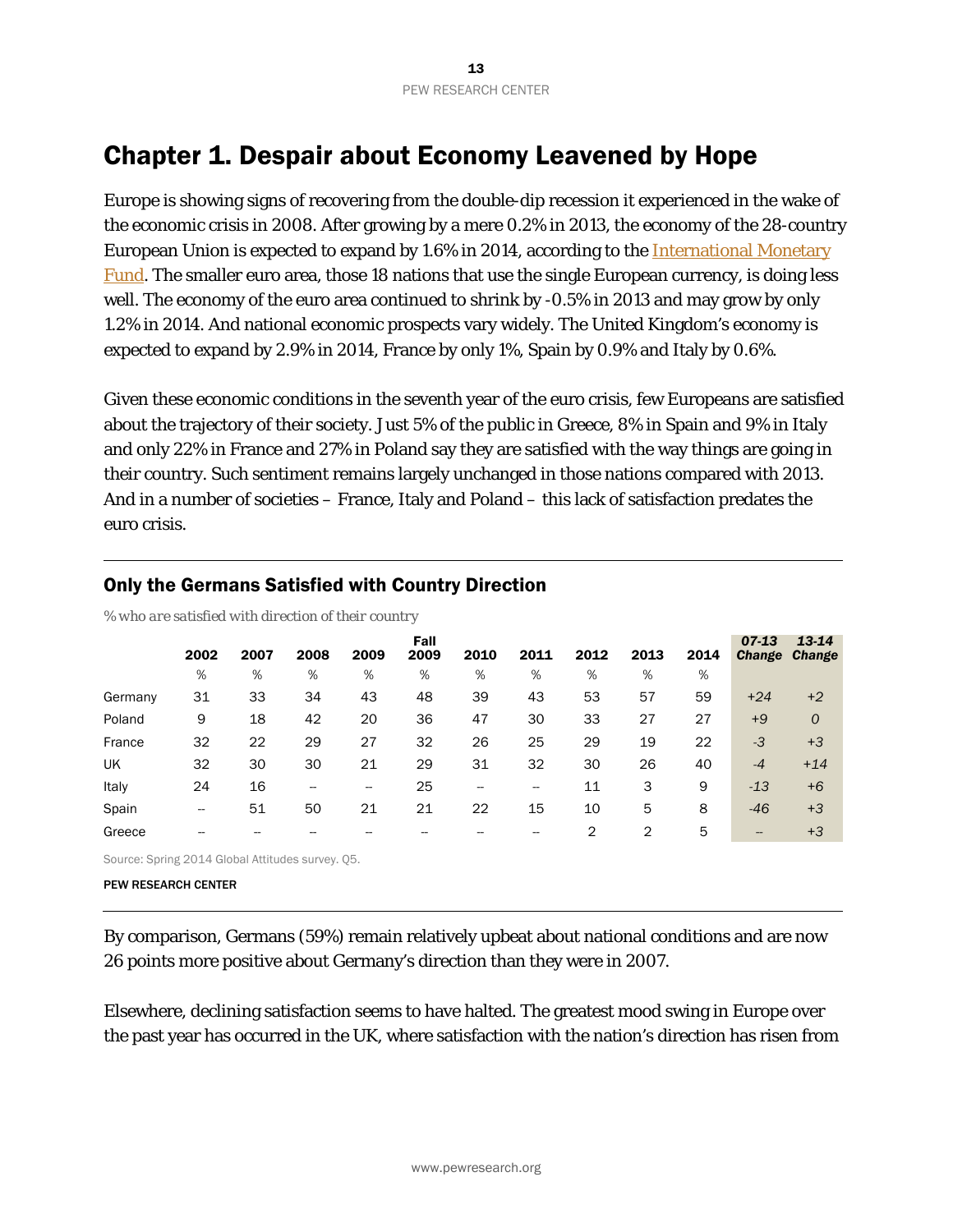# Chapter 1. Despair about Economy Leavened by Hope

Europe is showing signs of recovering from the double-dip recession it experienced in the wake of the economic crisis in 2008. After growing by a mere 0.2% in 2013, the economy of the 28-country European Union is expected to expand by 1.6% in 2014, according to the International Monetary Fund. The smaller euro area, those 18 nations that use the single European currency, is doing less well. The economy of the euro area continued to shrink by -0.5% in 2013 and may grow by only 1.2% in 2014. And national economic prospects vary widely. The United Kingdom's economy is expected to expand by 2.9% in 2014, France by only 1%, Spain by 0.9% and Italy by 0.6%.

Given these economic conditions in the seventh year of the euro crisis, few Europeans are satisfied about the trajectory of their society. Just 5% of the public in Greece, 8% in Spain and 9% in Italy and only 22% in France and 27% in Poland say they are satisfied with the way things are going in their country. Such sentiment remains largely unchanged in those nations compared with 2013. And in a number of societies – France, Italy and Poland – this lack of satisfaction predates the euro crisis.

## Only the Germans Satisfied with Country Direction

*% who are satisfied with direction of their country*

| | 2002 | 2007 | 2008 | 2009 | Fall 2009 | 2010 | 2011 | 2012 | 2013 | 2014 | *07-13 Change* | *13-14 Change* |
|---|---|---|---|---|---|---|---|---|---|---|---|---|
| | % | % | % | % | % | % | % | % | % | % | | |
| Germany | 31 | 33 | 34 | 43 | 48 | 39 | 43 | 53 | 57 | 59 | *+24* | *+2* |
| Poland | 9 | 18 | 42 | 20 | 36 | 47 | 30 | 33 | 27 | 27 | *+9* | *0* |
| France | 32 | 22 | 29 | 27 | 32 | 26 | 25 | 29 | 19 | 22 | *-3* | *+3* |
| UK | 32 | 30 | 30 | 21 | 29 | 31 | 32 | 30 | 26 | 40 | *-4* | *+14* |
| Italy | 24 | 16 | -- | -- | 25 | -- | -- | 11 | 3 | 9 | *-13* | *+6* |
| Spain | -- | 51 | 50 | 21 | 21 | 22 | 15 | 10 | 5 | 8 | *-46* | *+3* |
| Greece | -- | -- | -- | -- | -- | -- | -- | 2 | 2 | 5 | *--* | *+3* |

Source: Spring 2014 Global Attitudes survey. Q5.

PEW RESEARCH CENTER

By comparison, Germans (59%) remain relatively upbeat about national conditions and are now 26 points more positive about Germany's direction than they were in 2007.

Elsewhere, declining satisfaction seems to have halted. The greatest mood swing in Europe over the past year has occurred in the UK, where satisfaction with the nation's direction has risen from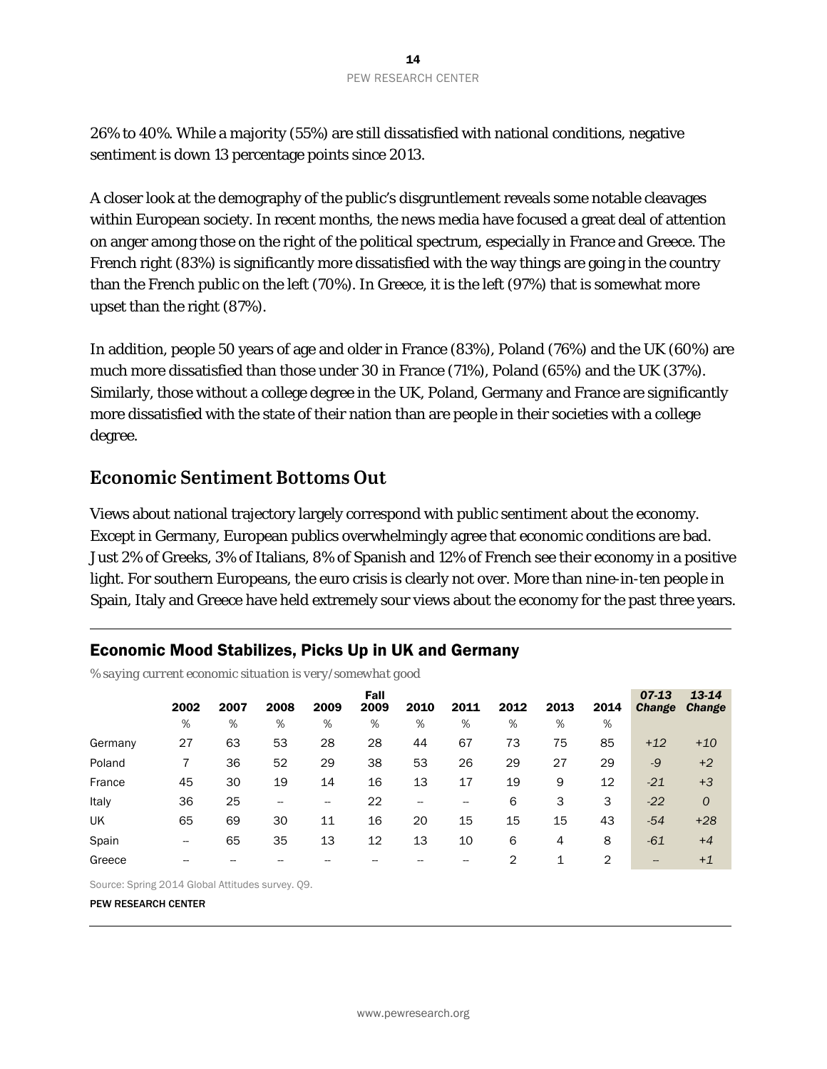26% to 40%. While a majority (55%) are still dissatisfied with national conditions, negative sentiment is down 13 percentage points since 2013.

A closer look at the demography of the public's disgruntlement reveals some notable cleavages within European society. In recent months, the news media have focused a great deal of attention on anger among those on the right of the political spectrum, especially in France and Greece. The French right (83%) is significantly more dissatisfied with the way things are going in the country than the French public on the left (70%). In Greece, it is the left (97%) that is somewhat more upset than the right (87%).

In addition, people 50 years of age and older in France (83%), Poland (76%) and the UK (60%) are much more dissatisfied than those under 30 in France (71%), Poland (65%) and the UK (37%). Similarly, those without a college degree in the UK, Poland, Germany and France are significantly more dissatisfied with the state of their nation than are people in their societies with a college degree.

## Economic Sentiment Bottoms Out

Views about national trajectory largely correspond with public sentiment about the economy. Except in Germany, European publics overwhelmingly agree that economic conditions are bad. Just 2% of Greeks, 3% of Italians, 8% of Spanish and 12% of French see their economy in a positive light. For southern Europeans, the euro crisis is clearly not over. More than nine-in-ten people in Spain, Italy and Greece have held extremely sour views about the economy for the past three years.

### Economic Mood Stabilizes, Picks Up in UK and Germany

*% saying current economic situation is very/somewhat good*

| | 2002 | 2007 | 2008 | 2009 | Fall 2009 | 2010 | 2011 | 2012 | 2013 | 2014 | *07-13 Change* | *13-14 Change* |
|---|---|---|---|---|---|---|---|---|---|---|---|---|
| | % | % | % | % | % | % | % | % | % | % | | |
| Germany | 27 | 63 | 53 | 28 | 28 | 44 | 67 | 73 | 75 | 85 | *+12* | *+10* |
| Poland | 7 | 36 | 52 | 29 | 38 | 53 | 26 | 29 | 27 | 29 | *-9* | *+2* |
| France | 45 | 30 | 19 | 14 | 16 | 13 | 17 | 19 | 9 | 12 | *-21* | *+3* |
| Italy | 36 | 25 | -- | -- | 22 | -- | -- | 6 | 3 | 3 | *-22* | *0* |
| UK | 65 | 69 | 30 | 11 | 16 | 20 | 15 | 15 | 15 | 43 | *-54* | *+28* |
| Spain | -- | 65 | 35 | 13 | 12 | 13 | 10 | 6 | 4 | 8 | *-61* | *+4* |
| Greece | -- | -- | -- | -- | -- | -- | -- | 2 | 1 | 2 | *--* | *+1* |

Source: Spring 2014 Global Attitudes survey. Q9.

PEW RESEARCH CENTER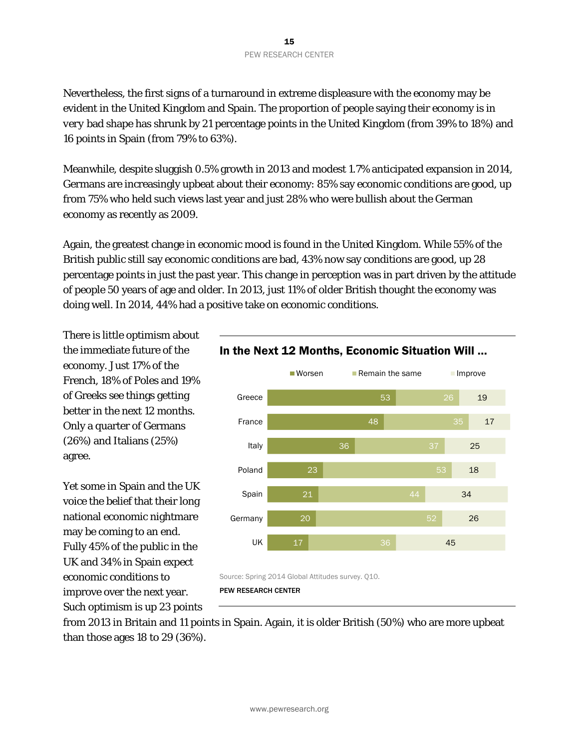Nevertheless, the first signs of a turnaround in extreme displeasure with the economy may be evident in the United Kingdom and Spain. The proportion of people saying their economy is in very bad shape has shrunk by 21 percentage points in the United Kingdom (from 39% to 18%) and 16 points in Spain (from 79% to 63%).

Meanwhile, despite sluggish 0.5% growth in 2013 and modest 1.7% anticipated expansion in 2014, Germans are increasingly upbeat about their economy: 85% say economic conditions are good, up from 75% who held such views last year and just 28% who were bullish about the German economy as recently as 2009.

Again, the greatest change in economic mood is found in the United Kingdom. While 55% of the British public still say economic conditions are bad, 43% now say conditions are good, up 28 percentage points in just the past year. This change in perception was in part driven by the attitude of people 50 years of age and older. In 2013, just 11% of older British thought the economy was doing well. In 2014, 44% had a positive take on economic conditions.

There is little optimism about the immediate future of the economy. Just 17% of the French, 18% of Poles and 19% of Greeks see things getting better in the next 12 months. Only a quarter of Germans (26%) and Italians (25%) agree.

Yet some in Spain and the UK voice the belief that their long national economic nightmare may be coming to an end. Fully 45% of the public in the UK and 34% in Spain expect economic conditions to improve over the next year. Such optimism is up 23 points from 2013 in Britain and 11 points in Spain. Again, it is older British (50%) who are more upbeat than those ages 18 to 29 (36%).

### In the Next 12 Months, Economic Situation Will ...

| | Worsen | Remain the same | Improve |
|---|---|---|---|
| Greece | 53 | 26 | 19 |
| France | 48 | 35 | 17 |
| Italy | 36 | 37 | 25 |
| Poland | 23 | 53 | 18 |
| Spain | 21 | 44 | 34 |
| Germany | 20 | 52 | 26 |
| UK | 17 | 36 | 45 |

Source: Spring 2014 Global Attitudes survey. Q10.

PEW RESEARCH CENTER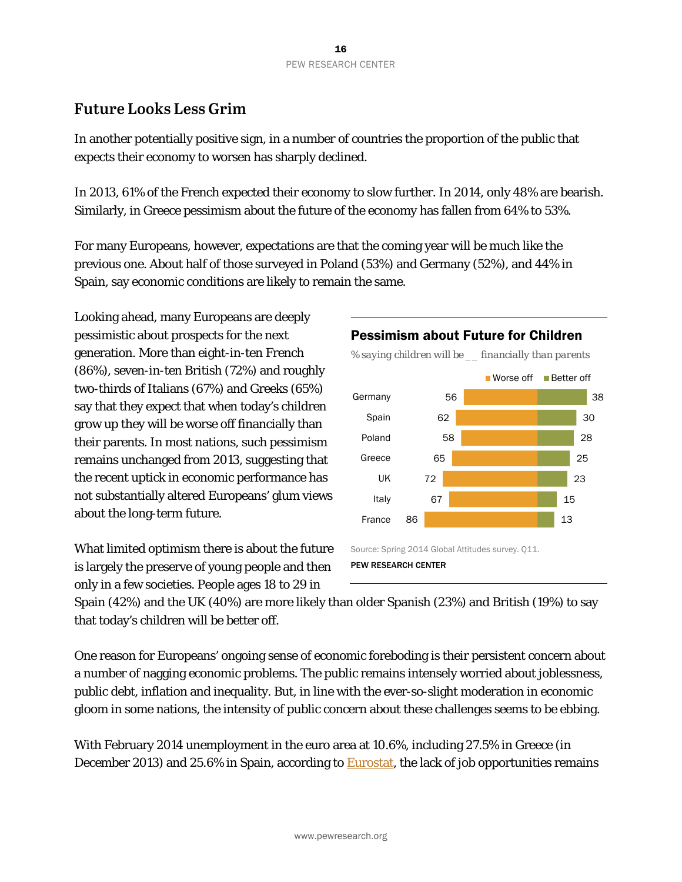## Future Looks Less Grim

In another potentially positive sign, in a number of countries the proportion of the public that expects their economy to worsen has sharply declined.

In 2013, 61% of the French expected their economy to slow further. In 2014, only 48% are bearish. Similarly, in Greece pessimism about the future of the economy has fallen from 64% to 53%.

For many Europeans, however, expectations are that the coming year will be much like the previous one. About half of those surveyed in Poland (53%) and Germany (52%), and 44% in Spain, say economic conditions are likely to remain the same.

Looking ahead, many Europeans are deeply pessimistic about prospects for the next generation. More than eight-in-ten French (86%), seven-in-ten British (72%) and roughly two-thirds of Italians (67%) and Greeks (65%) say that they expect that when today's children grow up they will be worse off financially than their parents. In most nations, such pessimism remains unchanged from 2013, suggesting that the recent uptick in economic performance has not substantially altered Europeans' glum views about the long-term future.

**Pessimism about Future for Children**

*% saying children will be __ financially than parents*

| | Worse off | Better off |
|---|---|---|
| Germany | 56 | 38 |
| Spain | 62 | 30 |
| Poland | 58 | 28 |
| Greece | 65 | 25 |
| UK | 72 | 23 |
| Italy | 67 | 15 |
| France | 86 | 13 |

Source: Spring 2014 Global Attitudes survey. Q11.

PEW RESEARCH CENTER

What limited optimism there is about the future is largely the preserve of young people and then only in a few societies. People ages 18 to 29 in Spain (42%) and the UK (40%) are more likely than older Spanish (23%) and British (19%) to say that today's children will be better off.

One reason for Europeans' ongoing sense of economic foreboding is their persistent concern about a number of nagging economic problems. The public remains intensely worried about joblessness, public debt, inflation and inequality. But, in line with the ever-so-slight moderation in economic gloom in some nations, the intensity of public concern about these challenges seems to be ebbing.

With February 2014 unemployment in the euro area at 10.6%, including 27.5% in Greece (in December 2013) and 25.6% in Spain, according to Eurostat, the lack of job opportunities remains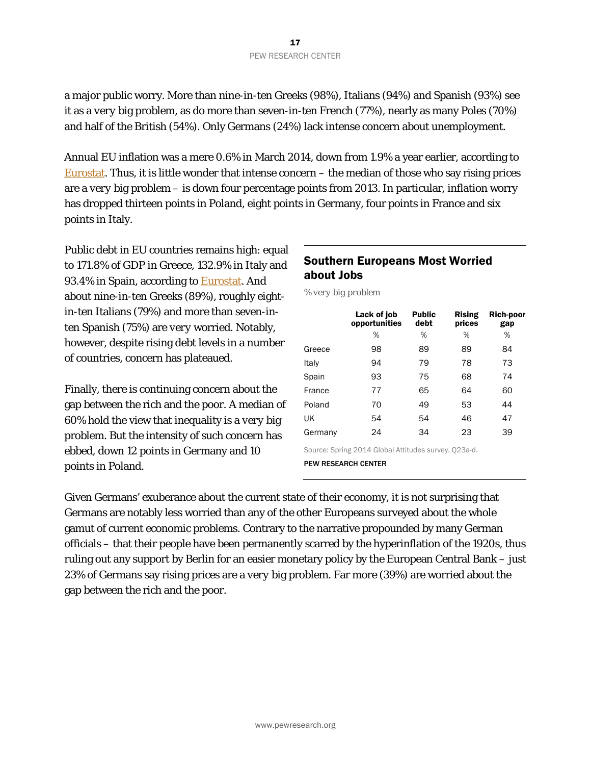a major public worry. More than nine-in-ten Greeks (98%), Italians (94%) and Spanish (93%) see it as a very big problem, as do more than seven-in-ten French (77%), nearly as many Poles (70%) and half of the British (54%). Only Germans (24%) lack intense concern about unemployment.

Annual EU inflation was a mere 0.6% in March 2014, down from 1.9% a year earlier, according to Eurostat. Thus, it is little wonder that intense concern – the median of those who say rising prices are a very big problem – is down four percentage points from 2013. In particular, inflation worry has dropped thirteen points in Poland, eight points in Germany, four points in France and six points in Italy.

Public debt in EU countries remains high: equal to 171.8% of GDP in Greece, 132.9% in Italy and 93.4% in Spain, according to Eurostat. And about nine-in-ten Greeks (89%), roughly eight-in-ten Italians (79%) and more than seven-in-ten Spanish (75%) are very worried. Notably, however, despite rising debt levels in a number of countries, concern has plateaued.

Finally, there is continuing concern about the gap between the rich and the poor. A median of 60% hold the view that inequality is a very big problem. But the intensity of such concern has ebbed, down 12 points in Germany and 10 points in Poland.

## Southern Europeans Most Worried about Jobs

*% very big problem*

| | Lack of job opportunities | Public debt | Rising prices | Rich-poor gap |
|---|---|---|---|---|
| | % | % | % | % |
| Greece | 98 | 89 | 89 | 84 |
| Italy | 94 | 79 | 78 | 73 |
| Spain | 93 | 75 | 68 | 74 |
| France | 77 | 65 | 64 | 60 |
| Poland | 70 | 49 | 53 | 44 |
| UK | 54 | 54 | 46 | 47 |
| Germany | 24 | 34 | 23 | 39 |

Source: Spring 2014 Global Attitudes survey. Q23a-d.

PEW RESEARCH CENTER

Given Germans' exuberance about the current state of their economy, it is not surprising that Germans are notably less worried than any of the other Europeans surveyed about the whole gamut of current economic problems. Contrary to the narrative propounded by many German officials – that their people have been permanently scarred by the hyperinflation of the 1920s, thus ruling out any support by Berlin for an easier monetary policy by the European Central Bank – just 23% of Germans say rising prices are a very big problem. Far more (39%) are worried about the gap between the rich and the poor.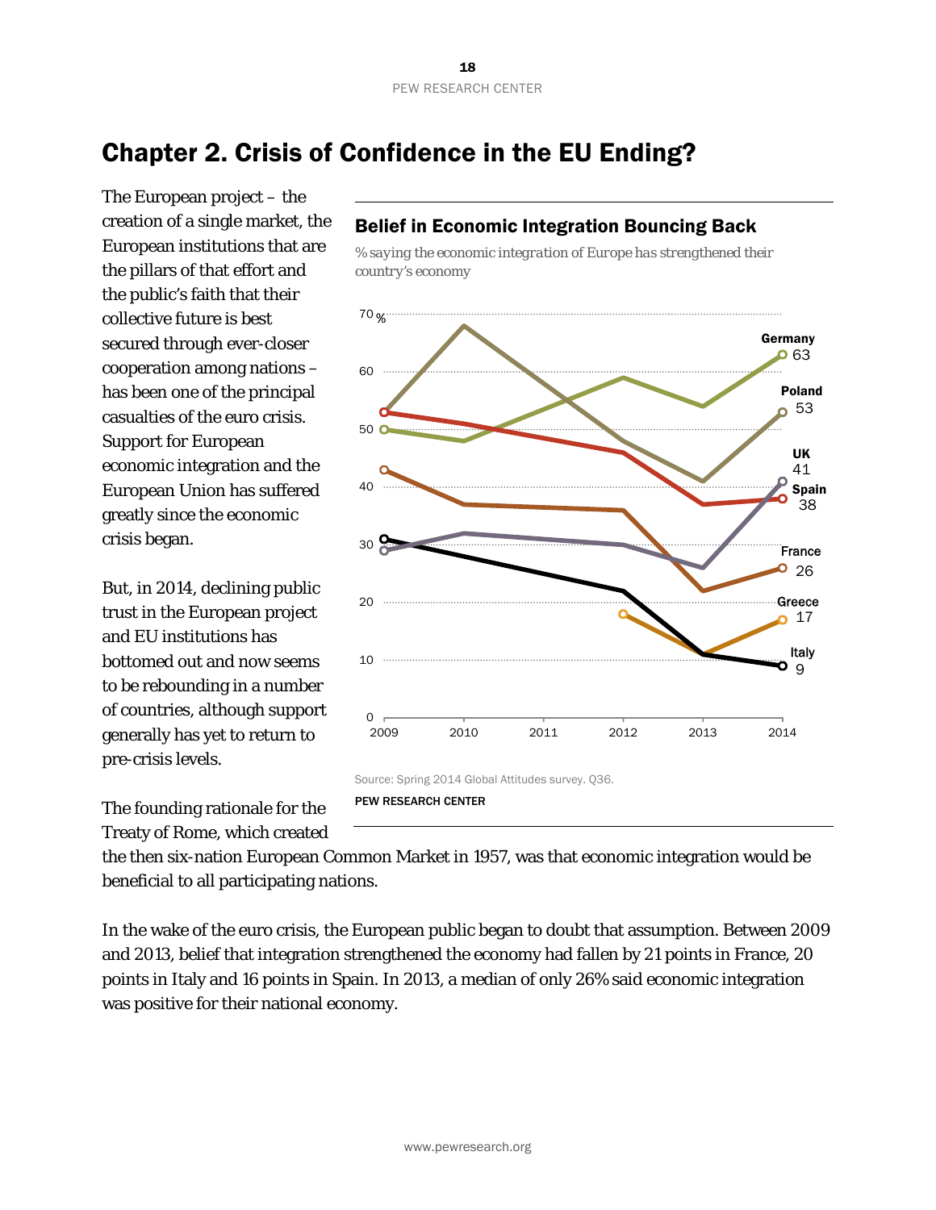# Chapter 2. Crisis of Confidence in the EU Ending?

The European project – the creation of a single market, the European institutions that are the pillars of that effort and the public's faith that their collective future is best secured through ever-closer cooperation among nations – has been one of the principal casualties of the euro crisis. Support for European economic integration and the European Union has suffered greatly since the economic crisis began.

But, in 2014, declining public trust in the European project and EU institutions has bottomed out and now seems to be rebounding in a number of countries, although support generally has yet to return to pre-crisis levels.

**Belief in Economic Integration Bouncing Back**

*% saying the economic integration of Europe has strengthened their country's economy*

| | 2009 | 2010 | 2012 | 2013 | 2014 |
|---|---|---|---|---|---|
| Germany | 50 | 48 | 59 | 54 | 63 |
| Poland | 53 | 68 | 48 | 41 | 53 |
| UK | 29 | 32 | 30 | 26 | 41 |
| Spain | 53 | 51 | 46 | 37 | 38 |
| France | 43 | 37 | 36 | 22 | 26 |
| Greece | | | 18 | 11 | 17 |
| Italy | 31 | | 22 | 11 | 9 |

Source: Spring 2014 Global Attitudes survey. Q36.

PEW RESEARCH CENTER

The founding rationale for the Treaty of Rome, which created the then six-nation European Common Market in 1957, was that economic integration would be beneficial to all participating nations.

In the wake of the euro crisis, the European public began to doubt that assumption. Between 2009 and 2013, belief that integration strengthened the economy had fallen by 21 points in France, 20 points in Italy and 16 points in Spain. In 2013, a median of only 26% said economic integration was positive for their national economy.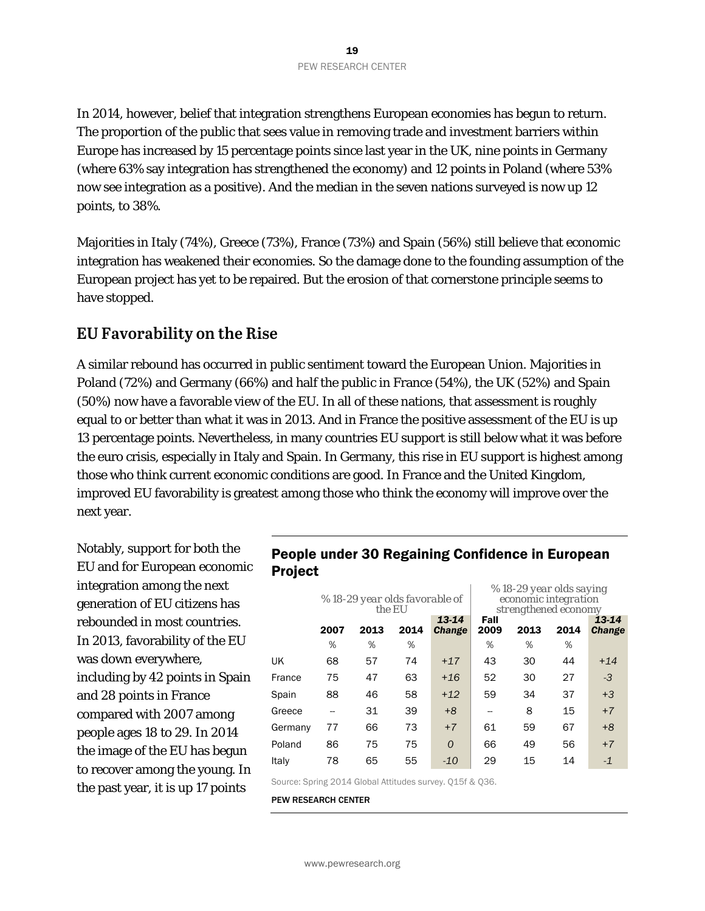In 2014, however, belief that integration strengthens European economies has begun to return. The proportion of the public that sees value in removing trade and investment barriers within Europe has increased by 15 percentage points since last year in the UK, nine points in Germany (where 63% say integration has strengthened the economy) and 12 points in Poland (where 53% now see integration as a positive). And the median in the seven nations surveyed is now up 12 points, to 38%.

Majorities in Italy (74%), Greece (73%), France (73%) and Spain (56%) still believe that economic integration has weakened their economies. So the damage done to the founding assumption of the European project has yet to be repaired. But the erosion of that cornerstone principle seems to have stopped.

## EU Favorability on the Rise

A similar rebound has occurred in public sentiment toward the European Union. Majorities in Poland (72%) and Germany (66%) and half the public in France (54%), the UK (52%) and Spain (50%) now have a favorable view of the EU. In all of these nations, that assessment is roughly equal to or better than what it was in 2013. And in France the positive assessment of the EU is up 13 percentage points. Nevertheless, in many countries EU support is still below what it was before the euro crisis, especially in Italy and Spain. In Germany, this rise in EU support is highest among those who think current economic conditions are good. In France and the United Kingdom, improved EU favorability is greatest among those who think the economy will improve over the next year.

Notably, support for both the EU and for European economic integration among the next generation of EU citizens has rebounded in most countries. In 2013, favorability of the EU was down everywhere, including by 42 points in Spain and 28 points in France compared with 2007 among people ages 18 to 29. In 2014 the image of the EU has begun to recover among the young. In the past year, it is up 17 points

### People under 30 Regaining Confidence in European Project

| | *% 18-29 year olds favorable of the EU* | | | | *% 18-29 year olds saying economic integration strengthened economy* | | | |
|---|---|---|---|---|---|---|---|---|
| | 2007 | 2013 | 2014 | *13-14 Change* | Fall 2009 | 2013 | 2014 | *13-14 Change* |
| | % | % | % | | % | % | % | |
| UK | 68 | 57 | 74 | *+17* | 43 | 30 | 44 | *+14* |
| France | 75 | 47 | 63 | *+16* | 52 | 30 | 27 | *-3* |
| Spain | 88 | 46 | 58 | *+12* | 59 | 34 | 37 | *+3* |
| Greece | -- | 31 | 39 | *+8* | -- | 8 | 15 | *+7* |
| Germany | 77 | 66 | 73 | *+7* | 61 | 59 | 67 | *+8* |
| Poland | 86 | 75 | 75 | *0* | 66 | 49 | 56 | *+7* |
| Italy | 78 | 65 | 55 | *-10* | 29 | 15 | 14 | *-1* |

Source: Spring 2014 Global Attitudes survey. Q15f & Q36.

PEW RESEARCH CENTER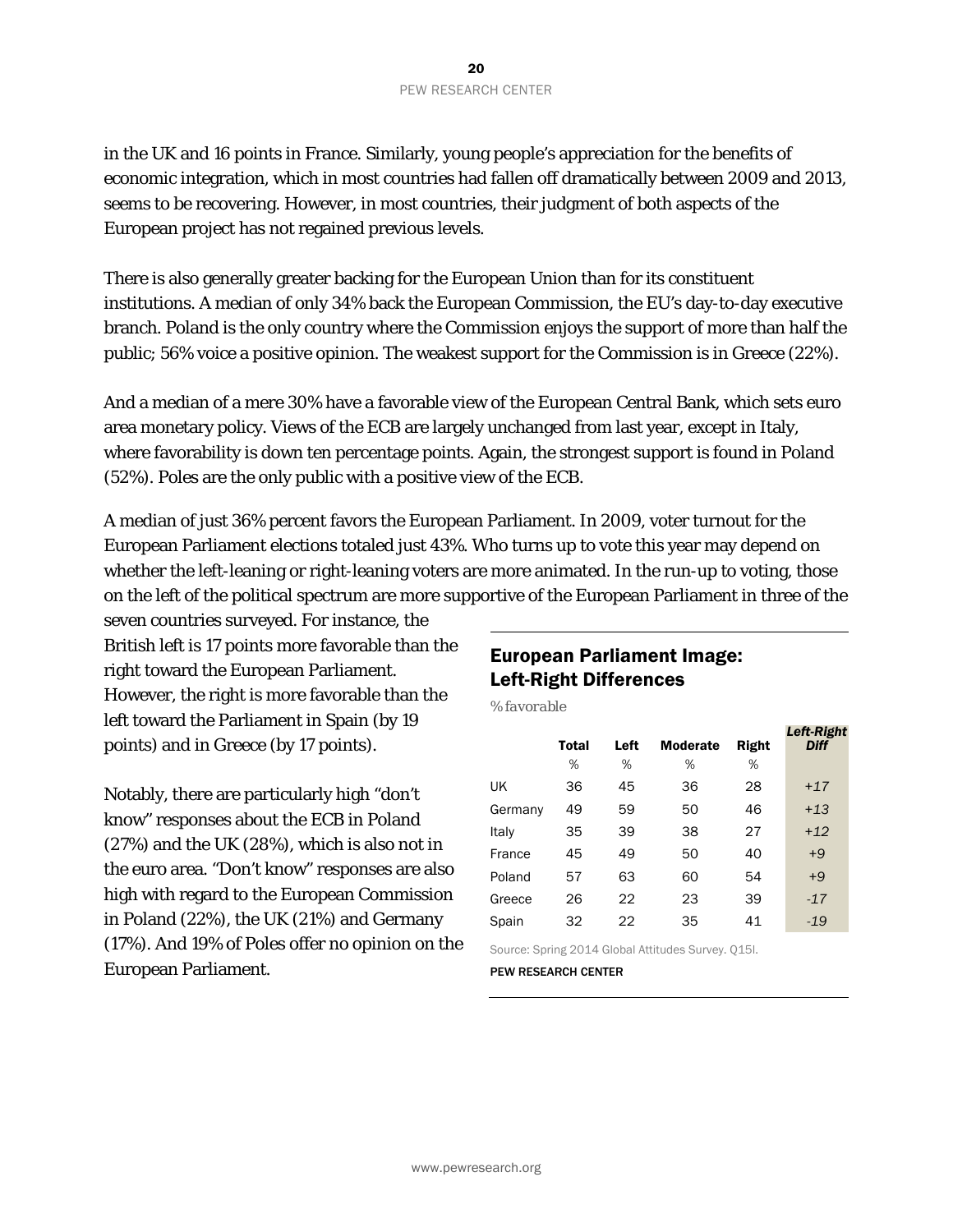in the UK and 16 points in France. Similarly, young people's appreciation for the benefits of economic integration, which in most countries had fallen off dramatically between 2009 and 2013, seems to be recovering. However, in most countries, their judgment of both aspects of the European project has not regained previous levels.

There is also generally greater backing for the European Union than for its constituent institutions. A median of only 34% back the European Commission, the EU's day-to-day executive branch. Poland is the only country where the Commission enjoys the support of more than half the public; 56% voice a positive opinion. The weakest support for the Commission is in Greece (22%).

And a median of a mere 30% have a favorable view of the European Central Bank, which sets euro area monetary policy. Views of the ECB are largely unchanged from last year, except in Italy, where favorability is down ten percentage points. Again, the strongest support is found in Poland (52%). Poles are the only public with a positive view of the ECB.

A median of just 36% percent favors the European Parliament. In 2009, voter turnout for the European Parliament elections totaled just 43%. Who turns up to vote this year may depend on whether the left-leaning or right-leaning voters are more animated. In the run-up to voting, those on the left of the political spectrum are more supportive of the European Parliament in three of the seven countries surveyed. For instance, the British left is 17 points more favorable than the right toward the European Parliament. However, the right is more favorable than the left toward the Parliament in Spain (by 19 points) and in Greece (by 17 points).

Notably, there are particularly high "don't know" responses about the ECB in Poland (27%) and the UK (28%), which is also not in the euro area. "Don't know" responses are also high with regard to the European Commission in Poland (22%), the UK (21%) and Germany (17%). And 19% of Poles offer no opinion on the European Parliament.

## European Parliament Image: Left-Right Differences

*% favorable*

| | Total | Left | Moderate | Right | *Left-Right Diff* |
|---|---|---|---|---|---|
| | % | % | % | % | |
| UK | 36 | 45 | 36 | 28 | *+17* |
| Germany | 49 | 59 | 50 | 46 | *+13* |
| Italy | 35 | 39 | 38 | 27 | *+12* |
| France | 45 | 49 | 50 | 40 | *+9* |
| Poland | 57 | 63 | 60 | 54 | *+9* |
| Greece | 26 | 22 | 23 | 39 | *-17* |
| Spain | 32 | 22 | 35 | 41 | *-19* |

Source: Spring 2014 Global Attitudes Survey. Q15l.

PEW RESEARCH CENTER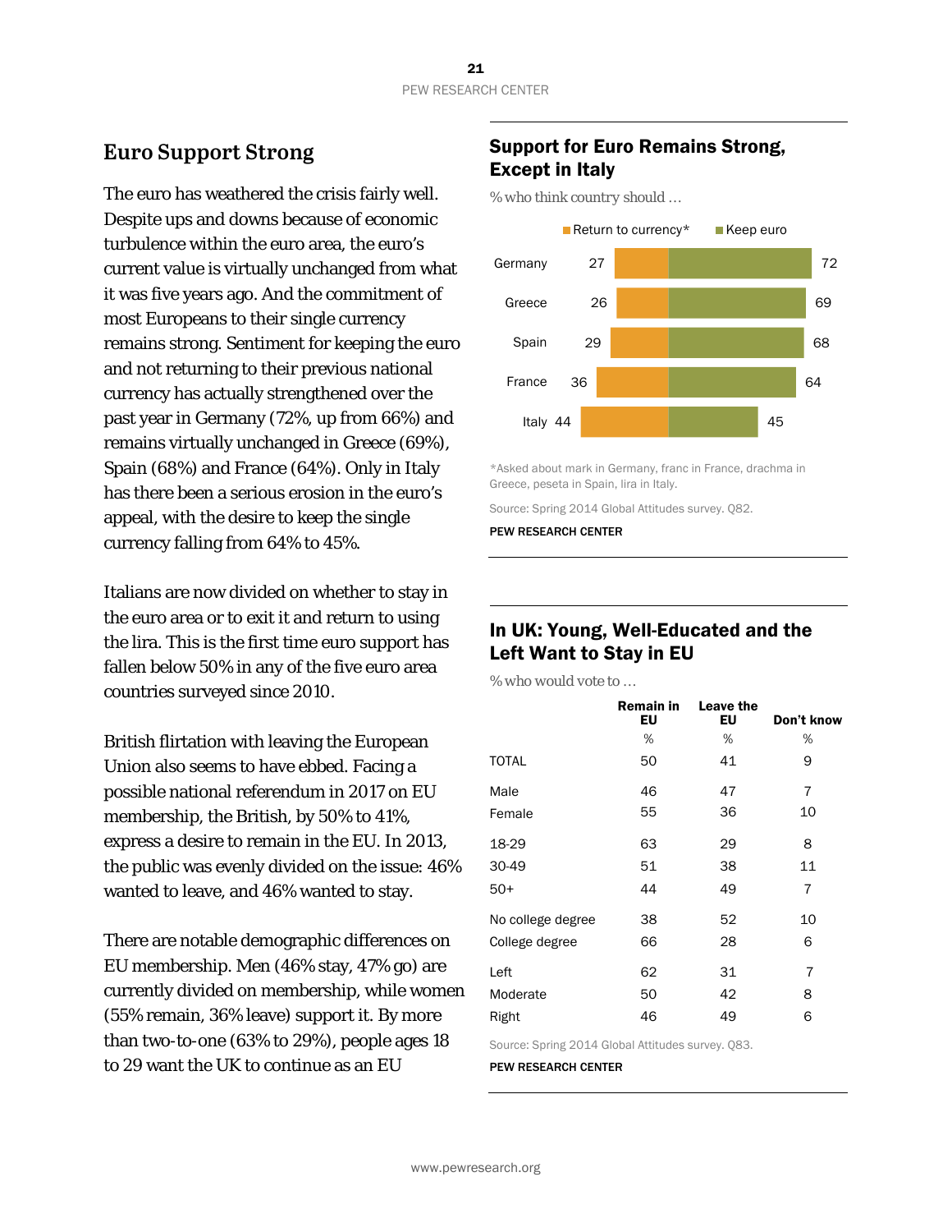## Euro Support Strong

The euro has weathered the crisis fairly well. Despite ups and downs because of economic turbulence within the euro area, the euro's current value is virtually unchanged from what it was five years ago. And the commitment of most Europeans to their single currency remains strong. Sentiment for keeping the euro and not returning to their previous national currency has actually strengthened over the past year in Germany (72%, up from 66%) and remains virtually unchanged in Greece (69%), Spain (68%) and France (64%). Only in Italy has there been a serious erosion in the euro's appeal, with the desire to keep the single currency falling from 64% to 45%.

Italians are now divided on whether to stay in the euro area or to exit it and return to using the lira. This is the first time euro support has fallen below 50% in any of the five euro area countries surveyed since 2010.

British flirtation with leaving the European Union also seems to have ebbed. Facing a possible national referendum in 2017 on EU membership, the British, by 50% to 41%, express a desire to remain in the EU. In 2013, the public was evenly divided on the issue: 46% wanted to leave, and 46% wanted to stay.

There are notable demographic differences on EU membership. Men (46% stay, 47% go) are currently divided on membership, while women (55% remain, 36% leave) support it. By more than two-to-one (63% to 29%), people ages 18 to 29 want the UK to continue as an EU

### Support for Euro Remains Strong, Except in Italy

% who think country should …

| | Return to currency* | Keep euro |
|---|---|---|
| Germany | 27 | 72 |
| Greece | 26 | 69 |
| Spain | 29 | 68 |
| France | 36 | 64 |
| Italy | 44 | 45 |

*Asked about mark in Germany, franc in France, drachma in Greece, peseta in Spain, lira in Italy.

Source: Spring 2014 Global Attitudes survey. Q82.

PEW RESEARCH CENTER

### In UK: Young, Well-Educated and the Left Want to Stay in EU

% who would vote to …

| | Remain in EU | Leave the EU | Don't know |
|---|---|---|---|
| | % | % | % |
| TOTAL | 50 | 41 | 9 |
| Male | 46 | 47 | 7 |
| Female | 55 | 36 | 10 |
| 18-29 | 63 | 29 | 8 |
| 30-49 | 51 | 38 | 11 |
| 50+ | 44 | 49 | 7 |
| No college degree | 38 | 52 | 10 |
| College degree | 66 | 28 | 6 |
| Left | 62 | 31 | 7 |
| Moderate | 50 | 42 | 8 |
| Right | 46 | 49 | 6 |

Source: Spring 2014 Global Attitudes survey. Q83.

PEW RESEARCH CENTER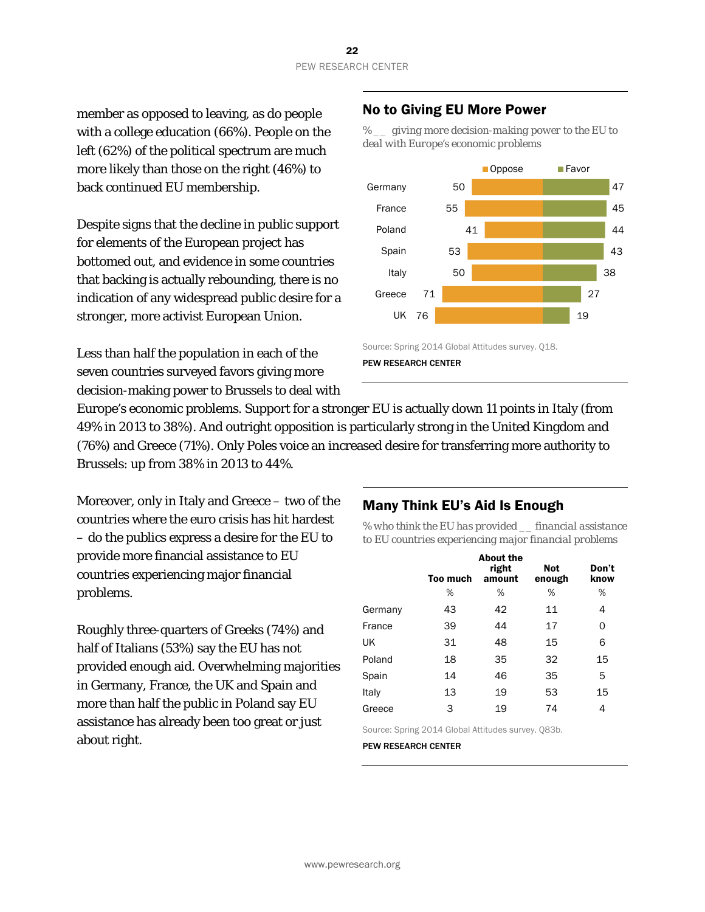member as opposed to leaving, as do people with a college education (66%). People on the left (62%) of the political spectrum are much more likely than those on the right (46%) to back continued EU membership.

Despite signs that the decline in public support for elements of the European project has bottomed out, and evidence in some countries that backing is actually rebounding, there is no indication of any widespread public desire for a stronger, more activist European Union.

Less than half the population in each of the seven countries surveyed favors giving more decision-making power to Brussels to deal with Europe's economic problems. Support for a stronger EU is actually down 11 points in Italy (from 49% in 2013 to 38%). And outright opposition is particularly strong in the United Kingdom and (76%) and Greece (71%). Only Poles voice an increased desire for transferring more authority to Brussels: up from 38% in 2013 to 44%.

## No to Giving EU More Power

*% __ giving more decision-making power to the EU to deal with Europe's economic problems*

| | Oppose | Favor |
|---|---|---|
| Germany | 50 | 47 |
| France | 55 | 45 |
| Poland | 41 | 44 |
| Spain | 53 | 43 |
| Italy | 50 | 38 |
| Greece | 71 | 27 |
| UK | 76 | 19 |

Source: Spring 2014 Global Attitudes survey. Q18.

PEW RESEARCH CENTER

Moreover, only in Italy and Greece – two of the countries where the euro crisis has hit hardest – do the publics express a desire for the EU to provide more financial assistance to EU countries experiencing major financial problems.

Roughly three-quarters of Greeks (74%) and half of Italians (53%) say the EU has not provided enough aid. Overwhelming majorities in Germany, France, the UK and Spain and more than half the public in Poland say EU assistance has already been too great or just about right.

## Many Think EU's Aid Is Enough

*% who think the EU has provided __ financial assistance to EU countries experiencing major financial problems*

| | Too much | About the right amount | Not enough | Don't know |
|---|---|---|---|---|
| | % | % | % | % |
| Germany | 43 | 42 | 11 | 4 |
| France | 39 | 44 | 17 | 0 |
| UK | 31 | 48 | 15 | 6 |
| Poland | 18 | 35 | 32 | 15 |
| Spain | 14 | 46 | 35 | 5 |
| Italy | 13 | 19 | 53 | 15 |
| Greece | 3 | 19 | 74 | 4 |

Source: Spring 2014 Global Attitudes survey. Q83b.

PEW RESEARCH CENTER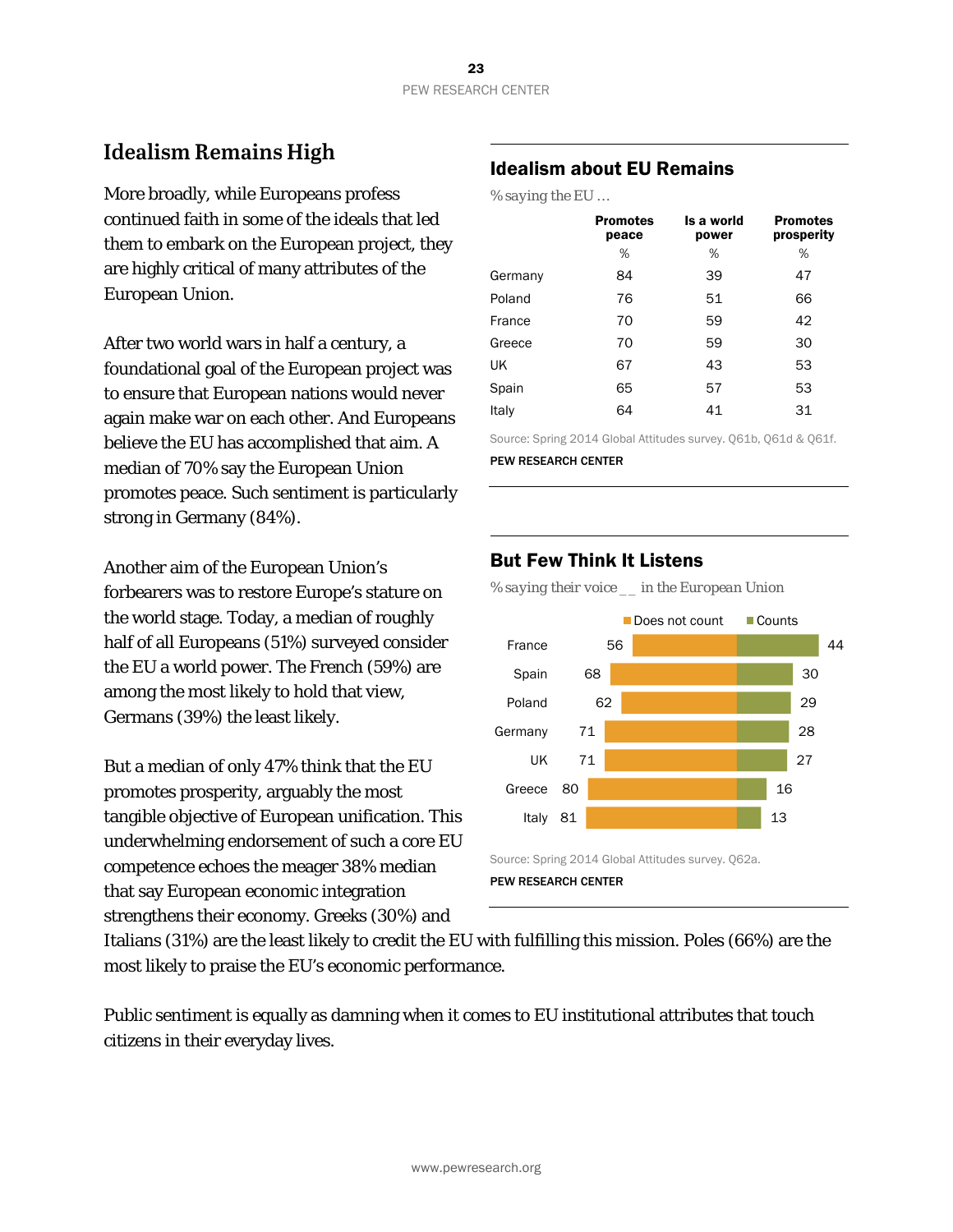## Idealism Remains High

More broadly, while Europeans profess continued faith in some of the ideals that led them to embark on the European project, they are highly critical of many attributes of the European Union.

After two world wars in half a century, a foundational goal of the European project was to ensure that European nations would never again make war on each other. And Europeans believe the EU has accomplished that aim. A median of 70% say the European Union promotes peace. Such sentiment is particularly strong in Germany (84%).

Another aim of the European Union's forbearers was to restore Europe's stature on the world stage. Today, a median of roughly half of all Europeans (51%) surveyed consider the EU a world power. The French (59%) are among the most likely to hold that view, Germans (39%) the least likely.

But a median of only 47% think that the EU promotes prosperity, arguably the most tangible objective of European unification. This underwhelming endorsement of such a core EU competence echoes the meager 38% median that say European economic integration strengthens their economy. Greeks (30%) and Italians (31%) are the least likely to credit the EU with fulfilling this mission. Poles (66%) are the most likely to praise the EU's economic performance.

Public sentiment is equally as damning when it comes to EU institutional attributes that touch citizens in their everyday lives.

### Idealism about EU Remains

*% saying the EU …*

| | Promotes peace | Is a world power | Promotes prosperity |
|---|---|---|---|
| | % | % | % |
| Germany | 84 | 39 | 47 |
| Poland | 76 | 51 | 66 |
| France | 70 | 59 | 42 |
| Greece | 70 | 59 | 30 |
| UK | 67 | 43 | 53 |
| Spain | 65 | 57 | 53 |
| Italy | 64 | 41 | 31 |

Source: Spring 2014 Global Attitudes survey. Q61b, Q61d & Q61f.

PEW RESEARCH CENTER

### But Few Think It Listens

*% saying their voice __ in the European Union*

| | Does not count | Counts |
|---|---|---|
| France | 56 | 44 |
| Spain | 68 | 30 |
| Poland | 62 | 29 |
| Germany | 71 | 28 |
| UK | 71 | 27 |
| Greece | 80 | 16 |
| Italy | 81 | 13 |

Source: Spring 2014 Global Attitudes survey. Q62a.

PEW RESEARCH CENTER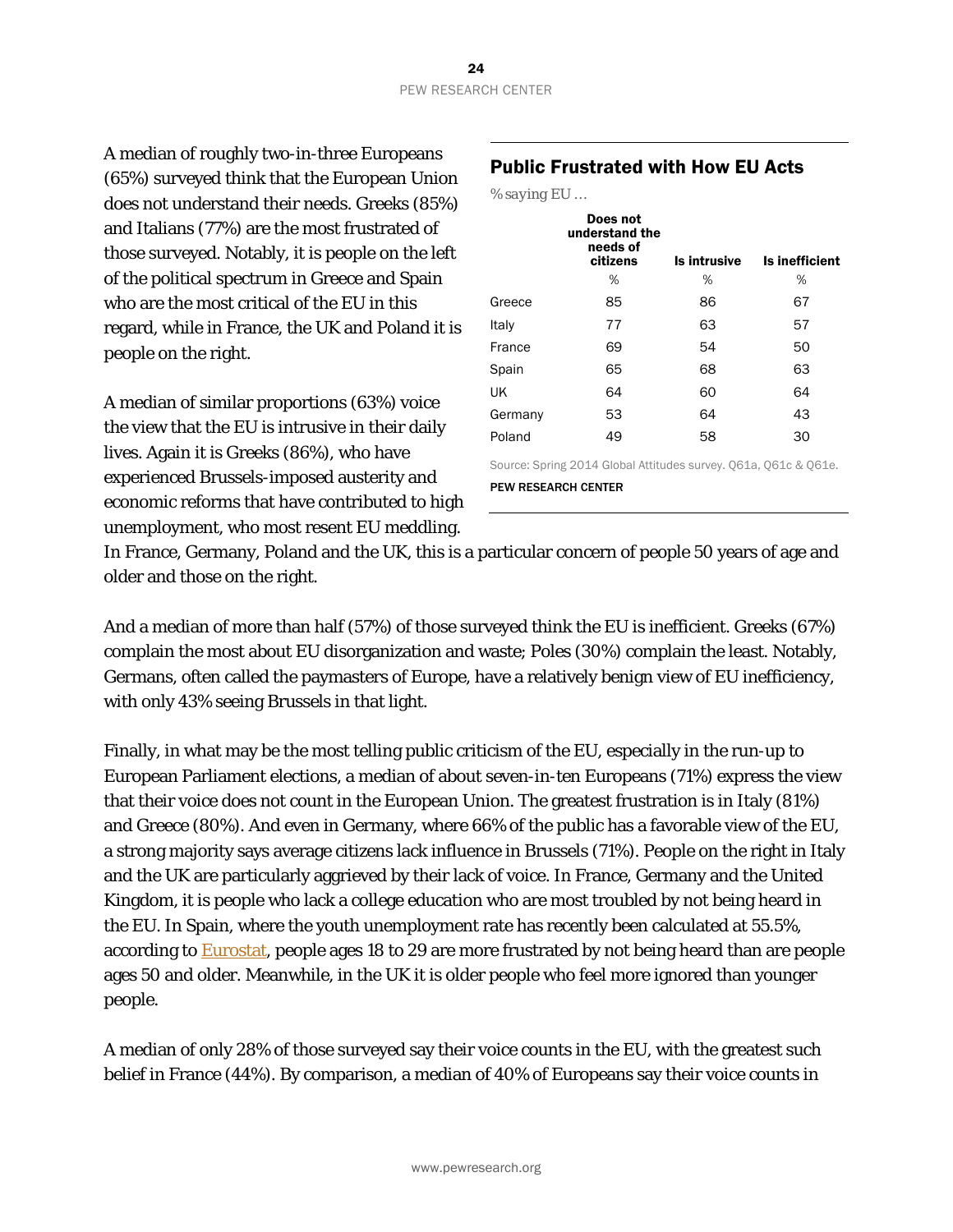A median of roughly two-in-three Europeans (65%) surveyed think that the European Union does not understand their needs. Greeks (85%) and Italians (77%) are the most frustrated of those surveyed. Notably, it is people on the left of the political spectrum in Greece and Spain who are the most critical of the EU in this regard, while in France, the UK and Poland it is people on the right.

A median of similar proportions (63%) voice the view that the EU is intrusive in their daily lives. Again it is Greeks (86%), who have experienced Brussels-imposed austerity and economic reforms that have contributed to high unemployment, who most resent EU meddling. In France, Germany, Poland and the UK, this is a particular concern of people 50 years of age and older and those on the right.

## Public Frustrated with How EU Acts

*% saying EU ...*

| | Does not understand the needs of citizens | Is intrusive | Is inefficient |
|---|---|---|---|
| | % | % | % |
| Greece | 85 | 86 | 67 |
| Italy | 77 | 63 | 57 |
| France | 69 | 54 | 50 |
| Spain | 65 | 68 | 63 |
| UK | 64 | 60 | 64 |
| Germany | 53 | 64 | 43 |
| Poland | 49 | 58 | 30 |

Source: Spring 2014 Global Attitudes survey. Q61a, Q61c & Q61e.

PEW RESEARCH CENTER

And a median of more than half (57%) of those surveyed think the EU is inefficient. Greeks (67%) complain the most about EU disorganization and waste; Poles (30%) complain the least. Notably, Germans, often called the paymasters of Europe, have a relatively benign view of EU inefficiency, with only 43% seeing Brussels in that light.

Finally, in what may be the most telling public criticism of the EU, especially in the run-up to European Parliament elections, a median of about seven-in-ten Europeans (71%) express the view that their voice does not count in the European Union. The greatest frustration is in Italy (81%) and Greece (80%). And even in Germany, where 66% of the public has a favorable view of the EU, a strong majority says average citizens lack influence in Brussels (71%). People on the right in Italy and the UK are particularly aggrieved by their lack of voice. In France, Germany and the United Kingdom, it is people who lack a college education who are most troubled by not being heard in the EU. In Spain, where the youth unemployment rate has recently been calculated at 55.5%, according to Eurostat, people ages 18 to 29 are more frustrated by not being heard than are people ages 50 and older. Meanwhile, in the UK it is older people who feel more ignored than younger people.

A median of only 28% of those surveyed say their voice counts in the EU, with the greatest such belief in France (44%). By comparison, a median of 40% of Europeans say their voice counts in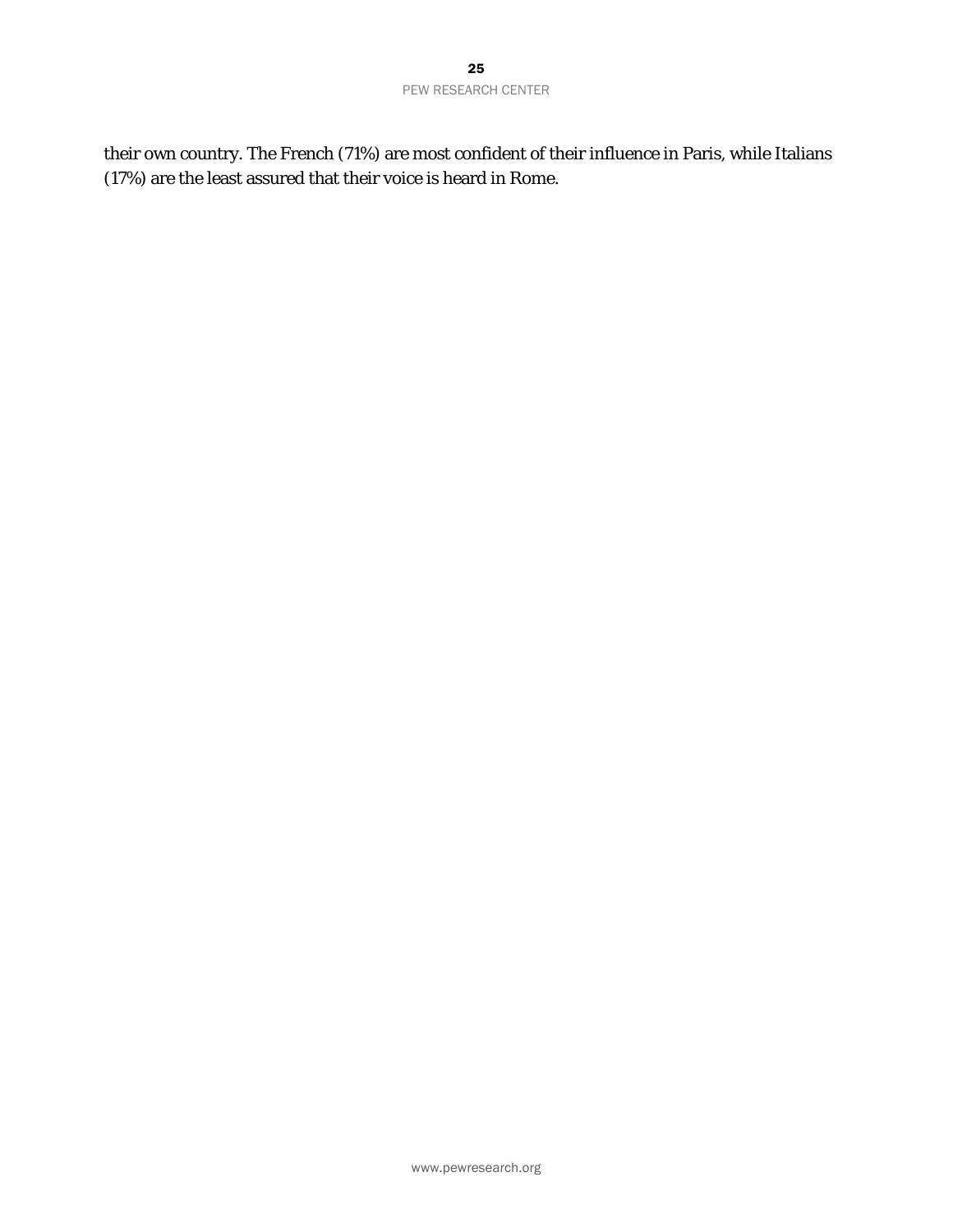their own country. The French (71%) are most confident of their influence in Paris, while Italians (17%) are the least assured that their voice is heard in Rome.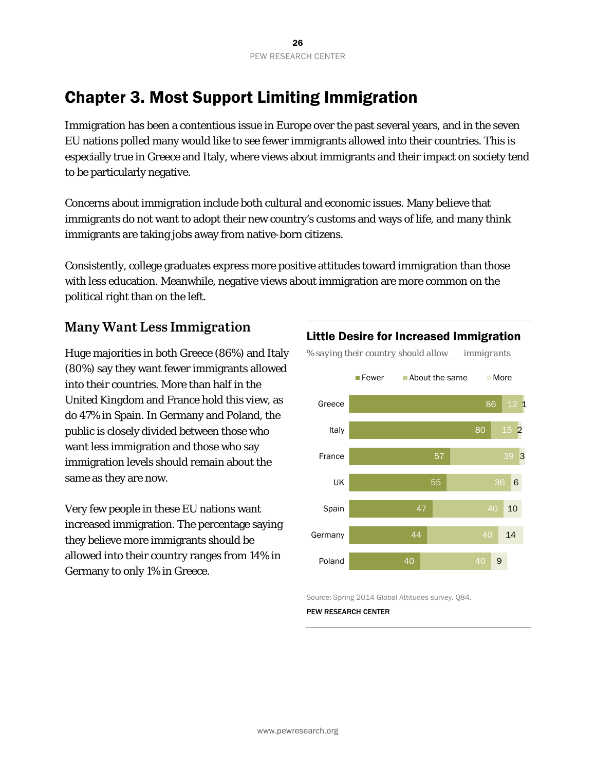# Chapter 3. Most Support Limiting Immigration

Immigration has been a contentious issue in Europe over the past several years, and in the seven EU nations polled many would like to see fewer immigrants allowed into their countries. This is especially true in Greece and Italy, where views about immigrants and their impact on society tend to be particularly negative.

Concerns about immigration include both cultural and economic issues. Many believe that immigrants do not want to adopt their new country's customs and ways of life, and many think immigrants are taking jobs away from native-born citizens.

Consistently, college graduates express more positive attitudes toward immigration than those with less education. Meanwhile, negative views about immigration are more common on the political right than on the left.

## Many Want Less Immigration

Huge majorities in both Greece (86%) and Italy (80%) say they want fewer immigrants allowed into their countries. More than half in the United Kingdom and France hold this view, as do 47% in Spain. In Germany and Poland, the public is closely divided between those who want less immigration and those who say immigration levels should remain about the same as they are now.

Very few people in these EU nations want increased immigration. The percentage saying they believe more immigrants should be allowed into their country ranges from 14% in Germany to only 1% in Greece.

### Little Desire for Increased Immigration

% saying their country should allow __ immigrants

| | Fewer | About the same | More |
|---|---|---|---|
| Greece | 86 | 12 | 1 |
| Italy | 80 | 15 | 2 |
| France | 57 | 39 | 3 |
| UK | 55 | 36 | 6 |
| Spain | 47 | 40 | 10 |
| Germany | 44 | 40 | 14 |
| Poland | 40 | 40 | 9 |

Source: Spring 2014 Global Attitudes survey. Q84.

PEW RESEARCH CENTER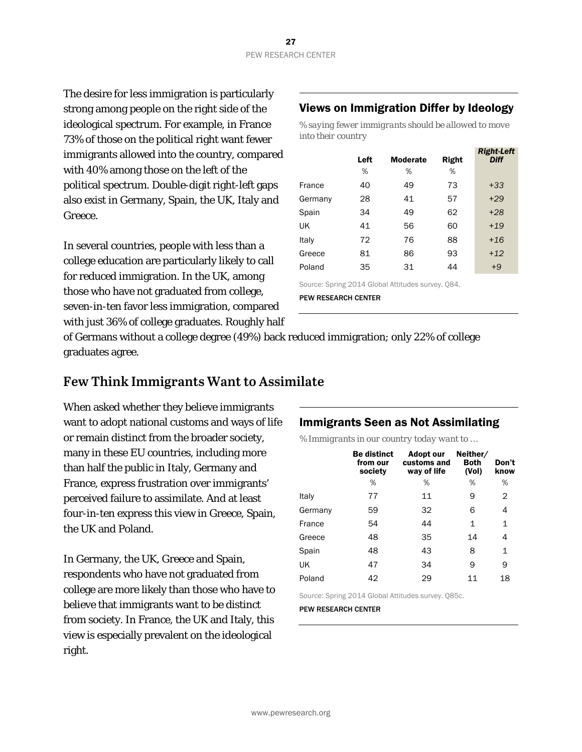The desire for less immigration is particularly strong among people on the right side of the ideological spectrum. For example, in France 73% of those on the political right want fewer immigrants allowed into the country, compared with 40% among those on the left of the political spectrum. Double-digit right-left gaps also exist in Germany, Spain, the UK, Italy and Greece.

In several countries, people with less than a college education are particularly likely to call for reduced immigration. In the UK, among those who have not graduated from college, seven-in-ten favor less immigration, compared with just 36% of college graduates. Roughly half of Germans without a college degree (49%) back reduced immigration; only 22% of college graduates agree.

### Views on Immigration Differ by Ideology

*% saying fewer immigrants should be allowed to move into their country*

| | Left | Moderate | Right | *Right-Left Diff* |
|---|---|---|---|---|
| | % | % | % | |
| France | 40 | 49 | 73 | *+33* |
| Germany | 28 | 41 | 57 | *+29* |
| Spain | 34 | 49 | 62 | *+28* |
| UK | 41 | 56 | 60 | *+19* |
| Italy | 72 | 76 | 88 | *+16* |
| Greece | 81 | 86 | 93 | *+12* |
| Poland | 35 | 31 | 44 | *+9* |

Source: Spring 2014 Global Attitudes survey. Q84.

PEW RESEARCH CENTER

## Few Think Immigrants Want to Assimilate

When asked whether they believe immigrants want to adopt national customs and ways of life or remain distinct from the broader society, many in these EU countries, including more than half the public in Italy, Germany and France, express frustration over immigrants' perceived failure to assimilate. And at least four-in-ten express this view in Greece, Spain, the UK and Poland.

In Germany, the UK, Greece and Spain, respondents who have not graduated from college are more likely than those who have to believe that immigrants want to be distinct from society. In France, the UK and Italy, this view is especially prevalent on the ideological right.

### Immigrants Seen as Not Assimilating

*% Immigrants in our country today want to …*

| | Be distinct from our society | Adopt our customs and way of life | Neither/ Both (Vol) | Don't know |
|---|---|---|---|---|
| | % | % | % | % |
| Italy | 77 | 11 | 9 | 2 |
| Germany | 59 | 32 | 6 | 4 |
| France | 54 | 44 | 1 | 1 |
| Greece | 48 | 35 | 14 | 4 |
| Spain | 48 | 43 | 8 | 1 |
| UK | 47 | 34 | 9 | 9 |
| Poland | 42 | 29 | 11 | 18 |

Source: Spring 2014 Global Attitudes survey. Q85c.

PEW RESEARCH CENTER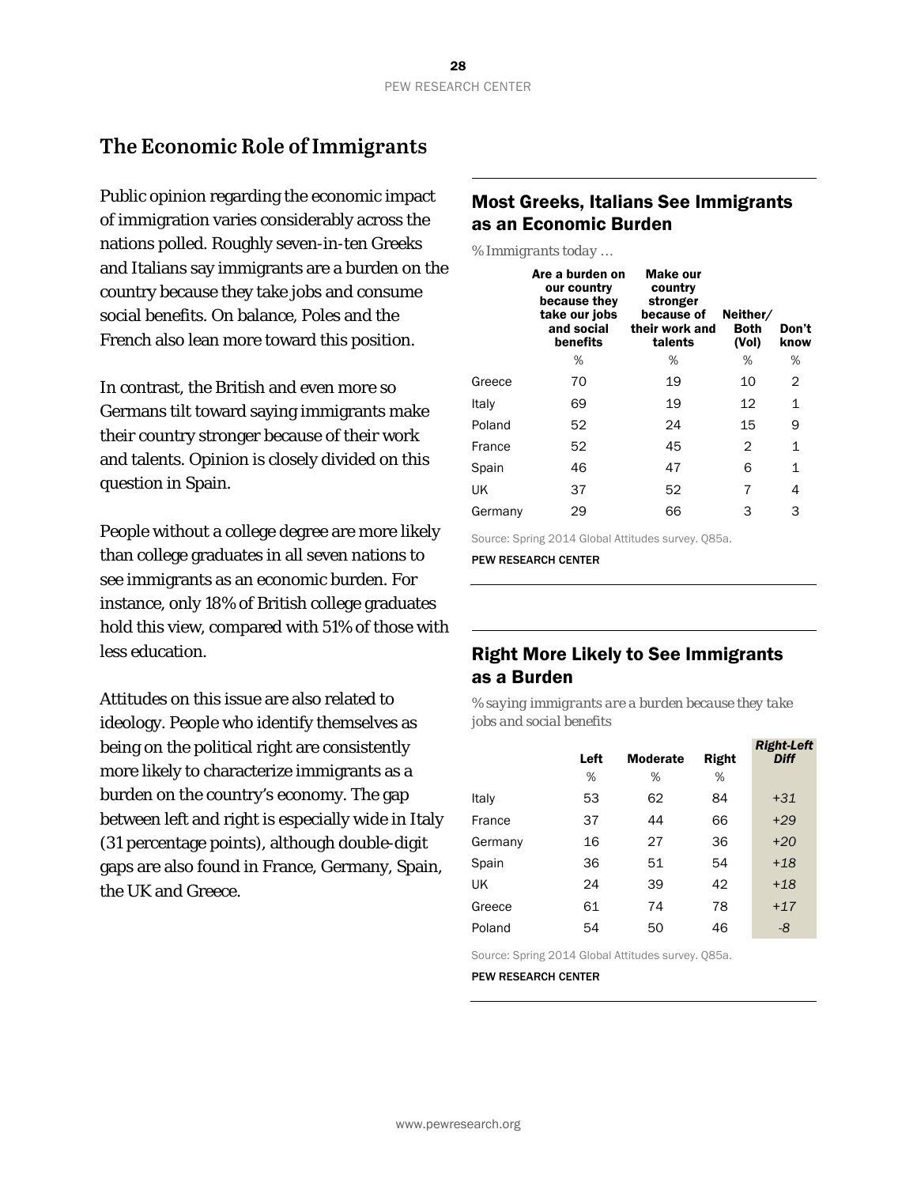## The Economic Role of Immigrants

Public opinion regarding the economic impact of immigration varies considerably across the nations polled. Roughly seven-in-ten Greeks and Italians say immigrants are a burden on the country because they take jobs and consume social benefits. On balance, Poles and the French also lean more toward this position.

In contrast, the British and even more so Germans tilt toward saying immigrants make their country stronger because of their work and talents. Opinion is closely divided on this question in Spain.

People without a college degree are more likely than college graduates in all seven nations to see immigrants as an economic burden. For instance, only 18% of British college graduates hold this view, compared with 51% of those with less education.

Attitudes on this issue are also related to ideology. People who identify themselves as being on the political right are consistently more likely to characterize immigrants as a burden on the country's economy. The gap between left and right is especially wide in Italy (31 percentage points), although double-digit gaps are also found in France, Germany, Spain, the UK and Greece.

### Most Greeks, Italians See Immigrants as an Economic Burden

*% Immigrants today …*

| | Are a burden on our country because they take our jobs and social benefits | Make our country stronger because of their work and talents | Neither/ Both (Vol) | Don't know |
|---|---|---|---|---|
| | % | % | % | % |
| Greece | 70 | 19 | 10 | 2 |
| Italy | 69 | 19 | 12 | 1 |
| Poland | 52 | 24 | 15 | 9 |
| France | 52 | 45 | 2 | 1 |
| Spain | 46 | 47 | 6 | 1 |
| UK | 37 | 52 | 7 | 4 |
| Germany | 29 | 66 | 3 | 3 |

Source: Spring 2014 Global Attitudes survey. Q85a.

PEW RESEARCH CENTER

### Right More Likely to See Immigrants as a Burden

*% saying immigrants are a burden because they take jobs and social benefits*

| | Left | Moderate | Right | *Right-Left Diff* |
|---|---|---|---|---|
| | % | % | % | |
| Italy | 53 | 62 | 84 | *+31* |
| France | 37 | 44 | 66 | *+29* |
| Germany | 16 | 27 | 36 | *+20* |
| Spain | 36 | 51 | 54 | *+18* |
| UK | 24 | 39 | 42 | *+18* |
| Greece | 61 | 74 | 78 | *+17* |
| Poland | 54 | 50 | 46 | *-8* |

Source: Spring 2014 Global Attitudes survey. Q85a.

PEW RESEARCH CENTER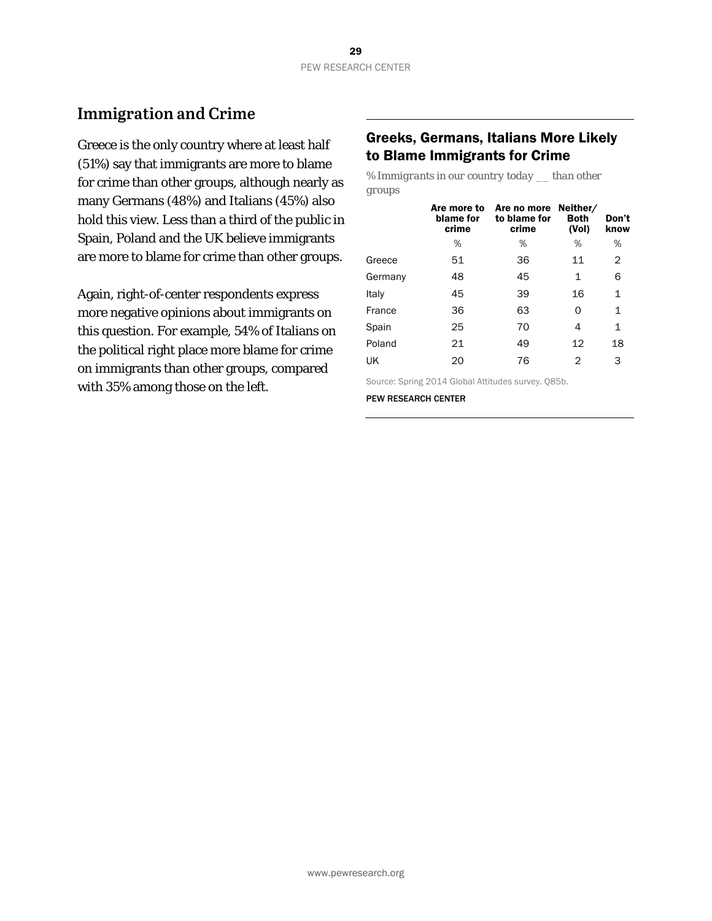## Immigration and Crime

Greece is the only country where at least half (51%) say that immigrants are more to blame for crime than other groups, although nearly as many Germans (48%) and Italians (45%) also hold this view. Less than a third of the public in Spain, Poland and the UK believe immigrants are more to blame for crime than other groups.

Again, right-of-center respondents express more negative opinions about immigrants on this question. For example, 54% of Italians on the political right place more blame for crime on immigrants than other groups, compared with 35% among those on the left.

### Greeks, Germans, Italians More Likely to Blame Immigrants for Crime

*% Immigrants in our country today __ than other groups*

| | Are more to blame for crime | Are no more to blame for crime | Neither/ Both (Vol) | Don't know |
|---|---|---|---|---|
| | % | % | % | % |
| Greece | 51 | 36 | 11 | 2 |
| Germany | 48 | 45 | 1 | 6 |
| Italy | 45 | 39 | 16 | 1 |
| France | 36 | 63 | 0 | 1 |
| Spain | 25 | 70 | 4 | 1 |
| Poland | 21 | 49 | 12 | 18 |
| UK | 20 | 76 | 2 | 3 |

Source: Spring 2014 Global Attitudes survey. Q85b.

PEW RESEARCH CENTER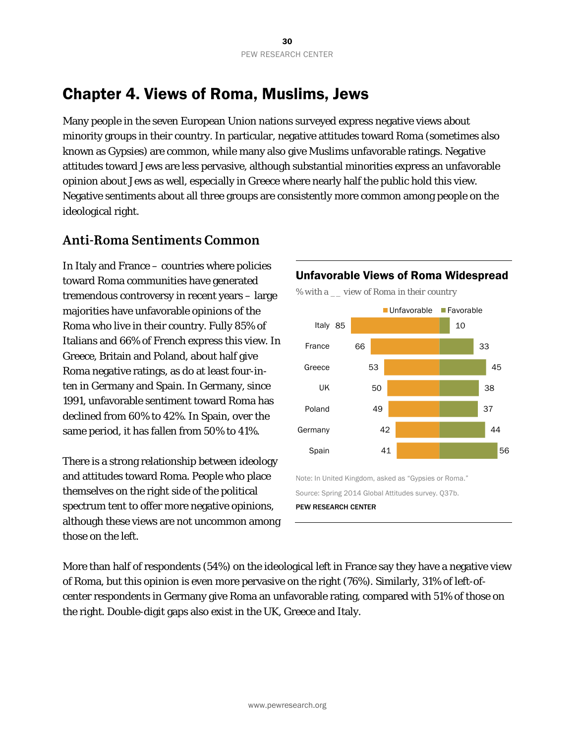# Chapter 4. Views of Roma, Muslims, Jews

Many people in the seven European Union nations surveyed express negative views about minority groups in their country. In particular, negative attitudes toward Roma (sometimes also known as Gypsies) are common, while many also give Muslims unfavorable ratings. Negative attitudes toward Jews are less pervasive, although substantial minorities express an unfavorable opinion about Jews as well, especially in Greece where nearly half the public hold this view. Negative sentiments about all three groups are consistently more common among people on the ideological right.

## Anti-Roma Sentiments Common

In Italy and France – countries where policies toward Roma communities have generated tremendous controversy in recent years – large majorities have unfavorable opinions of the Roma who live in their country. Fully 85% of Italians and 66% of French express this view. In Greece, Britain and Poland, about half give Roma negative ratings, as do at least four-in-ten in Germany and Spain. In Germany, since 1991, unfavorable sentiment toward Roma has declined from 60% to 42%. In Spain, over the same period, it has fallen from 50% to 41%.

**Unfavorable Views of Roma Widespread**

*% with a __ view of Roma in their country*

| | Unfavorable | Favorable |
|---|---|---|
| Italy | 85 | 10 |
| France | 66 | 33 |
| Greece | 53 | 45 |
| UK | 50 | 38 |
| Poland | 49 | 37 |
| Germany | 42 | 44 |
| Spain | 41 | 56 |

Note: In United Kingdom, asked as "Gypsies or Roma."

Source: Spring 2014 Global Attitudes survey. Q37b.

PEW RESEARCH CENTER

There is a strong relationship between ideology and attitudes toward Roma. People who place themselves on the right side of the political spectrum tent to offer more negative opinions, although these views are not uncommon among those on the left.

More than half of respondents (54%) on the ideological left in France say they have a negative view of Roma, but this opinion is even more pervasive on the right (76%). Similarly, 31% of left-of-center respondents in Germany give Roma an unfavorable rating, compared with 51% of those on the right. Double-digit gaps also exist in the UK, Greece and Italy.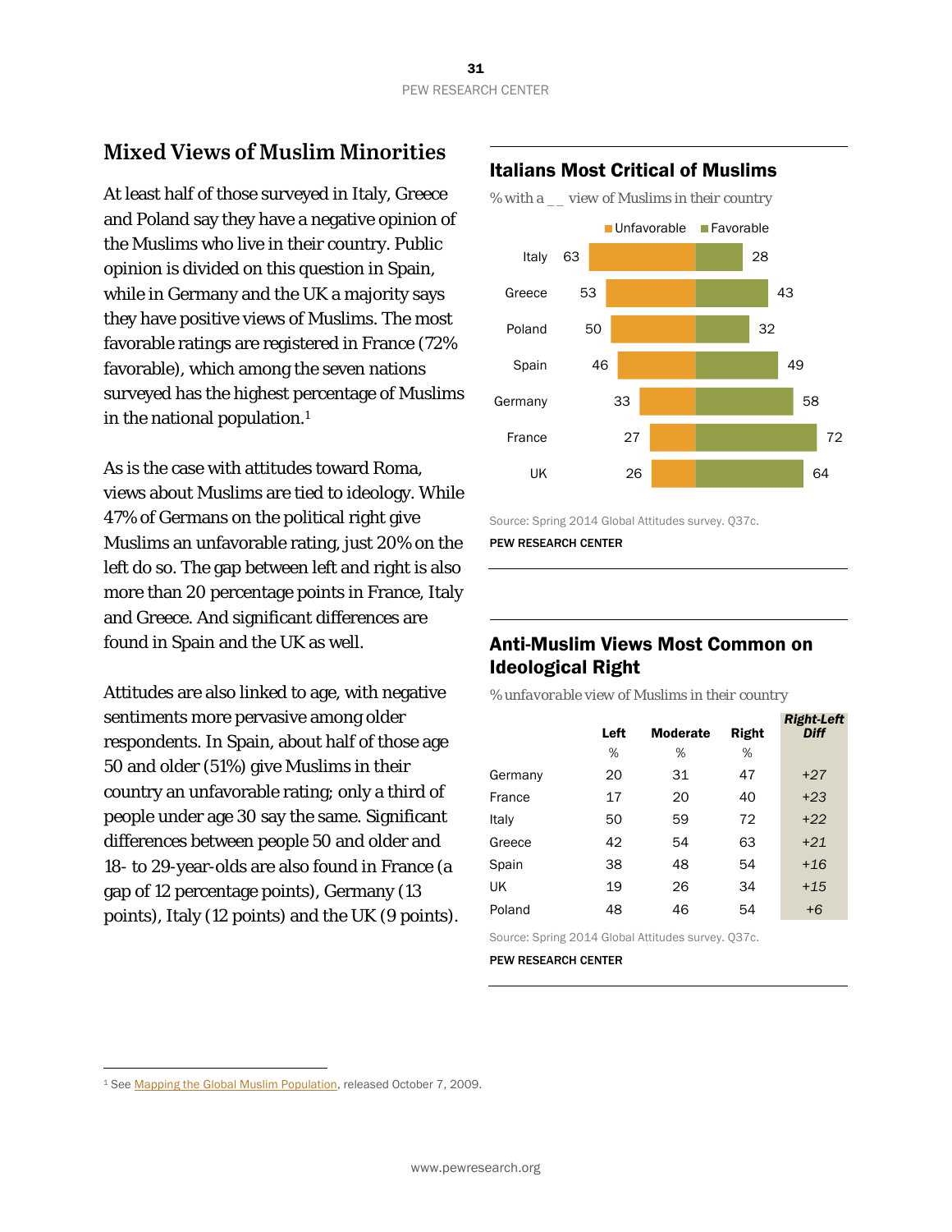## Mixed Views of Muslim Minorities

At least half of those surveyed in Italy, Greece and Poland say they have a negative opinion of the Muslims who live in their country. Public opinion is divided on this question in Spain, while in Germany and the UK a majority says they have positive views of Muslims. The most favorable ratings are registered in France (72% favorable), which among the seven nations surveyed has the highest percentage of Muslims in the national population.[1]

As is the case with attitudes toward Roma, views about Muslims are tied to ideology. While 47% of Germans on the political right give Muslims an unfavorable rating, just 20% on the left do so. The gap between left and right is also more than 20 percentage points in France, Italy and Greece. And significant differences are found in Spain and the UK as well.

Attitudes are also linked to age, with negative sentiments more pervasive among older respondents. In Spain, about half of those age 50 and older (51%) give Muslims in their country an unfavorable rating; only a third of people under age 30 say the same. Significant differences between people 50 and older and 18- to 29-year-olds are also found in France (a gap of 12 percentage points), Germany (13 points), Italy (12 points) and the UK (9 points).

### Italians Most Critical of Muslims

*% with a __ view of Muslims in their country*

| | Unfavorable | Favorable |
|---|---|---|
| Italy | 63 | 28 |
| Greece | 53 | 43 |
| Poland | 50 | 32 |
| Spain | 46 | 49 |
| Germany | 33 | 58 |
| France | 27 | 72 |
| UK | 26 | 64 |

Source: Spring 2014 Global Attitudes survey. Q37c.

PEW RESEARCH CENTER

### Anti-Muslim Views Most Common on Ideological Right

*% unfavorable view of Muslims in their country*

| | Left | Moderate | Right | *Right-Left Diff* |
|---|---|---|---|---|
| | % | % | % | |
| Germany | 20 | 31 | 47 | *+27* |
| France | 17 | 20 | 40 | *+23* |
| Italy | 50 | 59 | 72 | *+22* |
| Greece | 42 | 54 | 63 | *+21* |
| Spain | 38 | 48 | 54 | *+16* |
| UK | 19 | 26 | 34 | *+15* |
| Poland | 48 | 46 | 54 | *+6* |

Source: Spring 2014 Global Attitudes survey. Q37c.

PEW RESEARCH CENTER

[1] See Mapping the Global Muslim Population, released October 7, 2009.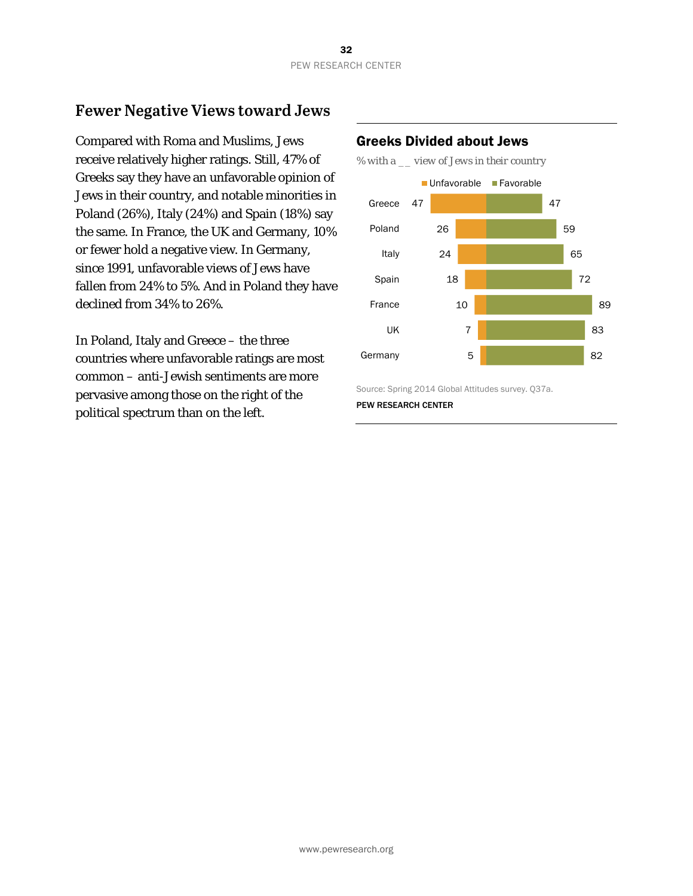## Fewer Negative Views toward Jews

Compared with Roma and Muslims, Jews receive relatively higher ratings. Still, 47% of Greeks say they have an unfavorable opinion of Jews in their country, and notable minorities in Poland (26%), Italy (24%) and Spain (18%) say the same. In France, the UK and Germany, 10% or fewer hold a negative view. In Germany, since 1991, unfavorable views of Jews have fallen from 24% to 5%. And in Poland they have declined from 34% to 26%.

In Poland, Italy and Greece – the three countries where unfavorable ratings are most common – anti-Jewish sentiments are more pervasive among those on the right of the political spectrum than on the left.

### Greeks Divided about Jews

% with a __ view of Jews in their country

| | Unfavorable | Favorable |
|---|---|---|
| Greece | 47 | 47 |
| Poland | 26 | 59 |
| Italy | 24 | 65 |
| Spain | 18 | 72 |
| France | 10 | 89 |
| UK | 7 | 83 |
| Germany | 5 | 82 |

Source: Spring 2014 Global Attitudes survey. Q37a.

PEW RESEARCH CENTER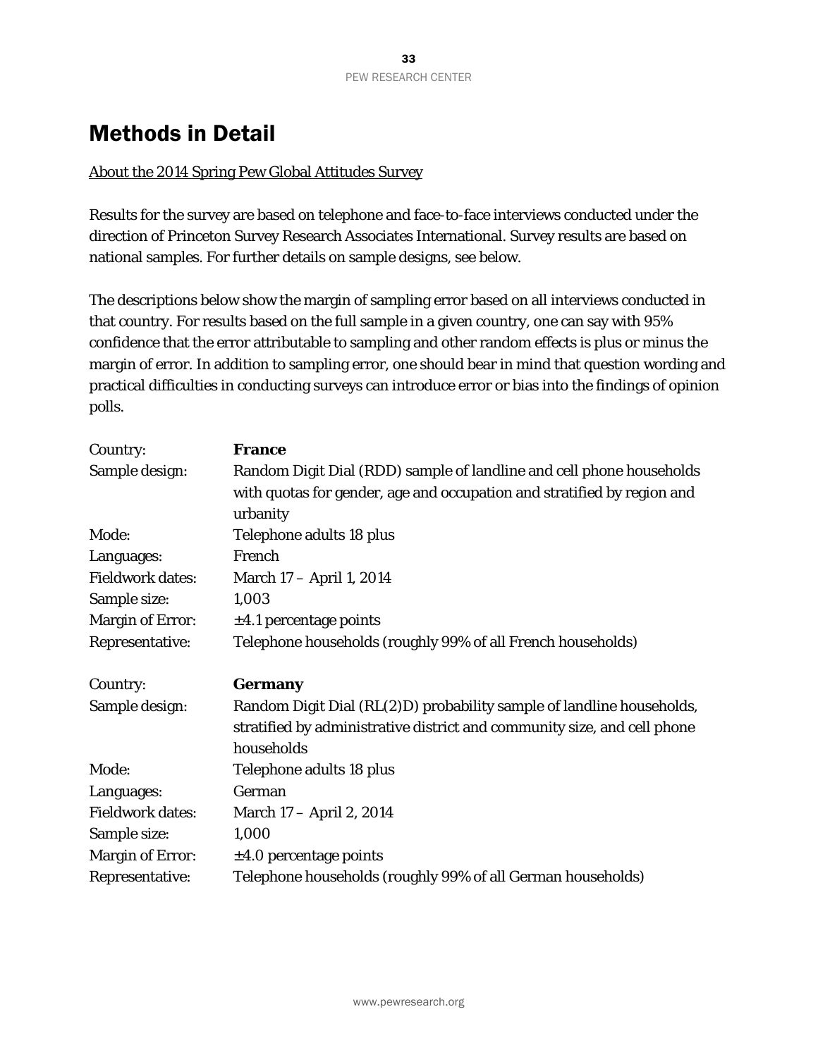# Methods in Detail

About the 2014 Spring Pew Global Attitudes Survey

Results for the survey are based on telephone and face-to-face interviews conducted under the direction of Princeton Survey Research Associates International. Survey results are based on national samples. For further details on sample designs, see below.

The descriptions below show the margin of sampling error based on all interviews conducted in that country. For results based on the full sample in a given country, one can say with 95% confidence that the error attributable to sampling and other random effects is plus or minus the margin of error. In addition to sampling error, one should bear in mind that question wording and practical difficulties in conducting surveys can introduce error or bias into the findings of opinion polls.

| Country: | **France** |
|---|---|
| Sample design: | Random Digit Dial (RDD) sample of landline and cell phone households with quotas for gender, age and occupation and stratified by region and urbanity |
| Mode: | Telephone adults 18 plus |
| Languages: | French |
| Fieldwork dates: | March 17 – April 1, 2014 |
| Sample size: | 1,003 |
| Margin of Error: | ±4.1 percentage points |
| Representative: | Telephone households (roughly 99% of all French households) |

| Country: | **Germany** |
|---|---|
| Sample design: | Random Digit Dial (RL(2)D) probability sample of landline households, stratified by administrative district and community size, and cell phone households |
| Mode: | Telephone adults 18 plus |
| Languages: | German |
| Fieldwork dates: | March 17 – April 2, 2014 |
| Sample size: | 1,000 |
| Margin of Error: | ±4.0 percentage points |
| Representative: | Telephone households (roughly 99% of all German households) |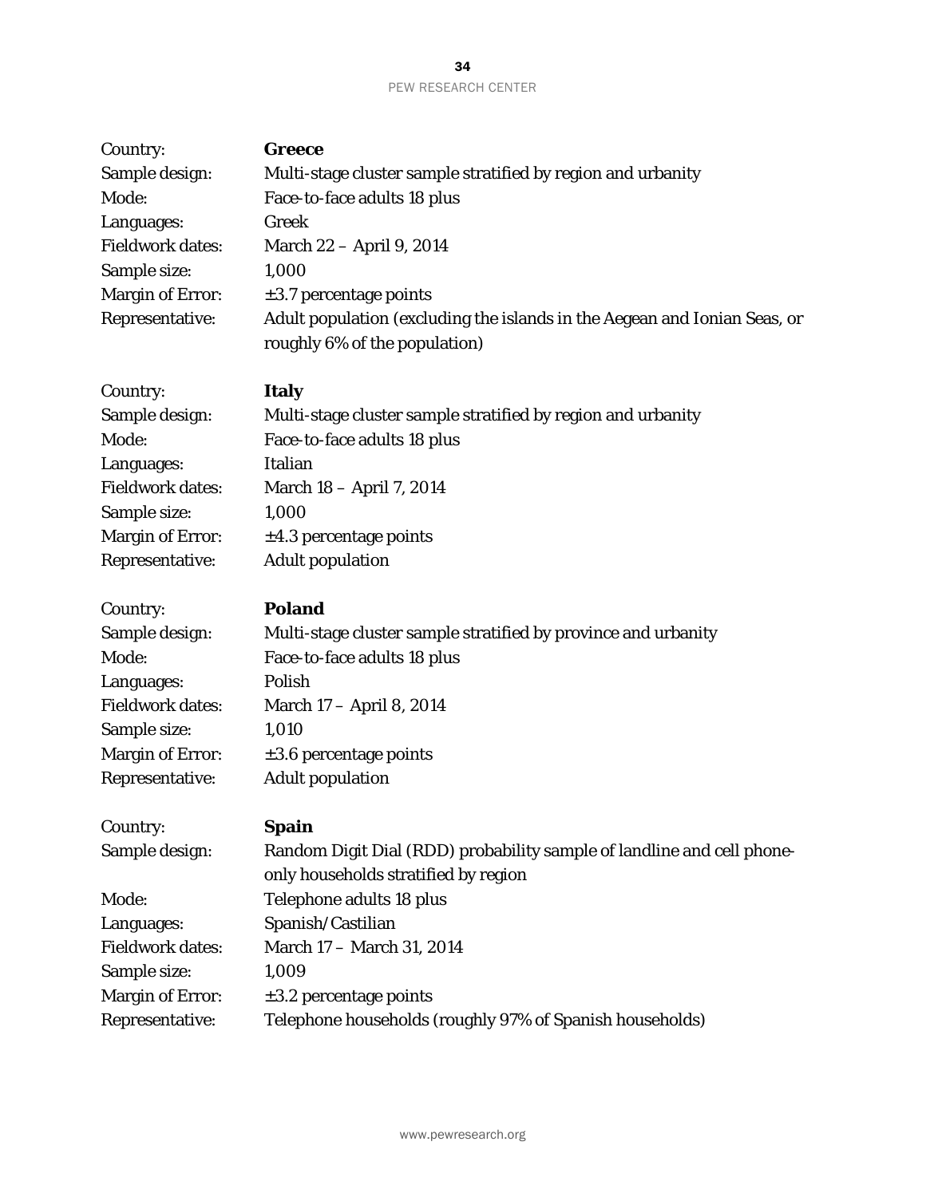| | |
|---|---|
| Country: | **Greece** |
| Sample design: | Multi-stage cluster sample stratified by region and urbanity |
| Mode: | Face-to-face adults 18 plus |
| Languages: | Greek |
| Fieldwork dates: | March 22 – April 9, 2014 |
| Sample size: | 1,000 |
| Margin of Error: | ±3.7 percentage points |
| Representative: | Adult population (excluding the islands in the Aegean and Ionian Seas, or roughly 6% of the population) |

| | |
|---|---|
| Country: | **Italy** |
| Sample design: | Multi-stage cluster sample stratified by region and urbanity |
| Mode: | Face-to-face adults 18 plus |
| Languages: | Italian |
| Fieldwork dates: | March 18 – April 7, 2014 |
| Sample size: | 1,000 |
| Margin of Error: | ±4.3 percentage points |
| Representative: | Adult population |

| | |
|---|---|
| Country: | **Poland** |
| Sample design: | Multi-stage cluster sample stratified by province and urbanity |
| Mode: | Face-to-face adults 18 plus |
| Languages: | Polish |
| Fieldwork dates: | March 17 – April 8, 2014 |
| Sample size: | 1,010 |
| Margin of Error: | ±3.6 percentage points |
| Representative: | Adult population |

| | |
|---|---|
| Country: | **Spain** |
| Sample design: | Random Digit Dial (RDD) probability sample of landline and cell phone-only households stratified by region |
| Mode: | Telephone adults 18 plus |
| Languages: | Spanish/Castilian |
| Fieldwork dates: | March 17 – March 31, 2014 |
| Sample size: | 1,009 |
| Margin of Error: | ±3.2 percentage points |
| Representative: | Telephone households (roughly 97% of Spanish households) |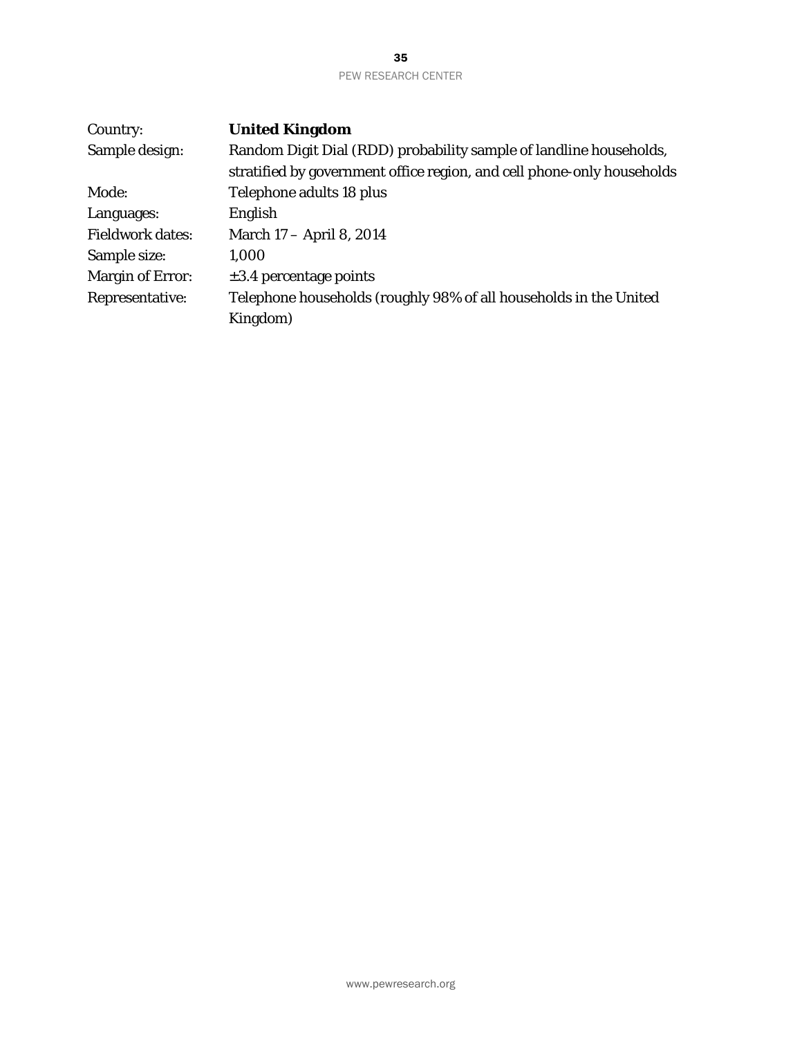| | |
|---|---|
| Country: | **United Kingdom** |
| Sample design: | Random Digit Dial (RDD) probability sample of landline households, stratified by government office region, and cell phone-only households |
| Mode: | Telephone adults 18 plus |
| Languages: | English |
| Fieldwork dates: | March 17 – April 8, 2014 |
| Sample size: | 1,000 |
| Margin of Error: | ±3.4 percentage points |
| Representative: | Telephone households (roughly 98% of all households in the United Kingdom) |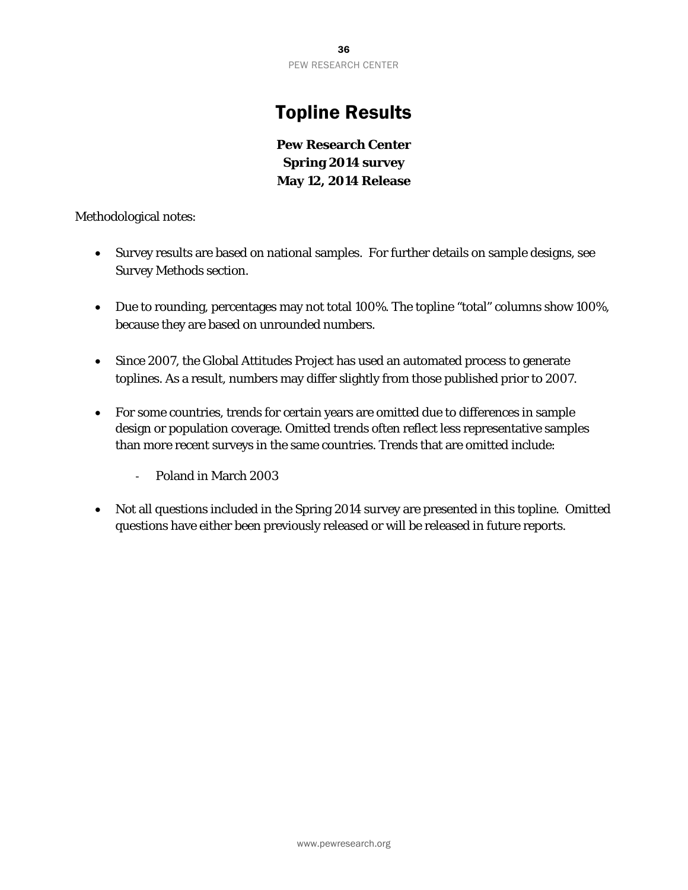# Topline Results

**Pew Research Center**
**Spring 2014 survey**
**May 12, 2014 Release**

Methodological notes:

- Survey results are based on national samples. For further details on sample designs, see Survey Methods section.

- Due to rounding, percentages may not total 100%. The topline "total" columns show 100%, because they are based on unrounded numbers.

- Since 2007, the Global Attitudes Project has used an automated process to generate toplines. As a result, numbers may differ slightly from those published prior to 2007.

- For some countries, trends for certain years are omitted due to differences in sample design or population coverage. Omitted trends often reflect less representative samples than more recent surveys in the same countries. Trends that are omitted include:
    - Poland in March 2003

- Not all questions included in the Spring 2014 survey are presented in this topline. Omitted questions have either been previously released or will be released in future reports.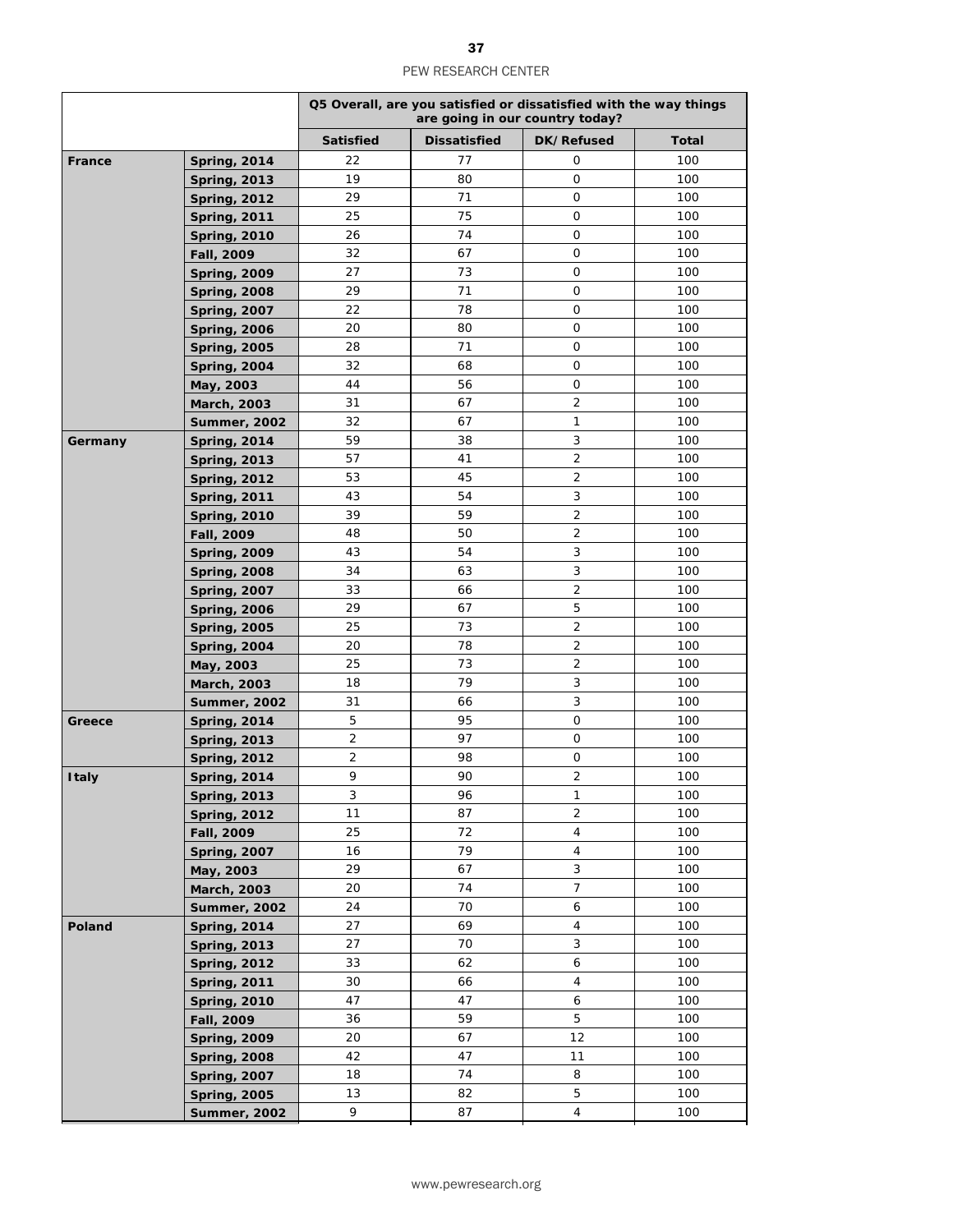| | | Q5 Overall, are you satisfied or dissatisfied with the way things are going in our country today? | | | |
|---|---|---|---|---|---|
| | | Satisfied | Dissatisfied | DK/Refused | Total |
| **France** | **Spring, 2014** | 22 | 77 | 0 | 100 |
| | **Spring, 2013** | 19 | 80 | 0 | 100 |
| | **Spring, 2012** | 29 | 71 | 0 | 100 |
| | **Spring, 2011** | 25 | 75 | 0 | 100 |
| | **Spring, 2010** | 26 | 74 | 0 | 100 |
| | **Fall, 2009** | 32 | 67 | 0 | 100 |
| | **Spring, 2009** | 27 | 73 | 0 | 100 |
| | **Spring, 2008** | 29 | 71 | 0 | 100 |
| | **Spring, 2007** | 22 | 78 | 0 | 100 |
| | **Spring, 2006** | 20 | 80 | 0 | 100 |
| | **Spring, 2005** | 28 | 71 | 0 | 100 |
| | **Spring, 2004** | 32 | 68 | 0 | 100 |
| | **May, 2003** | 44 | 56 | 0 | 100 |
| | **March, 2003** | 31 | 67 | 2 | 100 |
| | **Summer, 2002** | 32 | 67 | 1 | 100 |
| **Germany** | **Spring, 2014** | 59 | 38 | 3 | 100 |
| | **Spring, 2013** | 57 | 41 | 2 | 100 |
| | **Spring, 2012** | 53 | 45 | 2 | 100 |
| | **Spring, 2011** | 43 | 54 | 3 | 100 |
| | **Spring, 2010** | 39 | 59 | 2 | 100 |
| | **Fall, 2009** | 48 | 50 | 2 | 100 |
| | **Spring, 2009** | 43 | 54 | 3 | 100 |
| | **Spring, 2008** | 34 | 63 | 3 | 100 |
| | **Spring, 2007** | 33 | 66 | 2 | 100 |
| | **Spring, 2006** | 29 | 67 | 5 | 100 |
| | **Spring, 2005** | 25 | 73 | 2 | 100 |
| | **Spring, 2004** | 20 | 78 | 2 | 100 |
| | **May, 2003** | 25 | 73 | 2 | 100 |
| | **March, 2003** | 18 | 79 | 3 | 100 |
| | **Summer, 2002** | 31 | 66 | 3 | 100 |
| **Greece** | **Spring, 2014** | 5 | 95 | 0 | 100 |
| | **Spring, 2013** | 2 | 97 | 0 | 100 |
| | **Spring, 2012** | 2 | 98 | 0 | 100 |
| **Italy** | **Spring, 2014** | 9 | 90 | 2 | 100 |
| | **Spring, 2013** | 3 | 96 | 1 | 100 |
| | **Spring, 2012** | 11 | 87 | 2 | 100 |
| | **Fall, 2009** | 25 | 72 | 4 | 100 |
| | **Spring, 2007** | 16 | 79 | 4 | 100 |
| | **May, 2003** | 29 | 67 | 3 | 100 |
| | **March, 2003** | 20 | 74 | 7 | 100 |
| | **Summer, 2002** | 24 | 70 | 6 | 100 |
| **Poland** | **Spring, 2014** | 27 | 69 | 4 | 100 |
| | **Spring, 2013** | 27 | 70 | 3 | 100 |
| | **Spring, 2012** | 33 | 62 | 6 | 100 |
| | **Spring, 2011** | 30 | 66 | 4 | 100 |
| | **Spring, 2010** | 47 | 47 | 6 | 100 |
| | **Fall, 2009** | 36 | 59 | 5 | 100 |
| | **Spring, 2009** | 20 | 67 | 12 | 100 |
| | **Spring, 2008** | 42 | 47 | 11 | 100 |
| | **Spring, 2007** | 18 | 74 | 8 | 100 |
| | **Spring, 2005** | 13 | 82 | 5 | 100 |
| | **Summer, 2002** | 9 | 87 | 4 | 100 |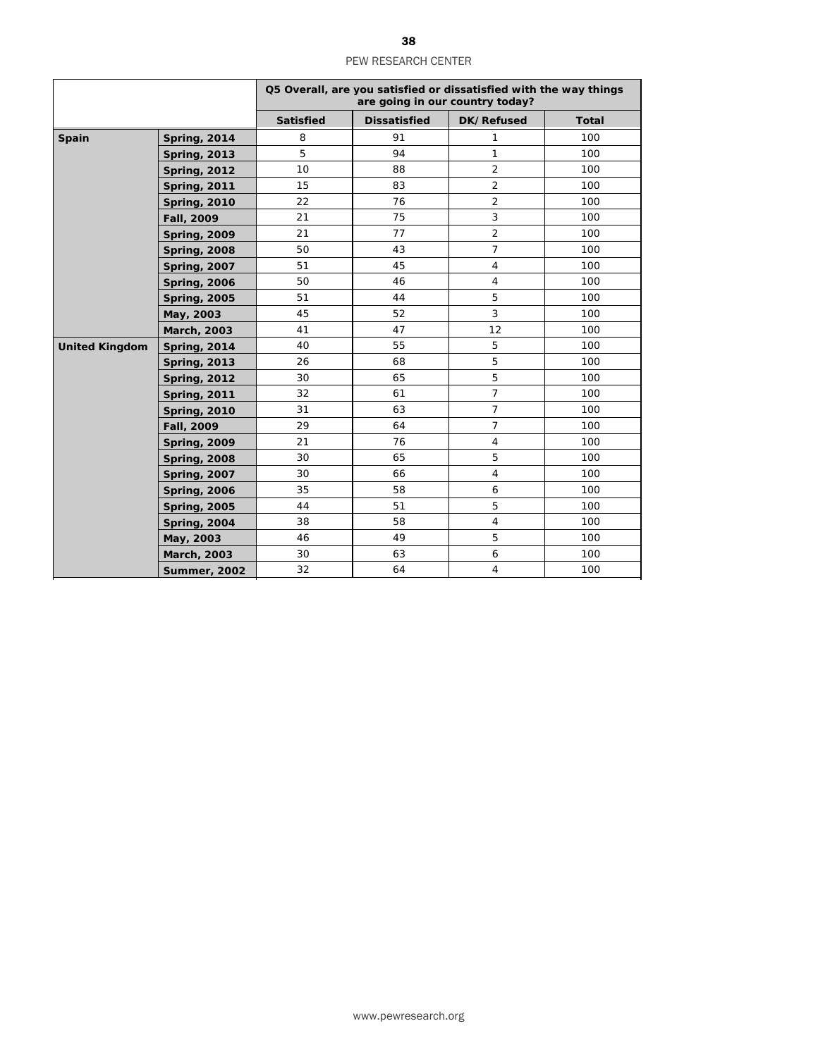| | | Q5 Overall, are you satisfied or dissatisfied with the way things are going in our country today? | | | |
|---|---|---|---|---|---|
| | | **Satisfied** | **Dissatisfied** | **DK/Refused** | **Total** |
| **Spain** | **Spring, 2014** | 8 | 91 | 1 | 100 |
| | **Spring, 2013** | 5 | 94 | 1 | 100 |
| | **Spring, 2012** | 10 | 88 | 2 | 100 |
| | **Spring, 2011** | 15 | 83 | 2 | 100 |
| | **Spring, 2010** | 22 | 76 | 2 | 100 |
| | **Fall, 2009** | 21 | 75 | 3 | 100 |
| | **Spring, 2009** | 21 | 77 | 2 | 100 |
| | **Spring, 2008** | 50 | 43 | 7 | 100 |
| | **Spring, 2007** | 51 | 45 | 4 | 100 |
| | **Spring, 2006** | 50 | 46 | 4 | 100 |
| | **Spring, 2005** | 51 | 44 | 5 | 100 |
| | **May, 2003** | 45 | 52 | 3 | 100 |
| | **March, 2003** | 41 | 47 | 12 | 100 |
| **United Kingdom** | **Spring, 2014** | 40 | 55 | 5 | 100 |
| | **Spring, 2013** | 26 | 68 | 5 | 100 |
| | **Spring, 2012** | 30 | 65 | 5 | 100 |
| | **Spring, 2011** | 32 | 61 | 7 | 100 |
| | **Spring, 2010** | 31 | 63 | 7 | 100 |
| | **Fall, 2009** | 29 | 64 | 7 | 100 |
| | **Spring, 2009** | 21 | 76 | 4 | 100 |
| | **Spring, 2008** | 30 | 65 | 5 | 100 |
| | **Spring, 2007** | 30 | 66 | 4 | 100 |
| | **Spring, 2006** | 35 | 58 | 6 | 100 |
| | **Spring, 2005** | 44 | 51 | 5 | 100 |
| | **Spring, 2004** | 38 | 58 | 4 | 100 |
| | **May, 2003** | 46 | 49 | 5 | 100 |
| | **March, 2003** | 30 | 63 | 6 | 100 |
| | **Summer, 2002** | 32 | 64 | 4 | 100 |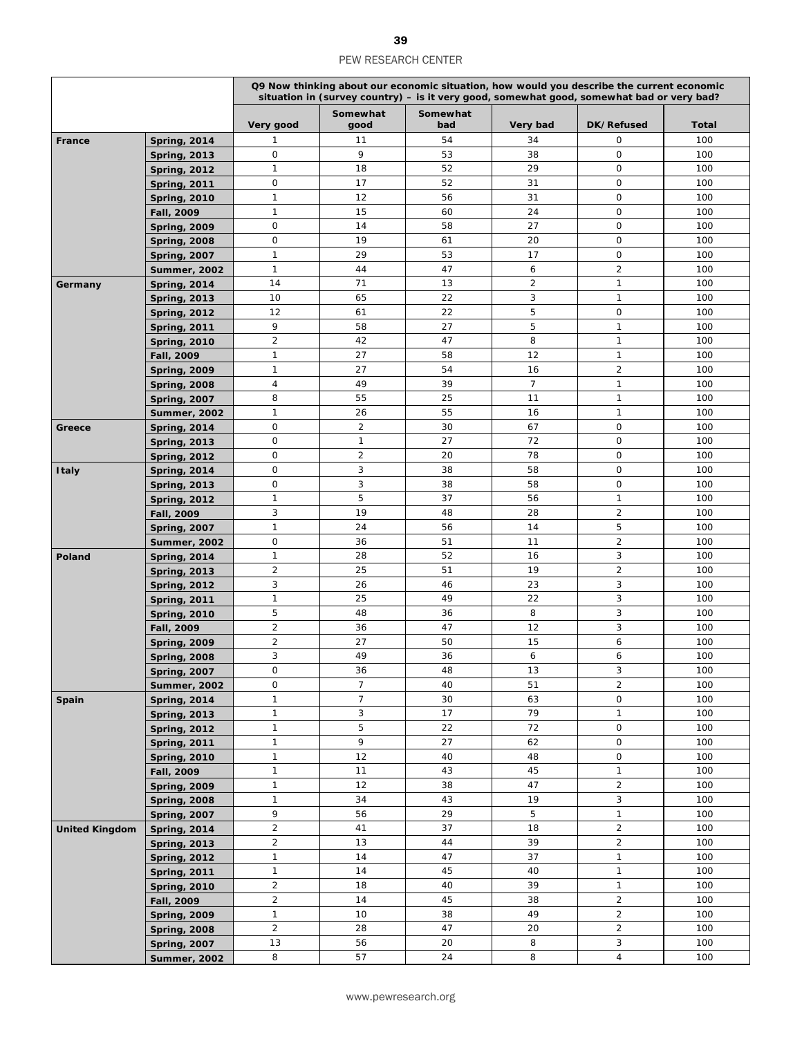| | | Q9 Now thinking about our economic situation, how would you describe the current economic situation in (survey country) – is it very good, somewhat good, somewhat bad or very bad? | | | | | |
|---|---|---|---|---|---|---|---|
| | | Very good | Somewhat good | Somewhat bad | Very bad | DK/Refused | Total |
| **France** | **Spring, 2014** | 1 | 11 | 54 | 34 | 0 | 100 |
| | **Spring, 2013** | 0 | 9 | 53 | 38 | 0 | 100 |
| | **Spring, 2012** | 1 | 18 | 52 | 29 | 0 | 100 |
| | **Spring, 2011** | 0 | 17 | 52 | 31 | 0 | 100 |
| | **Spring, 2010** | 1 | 12 | 56 | 31 | 0 | 100 |
| | **Fall, 2009** | 1 | 15 | 60 | 24 | 0 | 100 |
| | **Spring, 2009** | 0 | 14 | 58 | 27 | 0 | 100 |
| | **Spring, 2008** | 0 | 19 | 61 | 20 | 0 | 100 |
| | **Spring, 2007** | 1 | 29 | 53 | 17 | 0 | 100 |
| | **Summer, 2002** | 1 | 44 | 47 | 6 | 2 | 100 |
| **Germany** | **Spring, 2014** | 14 | 71 | 13 | 2 | 1 | 100 |
| | **Spring, 2013** | 10 | 65 | 22 | 3 | 1 | 100 |
| | **Spring, 2012** | 12 | 61 | 22 | 5 | 0 | 100 |
| | **Spring, 2011** | 9 | 58 | 27 | 5 | 1 | 100 |
| | **Spring, 2010** | 2 | 42 | 47 | 8 | 1 | 100 |
| | **Fall, 2009** | 1 | 27 | 58 | 12 | 1 | 100 |
| | **Spring, 2009** | 1 | 27 | 54 | 16 | 2 | 100 |
| | **Spring, 2008** | 4 | 49 | 39 | 7 | 1 | 100 |
| | **Spring, 2007** | 8 | 55 | 25 | 11 | 1 | 100 |
| | **Summer, 2002** | 1 | 26 | 55 | 16 | 1 | 100 |
| **Greece** | **Spring, 2014** | 0 | 2 | 30 | 67 | 0 | 100 |
| | **Spring, 2013** | 0 | 1 | 27 | 72 | 0 | 100 |
| | **Spring, 2012** | 0 | 2 | 20 | 78 | 0 | 100 |
| **Italy** | **Spring, 2014** | 0 | 3 | 38 | 58 | 0 | 100 |
| | **Spring, 2013** | 0 | 3 | 38 | 58 | 0 | 100 |
| | **Spring, 2012** | 1 | 5 | 37 | 56 | 1 | 100 |
| | **Fall, 2009** | 3 | 19 | 48 | 28 | 2 | 100 |
| | **Spring, 2007** | 1 | 24 | 56 | 14 | 5 | 100 |
| | **Summer, 2002** | 0 | 36 | 51 | 11 | 2 | 100 |
| **Poland** | **Spring, 2014** | 1 | 28 | 52 | 16 | 3 | 100 |
| | **Spring, 2013** | 2 | 25 | 51 | 19 | 2 | 100 |
| | **Spring, 2012** | 3 | 26 | 46 | 23 | 3 | 100 |
| | **Spring, 2011** | 1 | 25 | 49 | 22 | 3 | 100 |
| | **Spring, 2010** | 5 | 48 | 36 | 8 | 3 | 100 |
| | **Fall, 2009** | 2 | 36 | 47 | 12 | 3 | 100 |
| | **Spring, 2009** | 2 | 27 | 50 | 15 | 6 | 100 |
| | **Spring, 2008** | 3 | 49 | 36 | 6 | 6 | 100 |
| | **Spring, 2007** | 0 | 36 | 48 | 13 | 3 | 100 |
| | **Summer, 2002** | 0 | 7 | 40 | 51 | 2 | 100 |
| **Spain** | **Spring, 2014** | 1 | 7 | 30 | 63 | 0 | 100 |
| | **Spring, 2013** | 1 | 3 | 17 | 79 | 1 | 100 |
| | **Spring, 2012** | 1 | 5 | 22 | 72 | 0 | 100 |
| | **Spring, 2011** | 1 | 9 | 27 | 62 | 0 | 100 |
| | **Spring, 2010** | 1 | 12 | 40 | 48 | 0 | 100 |
| | **Fall, 2009** | 1 | 11 | 43 | 45 | 1 | 100 |
| | **Spring, 2009** | 1 | 12 | 38 | 47 | 2 | 100 |
| | **Spring, 2008** | 1 | 34 | 43 | 19 | 3 | 100 |
| | **Spring, 2007** | 9 | 56 | 29 | 5 | 1 | 100 |
| **United Kingdom** | **Spring, 2014** | 2 | 41 | 37 | 18 | 2 | 100 |
| | **Spring, 2013** | 2 | 13 | 44 | 39 | 2 | 100 |
| | **Spring, 2012** | 1 | 14 | 47 | 37 | 1 | 100 |
| | **Spring, 2011** | 1 | 14 | 45 | 40 | 1 | 100 |
| | **Spring, 2010** | 2 | 18 | 40 | 39 | 1 | 100 |
| | **Fall, 2009** | 2 | 14 | 45 | 38 | 2 | 100 |
| | **Spring, 2009** | 1 | 10 | 38 | 49 | 2 | 100 |
| | **Spring, 2008** | 2 | 28 | 47 | 20 | 2 | 100 |
| | **Spring, 2007** | 13 | 56 | 20 | 8 | 3 | 100 |
| | **Summer, 2002** | 8 | 57 | 24 | 8 | 4 | 100 |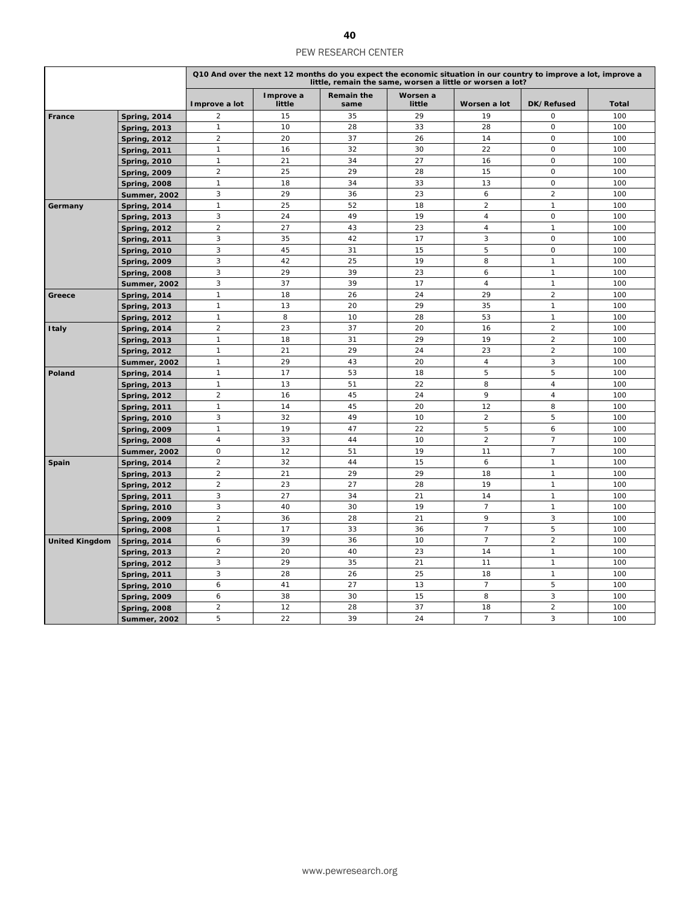| | | Q10 And over the next 12 months do you expect the economic situation in our country to improve a lot, improve a little, remain the same, worsen a little or worsen a lot? | | | | | | |
|---|---|---|---|---|---|---|---|---|
| | | Improve a lot | Improve a little | Remain the same | Worsen a little | Worsen a lot | DK/Refused | Total |
| France | Spring, 2014 | 2 | 15 | 35 | 29 | 19 | 0 | 100 |
| | Spring, 2013 | 1 | 10 | 28 | 33 | 28 | 0 | 100 |
| | Spring, 2012 | 2 | 20 | 37 | 26 | 14 | 0 | 100 |
| | Spring, 2011 | 1 | 16 | 32 | 30 | 22 | 0 | 100 |
| | Spring, 2010 | 1 | 21 | 34 | 27 | 16 | 0 | 100 |
| | Spring, 2009 | 2 | 25 | 29 | 28 | 15 | 0 | 100 |
| | Spring, 2008 | 1 | 18 | 34 | 33 | 13 | 0 | 100 |
| | Summer, 2002 | 3 | 29 | 36 | 23 | 6 | 2 | 100 |
| Germany | Spring, 2014 | 1 | 25 | 52 | 18 | 2 | 1 | 100 |
| | Spring, 2013 | 3 | 24 | 49 | 19 | 4 | 0 | 100 |
| | Spring, 2012 | 2 | 27 | 43 | 23 | 4 | 1 | 100 |
| | Spring, 2011 | 3 | 35 | 42 | 17 | 3 | 0 | 100 |
| | Spring, 2010 | 3 | 45 | 31 | 15 | 5 | 0 | 100 |
| | Spring, 2009 | 3 | 42 | 25 | 19 | 8 | 1 | 100 |
| | Spring, 2008 | 3 | 29 | 39 | 23 | 6 | 1 | 100 |
| | Summer, 2002 | 3 | 37 | 39 | 17 | 4 | 1 | 100 |
| Greece | Spring, 2014 | 1 | 18 | 26 | 24 | 29 | 2 | 100 |
| | Spring, 2013 | 1 | 13 | 20 | 29 | 35 | 1 | 100 |
| | Spring, 2012 | 1 | 8 | 10 | 28 | 53 | 1 | 100 |
| Italy | Spring, 2014 | 2 | 23 | 37 | 20 | 16 | 2 | 100 |
| | Spring, 2013 | 1 | 18 | 31 | 29 | 19 | 2 | 100 |
| | Spring, 2012 | 1 | 21 | 29 | 24 | 23 | 2 | 100 |
| | Summer, 2002 | 1 | 29 | 43 | 20 | 4 | 3 | 100 |
| Poland | Spring, 2014 | 1 | 17 | 53 | 18 | 5 | 5 | 100 |
| | Spring, 2013 | 1 | 13 | 51 | 22 | 8 | 4 | 100 |
| | Spring, 2012 | 2 | 16 | 45 | 24 | 9 | 4 | 100 |
| | Spring, 2011 | 1 | 14 | 45 | 20 | 12 | 8 | 100 |
| | Spring, 2010 | 3 | 32 | 49 | 10 | 2 | 5 | 100 |
| | Spring, 2009 | 1 | 19 | 47 | 22 | 5 | 6 | 100 |
| | Spring, 2008 | 4 | 33 | 44 | 10 | 2 | 7 | 100 |
| | Summer, 2002 | 0 | 12 | 51 | 19 | 11 | 7 | 100 |
| Spain | Spring, 2014 | 2 | 32 | 44 | 15 | 6 | 1 | 100 |
| | Spring, 2013 | 2 | 21 | 29 | 29 | 18 | 1 | 100 |
| | Spring, 2012 | 2 | 23 | 27 | 28 | 19 | 1 | 100 |
| | Spring, 2011 | 3 | 27 | 34 | 21 | 14 | 1 | 100 |
| | Spring, 2010 | 3 | 40 | 30 | 19 | 7 | 1 | 100 |
| | Spring, 2009 | 2 | 36 | 28 | 21 | 9 | 3 | 100 |
| | Spring, 2008 | 1 | 17 | 33 | 36 | 7 | 5 | 100 |
| United Kingdom | Spring, 2014 | 6 | 39 | 36 | 10 | 7 | 2 | 100 |
| | Spring, 2013 | 2 | 20 | 40 | 23 | 14 | 1 | 100 |
| | Spring, 2012 | 3 | 29 | 35 | 21 | 11 | 1 | 100 |
| | Spring, 2011 | 3 | 28 | 26 | 25 | 18 | 1 | 100 |
| | Spring, 2010 | 6 | 41 | 27 | 13 | 7 | 5 | 100 |
| | Spring, 2009 | 6 | 38 | 30 | 15 | 8 | 3 | 100 |
| | Spring, 2008 | 2 | 12 | 28 | 37 | 18 | 2 | 100 |
| | Summer, 2002 | 5 | 22 | 39 | 24 | 7 | 3 | 100 |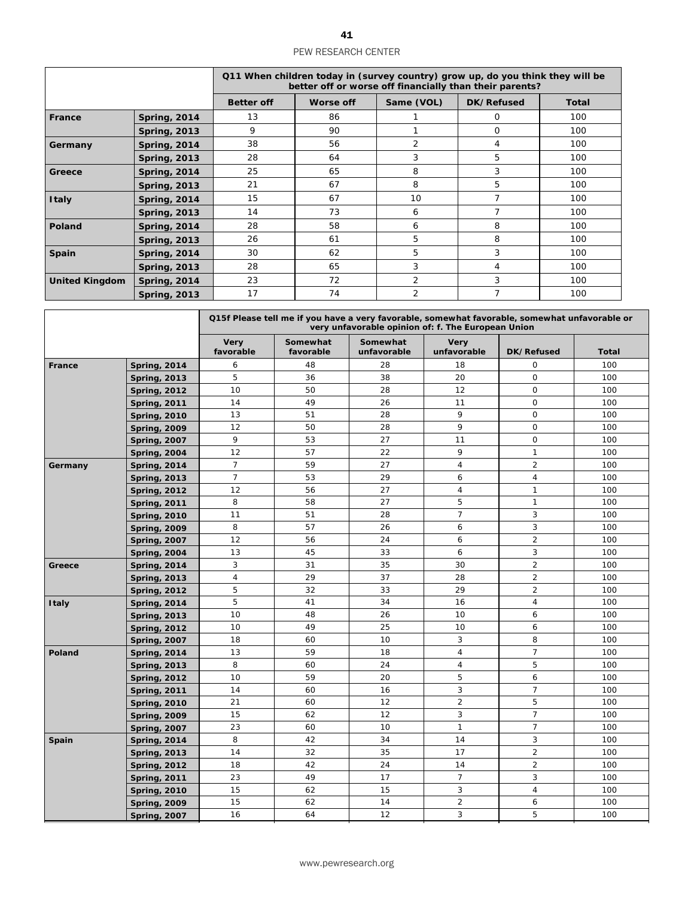| | | Q11 When children today in (survey country) grow up, do you think they will be better off or worse off financially than their parents? | | | | |
|---|---|---|---|---|---|---|
| | | Better off | Worse off | Same (VOL) | DK/Refused | Total |
| **France** | **Spring, 2014** | 13 | 86 | 1 | 0 | 100 |
| | **Spring, 2013** | 9 | 90 | 1 | 0 | 100 |
| **Germany** | **Spring, 2014** | 38 | 56 | 2 | 4 | 100 |
| | **Spring, 2013** | 28 | 64 | 3 | 5 | 100 |
| **Greece** | **Spring, 2014** | 25 | 65 | 8 | 3 | 100 |
| | **Spring, 2013** | 21 | 67 | 8 | 5 | 100 |
| **Italy** | **Spring, 2014** | 15 | 67 | 10 | 7 | 100 |
| | **Spring, 2013** | 14 | 73 | 6 | 7 | 100 |
| **Poland** | **Spring, 2014** | 28 | 58 | 6 | 8 | 100 |
| | **Spring, 2013** | 26 | 61 | 5 | 8 | 100 |
| **Spain** | **Spring, 2014** | 30 | 62 | 5 | 3 | 100 |
| | **Spring, 2013** | 28 | 65 | 3 | 4 | 100 |
| **United Kingdom** | **Spring, 2014** | 23 | 72 | 2 | 3 | 100 |
| | **Spring, 2013** | 17 | 74 | 2 | 7 | 100 |

| | | Q15f Please tell me if you have a very favorable, somewhat favorable, somewhat unfavorable or very unfavorable opinion of: f. The European Union | | | | | |
|---|---|---|---|---|---|---|---|
| | | Very favorable | Somewhat favorable | Somewhat unfavorable | Very unfavorable | DK/Refused | Total |
| **France** | **Spring, 2014** | 6 | 48 | 28 | 18 | 0 | 100 |
| | **Spring, 2013** | 5 | 36 | 38 | 20 | 0 | 100 |
| | **Spring, 2012** | 10 | 50 | 28 | 12 | 0 | 100 |
| | **Spring, 2011** | 14 | 49 | 26 | 11 | 0 | 100 |
| | **Spring, 2010** | 13 | 51 | 28 | 9 | 0 | 100 |
| | **Spring, 2009** | 12 | 50 | 28 | 9 | 0 | 100 |
| | **Spring, 2007** | 9 | 53 | 27 | 11 | 0 | 100 |
| | **Spring, 2004** | 12 | 57 | 22 | 9 | 1 | 100 |
| **Germany** | **Spring, 2014** | 7 | 59 | 27 | 4 | 2 | 100 |
| | **Spring, 2013** | 7 | 53 | 29 | 6 | 4 | 100 |
| | **Spring, 2012** | 12 | 56 | 27 | 4 | 1 | 100 |
| | **Spring, 2011** | 8 | 58 | 27 | 5 | 1 | 100 |
| | **Spring, 2010** | 11 | 51 | 28 | 7 | 3 | 100 |
| | **Spring, 2009** | 8 | 57 | 26 | 6 | 3 | 100 |
| | **Spring, 2007** | 12 | 56 | 24 | 6 | 2 | 100 |
| | **Spring, 2004** | 13 | 45 | 33 | 6 | 3 | 100 |
| **Greece** | **Spring, 2014** | 3 | 31 | 35 | 30 | 2 | 100 |
| | **Spring, 2013** | 4 | 29 | 37 | 28 | 2 | 100 |
| | **Spring, 2012** | 5 | 32 | 33 | 29 | 2 | 100 |
| **Italy** | **Spring, 2014** | 5 | 41 | 34 | 16 | 4 | 100 |
| | **Spring, 2013** | 10 | 48 | 26 | 10 | 6 | 100 |
| | **Spring, 2012** | 10 | 49 | 25 | 10 | 6 | 100 |
| | **Spring, 2007** | 18 | 60 | 10 | 3 | 8 | 100 |
| **Poland** | **Spring, 2014** | 13 | 59 | 18 | 4 | 7 | 100 |
| | **Spring, 2013** | 8 | 60 | 24 | 4 | 5 | 100 |
| | **Spring, 2012** | 10 | 59 | 20 | 5 | 6 | 100 |
| | **Spring, 2011** | 14 | 60 | 16 | 3 | 7 | 100 |
| | **Spring, 2010** | 21 | 60 | 12 | 2 | 5 | 100 |
| | **Spring, 2009** | 15 | 62 | 12 | 3 | 7 | 100 |
| | **Spring, 2007** | 23 | 60 | 10 | 1 | 7 | 100 |
| **Spain** | **Spring, 2014** | 8 | 42 | 34 | 14 | 3 | 100 |
| | **Spring, 2013** | 14 | 32 | 35 | 17 | 2 | 100 |
| | **Spring, 2012** | 18 | 42 | 24 | 14 | 2 | 100 |
| | **Spring, 2011** | 23 | 49 | 17 | 7 | 3 | 100 |
| | **Spring, 2010** | 15 | 62 | 15 | 3 | 4 | 100 |
| | **Spring, 2009** | 15 | 62 | 14 | 2 | 6 | 100 |
| | **Spring, 2007** | 16 | 64 | 12 | 3 | 5 | 100 |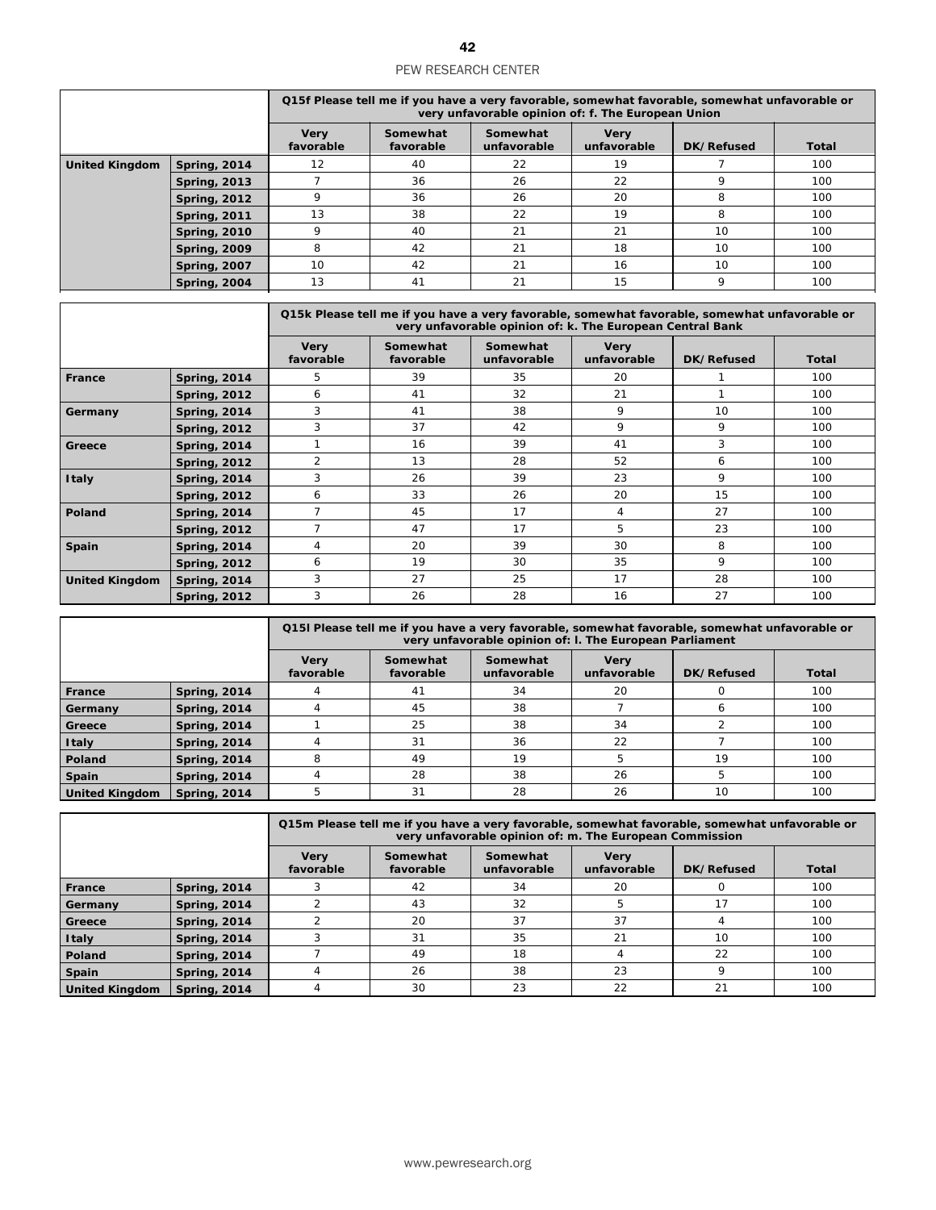| | | Q15f Please tell me if you have a very favorable, somewhat favorable, somewhat unfavorable or very unfavorable opinion of: f. The European Union | | | | | |
|---|---|---|---|---|---|---|---|
| | | Very favorable | Somewhat favorable | Somewhat unfavorable | Very unfavorable | DK/Refused | Total |
| United Kingdom | Spring, 2014 | 12 | 40 | 22 | 19 | 7 | 100 |
| | Spring, 2013 | 7 | 36 | 26 | 22 | 9 | 100 |
| | Spring, 2012 | 9 | 36 | 26 | 20 | 8 | 100 |
| | Spring, 2011 | 13 | 38 | 22 | 19 | 8 | 100 |
| | Spring, 2010 | 9 | 40 | 21 | 21 | 10 | 100 |
| | Spring, 2009 | 8 | 42 | 21 | 18 | 10 | 100 |
| | Spring, 2007 | 10 | 42 | 21 | 16 | 10 | 100 |
| | Spring, 2004 | 13 | 41 | 21 | 15 | 9 | 100 |

| | | Q15k Please tell me if you have a very favorable, somewhat favorable, somewhat unfavorable or very unfavorable opinion of: k. The European Central Bank | | | | | |
|---|---|---|---|---|---|---|---|
| | | Very favorable | Somewhat favorable | Somewhat unfavorable | Very unfavorable | DK/Refused | Total |
| France | Spring, 2014 | 5 | 39 | 35 | 20 | 1 | 100 |
| | Spring, 2012 | 6 | 41 | 32 | 21 | 1 | 100 |
| Germany | Spring, 2014 | 3 | 41 | 38 | 9 | 10 | 100 |
| | Spring, 2012 | 3 | 37 | 42 | 9 | 9 | 100 |
| Greece | Spring, 2014 | 1 | 16 | 39 | 41 | 3 | 100 |
| | Spring, 2012 | 2 | 13 | 28 | 52 | 6 | 100 |
| Italy | Spring, 2014 | 3 | 26 | 39 | 23 | 9 | 100 |
| | Spring, 2012 | 6 | 33 | 26 | 20 | 15 | 100 |
| Poland | Spring, 2014 | 7 | 45 | 17 | 4 | 27 | 100 |
| | Spring, 2012 | 7 | 47 | 17 | 5 | 23 | 100 |
| Spain | Spring, 2014 | 4 | 20 | 39 | 30 | 8 | 100 |
| | Spring, 2012 | 6 | 19 | 30 | 35 | 9 | 100 |
| United Kingdom | Spring, 2014 | 3 | 27 | 25 | 17 | 28 | 100 |
| | Spring, 2012 | 3 | 26 | 28 | 16 | 27 | 100 |

| | | Q15l Please tell me if you have a very favorable, somewhat favorable, somewhat unfavorable or very unfavorable opinion of: l. The European Parliament | | | | | |
|---|---|---|---|---|---|---|---|
| | | Very favorable | Somewhat favorable | Somewhat unfavorable | Very unfavorable | DK/Refused | Total |
| France | Spring, 2014 | 4 | 41 | 34 | 20 | 0 | 100 |
| Germany | Spring, 2014 | 4 | 45 | 38 | 7 | 6 | 100 |
| Greece | Spring, 2014 | 1 | 25 | 38 | 34 | 2 | 100 |
| Italy | Spring, 2014 | 4 | 31 | 36 | 22 | 7 | 100 |
| Poland | Spring, 2014 | 8 | 49 | 19 | 5 | 19 | 100 |
| Spain | Spring, 2014 | 4 | 28 | 38 | 26 | 5 | 100 |
| United Kingdom | Spring, 2014 | 5 | 31 | 28 | 26 | 10 | 100 |

| | | Q15m Please tell me if you have a very favorable, somewhat favorable, somewhat unfavorable or very unfavorable opinion of: m. The European Commission | | | | | |
|---|---|---|---|---|---|---|---|
| | | Very favorable | Somewhat favorable | Somewhat unfavorable | Very unfavorable | DK/Refused | Total |
| France | Spring, 2014 | 3 | 42 | 34 | 20 | 0 | 100 |
| Germany | Spring, 2014 | 2 | 43 | 32 | 5 | 17 | 100 |
| Greece | Spring, 2014 | 2 | 20 | 37 | 37 | 4 | 100 |
| Italy | Spring, 2014 | 3 | 31 | 35 | 21 | 10 | 100 |
| Poland | Spring, 2014 | 7 | 49 | 18 | 4 | 22 | 100 |
| Spain | Spring, 2014 | 4 | 26 | 38 | 23 | 9 | 100 |
| United Kingdom | Spring, 2014 | 4 | 30 | 23 | 22 | 21 | 100 |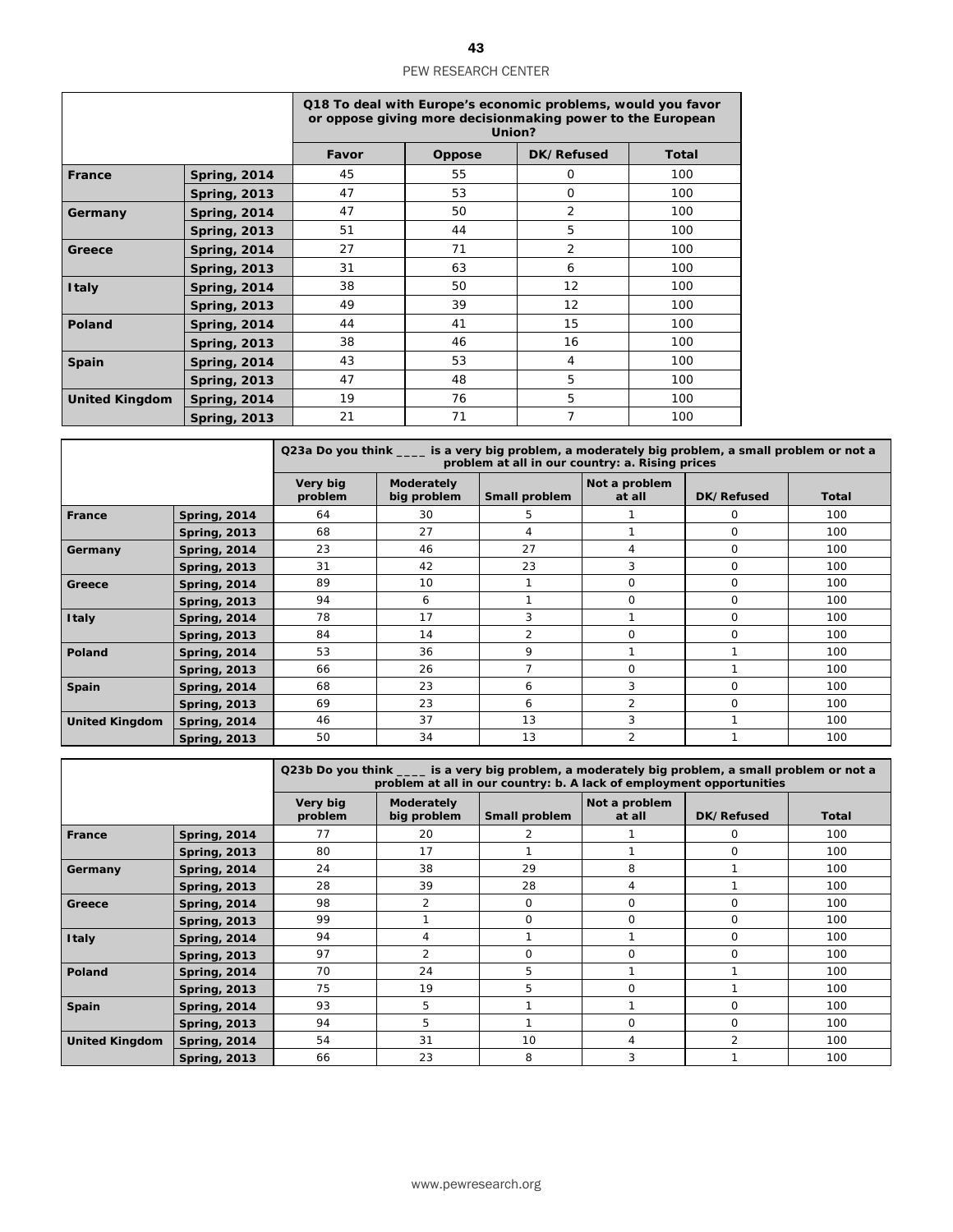| | | Q18 To deal with Europe's economic problems, would you favor or oppose giving more decisionmaking power to the European Union? | | | |
|---|---|---|---|---|---|
| | | Favor | Oppose | DK/Refused | Total |
| France | Spring, 2014 | 45 | 55 | 0 | 100 |
| | Spring, 2013 | 47 | 53 | 0 | 100 |
| Germany | Spring, 2014 | 47 | 50 | 2 | 100 |
| | Spring, 2013 | 51 | 44 | 5 | 100 |
| Greece | Spring, 2014 | 27 | 71 | 2 | 100 |
| | Spring, 2013 | 31 | 63 | 6 | 100 |
| Italy | Spring, 2014 | 38 | 50 | 12 | 100 |
| | Spring, 2013 | 49 | 39 | 12 | 100 |
| Poland | Spring, 2014 | 44 | 41 | 15 | 100 |
| | Spring, 2013 | 38 | 46 | 16 | 100 |
| Spain | Spring, 2014 | 43 | 53 | 4 | 100 |
| | Spring, 2013 | 47 | 48 | 5 | 100 |
| United Kingdom | Spring, 2014 | 19 | 76 | 5 | 100 |
| | Spring, 2013 | 21 | 71 | 7 | 100 |

| | | Q23a Do you think ____ is a very big problem, a moderately big problem, a small problem or not a problem at all in our country: a. Rising prices | | | | | |
|---|---|---|---|---|---|---|---|
| | | Very big problem | Moderately big problem | Small problem | Not a problem at all | DK/Refused | Total |
| France | Spring, 2014 | 64 | 30 | 5 | 1 | 0 | 100 |
| | Spring, 2013 | 68 | 27 | 4 | 1 | 0 | 100 |
| Germany | Spring, 2014 | 23 | 46 | 27 | 4 | 0 | 100 |
| | Spring, 2013 | 31 | 42 | 23 | 3 | 0 | 100 |
| Greece | Spring, 2014 | 89 | 10 | 1 | 0 | 0 | 100 |
| | Spring, 2013 | 94 | 6 | 1 | 0 | 0 | 100 |
| Italy | Spring, 2014 | 78 | 17 | 3 | 1 | 0 | 100 |
| | Spring, 2013 | 84 | 14 | 2 | 0 | 0 | 100 |
| Poland | Spring, 2014 | 53 | 36 | 9 | 1 | 1 | 100 |
| | Spring, 2013 | 66 | 26 | 7 | 0 | 1 | 100 |
| Spain | Spring, 2014 | 68 | 23 | 6 | 3 | 0 | 100 |
| | Spring, 2013 | 69 | 23 | 6 | 2 | 0 | 100 |
| United Kingdom | Spring, 2014 | 46 | 37 | 13 | 3 | 1 | 100 |
| | Spring, 2013 | 50 | 34 | 13 | 2 | 1 | 100 |

| | | Q23b Do you think ____ is a very big problem, a moderately big problem, a small problem or not a problem at all in our country: b. A lack of employment opportunities | | | | | |
|---|---|---|---|---|---|---|---|
| | | Very big problem | Moderately big problem | Small problem | Not a problem at all | DK/Refused | Total |
| France | Spring, 2014 | 77 | 20 | 2 | 1 | 0 | 100 |
| | Spring, 2013 | 80 | 17 | 1 | 1 | 0 | 100 |
| Germany | Spring, 2014 | 24 | 38 | 29 | 8 | 1 | 100 |
| | Spring, 2013 | 28 | 39 | 28 | 4 | 1 | 100 |
| Greece | Spring, 2014 | 98 | 2 | 0 | 0 | 0 | 100 |
| | Spring, 2013 | 99 | 1 | 0 | 0 | 0 | 100 |
| Italy | Spring, 2014 | 94 | 4 | 1 | 1 | 0 | 100 |
| | Spring, 2013 | 97 | 2 | 0 | 0 | 0 | 100 |
| Poland | Spring, 2014 | 70 | 24 | 5 | 1 | 1 | 100 |
| | Spring, 2013 | 75 | 19 | 5 | 0 | 1 | 100 |
| Spain | Spring, 2014 | 93 | 5 | 1 | 1 | 0 | 100 |
| | Spring, 2013 | 94 | 5 | 1 | 0 | 0 | 100 |
| United Kingdom | Spring, 2014 | 54 | 31 | 10 | 4 | 2 | 100 |
| | Spring, 2013 | 66 | 23 | 8 | 3 | 1 | 100 |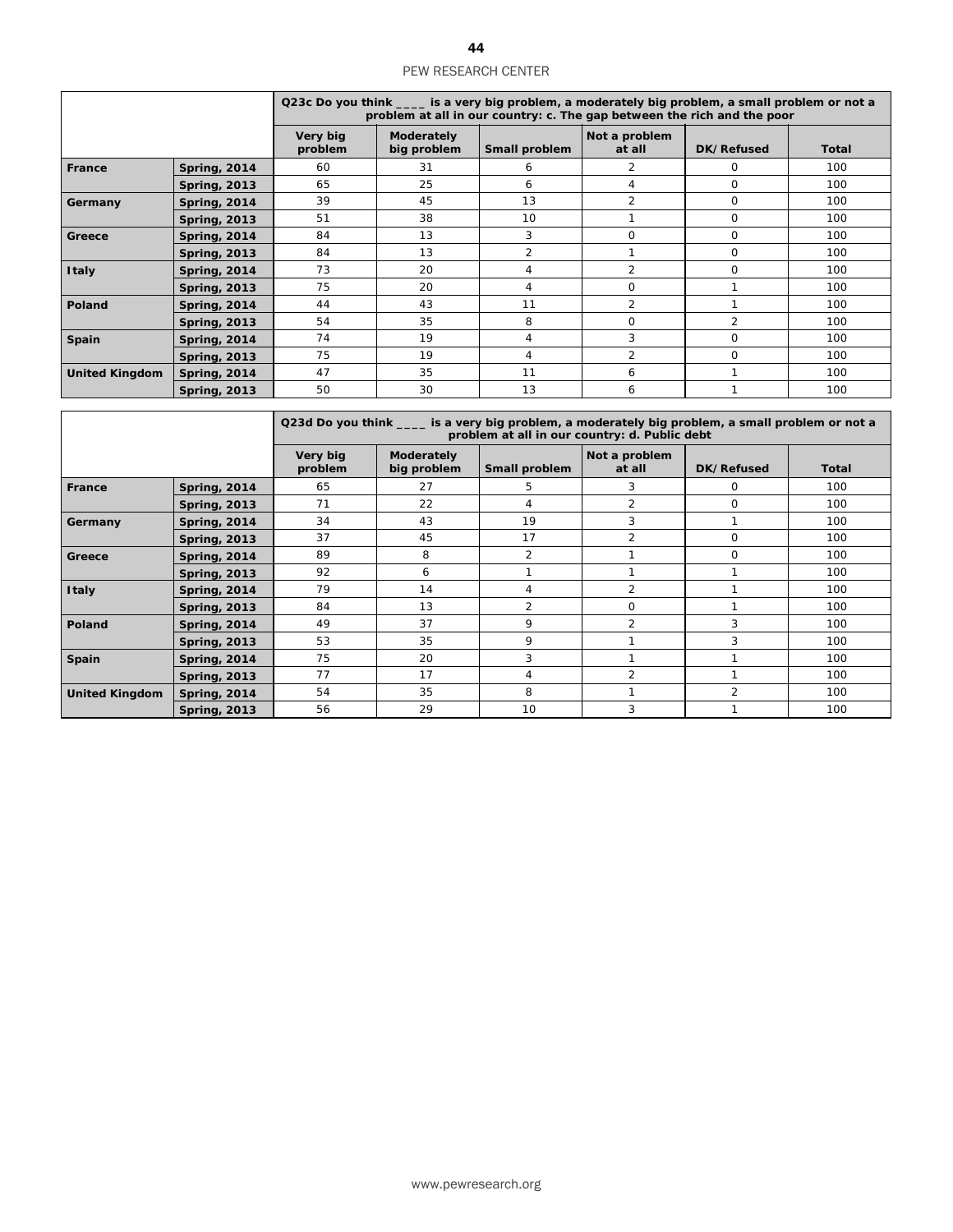| | | Q23c Do you think ____ is a very big problem, a moderately big problem, a small problem or not a problem at all in our country: c. The gap between the rich and the poor | | | | | |
|---|---|---|---|---|---|---|---|
| | | Very big problem | Moderately big problem | Small problem | Not a problem at all | DK/Refused | Total |
| France | Spring, 2014 | 60 | 31 | 6 | 2 | 0 | 100 |
| | Spring, 2013 | 65 | 25 | 6 | 4 | 0 | 100 |
| Germany | Spring, 2014 | 39 | 45 | 13 | 2 | 0 | 100 |
| | Spring, 2013 | 51 | 38 | 10 | 1 | 0 | 100 |
| Greece | Spring, 2014 | 84 | 13 | 3 | 0 | 0 | 100 |
| | Spring, 2013 | 84 | 13 | 2 | 1 | 0 | 100 |
| Italy | Spring, 2014 | 73 | 20 | 4 | 2 | 0 | 100 |
| | Spring, 2013 | 75 | 20 | 4 | 0 | 1 | 100 |
| Poland | Spring, 2014 | 44 | 43 | 11 | 2 | 1 | 100 |
| | Spring, 2013 | 54 | 35 | 8 | 0 | 2 | 100 |
| Spain | Spring, 2014 | 74 | 19 | 4 | 3 | 0 | 100 |
| | Spring, 2013 | 75 | 19 | 4 | 2 | 0 | 100 |
| United Kingdom | Spring, 2014 | 47 | 35 | 11 | 6 | 1 | 100 |
| | Spring, 2013 | 50 | 30 | 13 | 6 | 1 | 100 |

| | | Q23d Do you think ____ is a very big problem, a moderately big problem, a small problem or not a problem at all in our country: d. Public debt | | | | | |
|---|---|---|---|---|---|---|---|
| | | Very big problem | Moderately big problem | Small problem | Not a problem at all | DK/Refused | Total |
| France | Spring, 2014 | 65 | 27 | 5 | 3 | 0 | 100 |
| | Spring, 2013 | 71 | 22 | 4 | 2 | 0 | 100 |
| Germany | Spring, 2014 | 34 | 43 | 19 | 3 | 1 | 100 |
| | Spring, 2013 | 37 | 45 | 17 | 2 | 0 | 100 |
| Greece | Spring, 2014 | 89 | 8 | 2 | 1 | 0 | 100 |
| | Spring, 2013 | 92 | 6 | 1 | 1 | 1 | 100 |
| Italy | Spring, 2014 | 79 | 14 | 4 | 2 | 1 | 100 |
| | Spring, 2013 | 84 | 13 | 2 | 0 | 1 | 100 |
| Poland | Spring, 2014 | 49 | 37 | 9 | 2 | 3 | 100 |
| | Spring, 2013 | 53 | 35 | 9 | 1 | 3 | 100 |
| Spain | Spring, 2014 | 75 | 20 | 3 | 1 | 1 | 100 |
| | Spring, 2013 | 77 | 17 | 4 | 2 | 1 | 100 |
| United Kingdom | Spring, 2014 | 54 | 35 | 8 | 1 | 2 | 100 |
| | Spring, 2013 | 56 | 29 | 10 | 3 | 1 | 100 |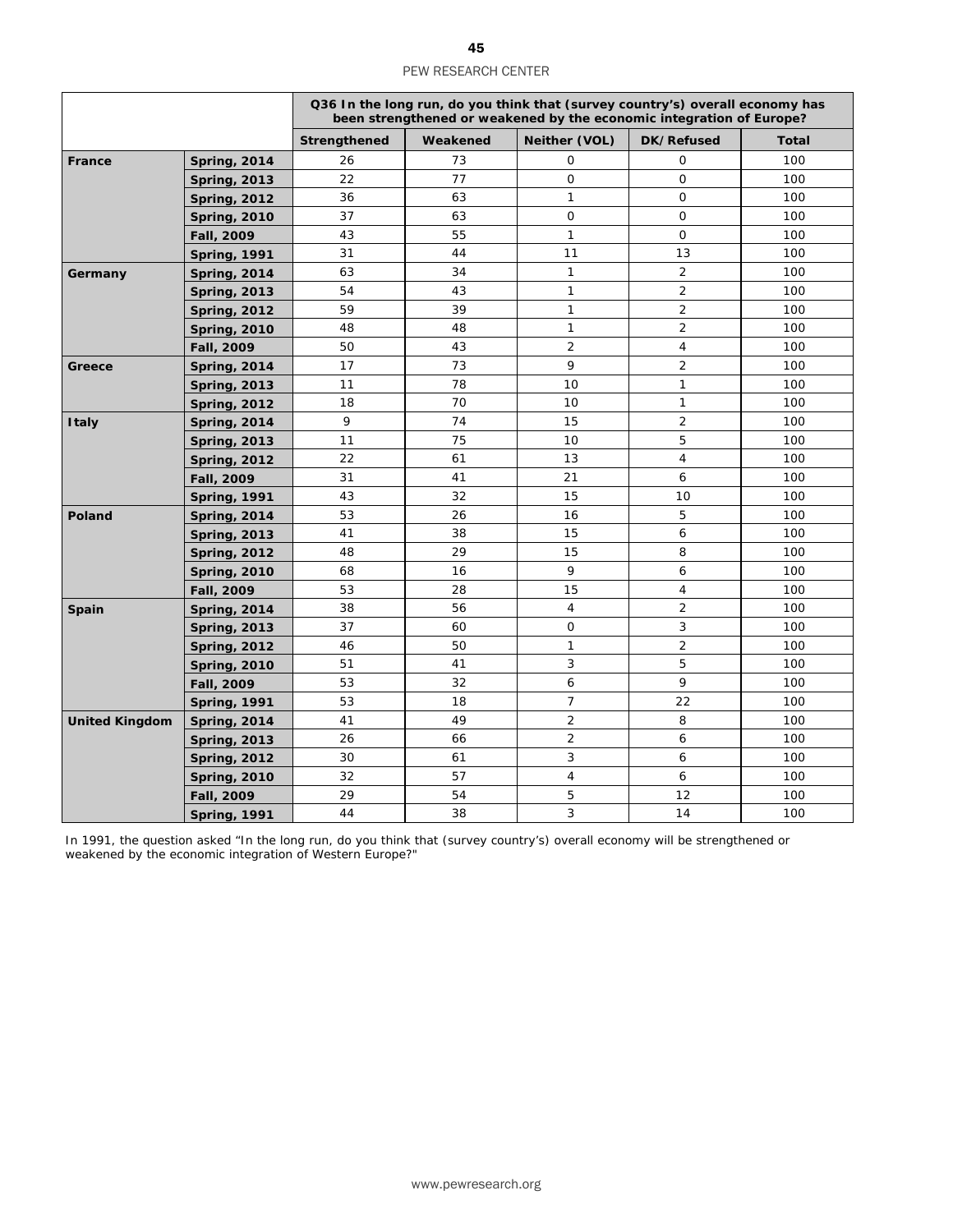| | | Q36 In the long run, do you think that (survey country's) overall economy has been strengthened or weakened by the economic integration of Europe? | | | | |
|---|---|---|---|---|---|---|
| | | **Strengthened** | **Weakened** | **Neither (VOL)** | **DK/Refused** | **Total** |
| **France** | **Spring, 2014** | 26 | 73 | 0 | 0 | 100 |
| | **Spring, 2013** | 22 | 77 | 0 | 0 | 100 |
| | **Spring, 2012** | 36 | 63 | 1 | 0 | 100 |
| | **Spring, 2010** | 37 | 63 | 0 | 0 | 100 |
| | **Fall, 2009** | 43 | 55 | 1 | 0 | 100 |
| | **Spring, 1991** | 31 | 44 | 11 | 13 | 100 |
| **Germany** | **Spring, 2014** | 63 | 34 | 1 | 2 | 100 |
| | **Spring, 2013** | 54 | 43 | 1 | 2 | 100 |
| | **Spring, 2012** | 59 | 39 | 1 | 2 | 100 |
| | **Spring, 2010** | 48 | 48 | 1 | 2 | 100 |
| | **Fall, 2009** | 50 | 43 | 2 | 4 | 100 |
| **Greece** | **Spring, 2014** | 17 | 73 | 9 | 2 | 100 |
| | **Spring, 2013** | 11 | 78 | 10 | 1 | 100 |
| | **Spring, 2012** | 18 | 70 | 10 | 1 | 100 |
| **Italy** | **Spring, 2014** | 9 | 74 | 15 | 2 | 100 |
| | **Spring, 2013** | 11 | 75 | 10 | 5 | 100 |
| | **Spring, 2012** | 22 | 61 | 13 | 4 | 100 |
| | **Fall, 2009** | 31 | 41 | 21 | 6 | 100 |
| | **Spring, 1991** | 43 | 32 | 15 | 10 | 100 |
| **Poland** | **Spring, 2014** | 53 | 26 | 16 | 5 | 100 |
| | **Spring, 2013** | 41 | 38 | 15 | 6 | 100 |
| | **Spring, 2012** | 48 | 29 | 15 | 8 | 100 |
| | **Spring, 2010** | 68 | 16 | 9 | 6 | 100 |
| | **Fall, 2009** | 53 | 28 | 15 | 4 | 100 |
| **Spain** | **Spring, 2014** | 38 | 56 | 4 | 2 | 100 |
| | **Spring, 2013** | 37 | 60 | 0 | 3 | 100 |
| | **Spring, 2012** | 46 | 50 | 1 | 2 | 100 |
| | **Spring, 2010** | 51 | 41 | 3 | 5 | 100 |
| | **Fall, 2009** | 53 | 32 | 6 | 9 | 100 |
| | **Spring, 1991** | 53 | 18 | 7 | 22 | 100 |
| **United Kingdom** | **Spring, 2014** | 41 | 49 | 2 | 8 | 100 |
| | **Spring, 2013** | 26 | 66 | 2 | 6 | 100 |
| | **Spring, 2012** | 30 | 61 | 3 | 6 | 100 |
| | **Spring, 2010** | 32 | 57 | 4 | 6 | 100 |
| | **Fall, 2009** | 29 | 54 | 5 | 12 | 100 |
| | **Spring, 1991** | 44 | 38 | 3 | 14 | 100 |

In 1991, the question asked "In the long run, do you think that (survey country's) overall economy will be strengthened or weakened by the economic integration of Western Europe?"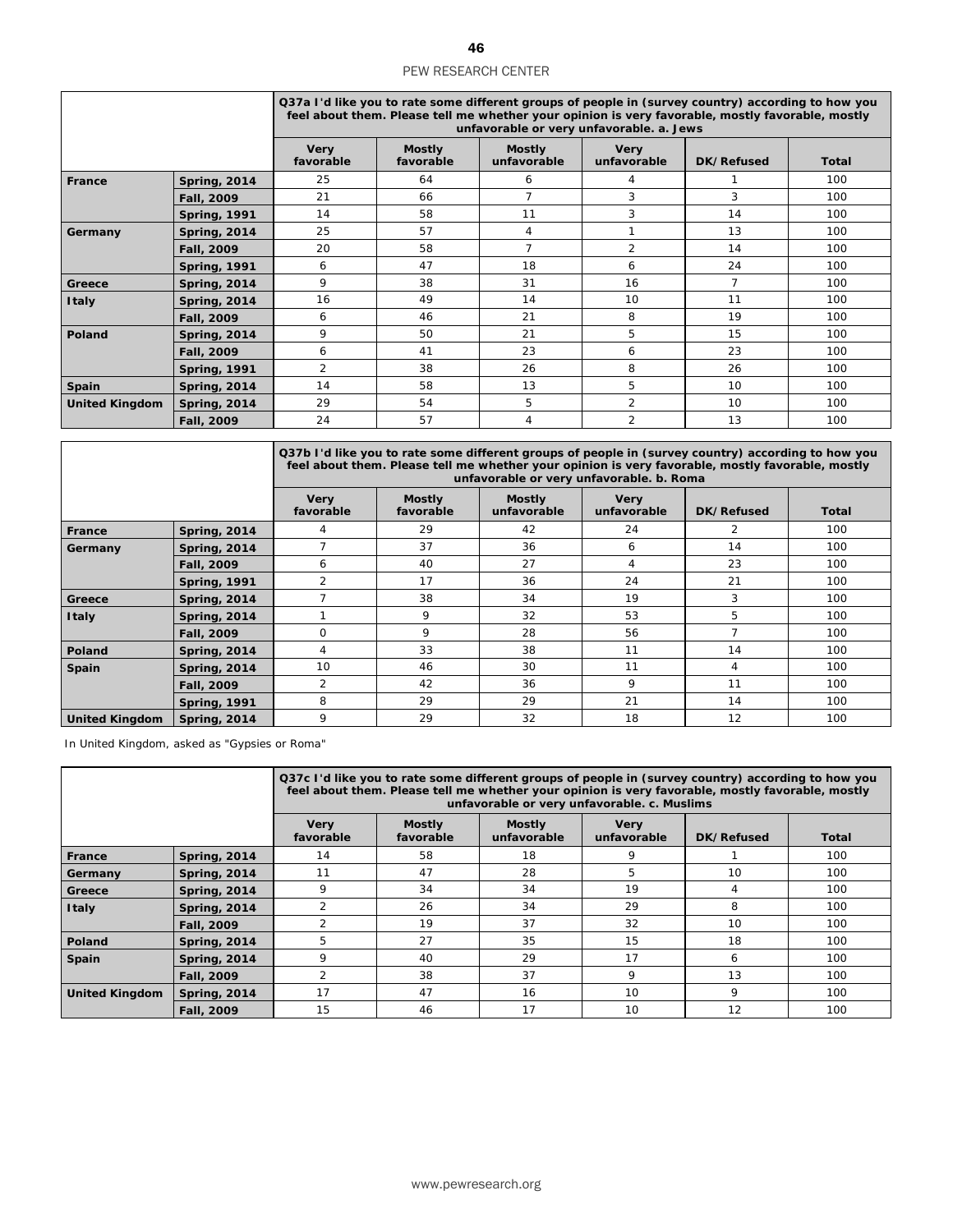| | | Q37a I'd like you to rate some different groups of people in (survey country) according to how you feel about them. Please tell me whether your opinion is very favorable, mostly favorable, mostly unfavorable or very unfavorable. a. Jews | | | | | |
|---|---|---|---|---|---|---|---|
| | | Very favorable | Mostly favorable | Mostly unfavorable | Very unfavorable | DK/Refused | Total |
| France | Spring, 2014 | 25 | 64 | 6 | 4 | 1 | 100 |
| | Fall, 2009 | 21 | 66 | 7 | 3 | 3 | 100 |
| | Spring, 1991 | 14 | 58 | 11 | 3 | 14 | 100 |
| Germany | Spring, 2014 | 25 | 57 | 4 | 1 | 13 | 100 |
| | Fall, 2009 | 20 | 58 | 7 | 2 | 14 | 100 |
| | Spring, 1991 | 6 | 47 | 18 | 6 | 24 | 100 |
| Greece | Spring, 2014 | 9 | 38 | 31 | 16 | 7 | 100 |
| Italy | Spring, 2014 | 16 | 49 | 14 | 10 | 11 | 100 |
| | Fall, 2009 | 6 | 46 | 21 | 8 | 19 | 100 |
| Poland | Spring, 2014 | 9 | 50 | 21 | 5 | 15 | 100 |
| | Fall, 2009 | 6 | 41 | 23 | 6 | 23 | 100 |
| | Spring, 1991 | 2 | 38 | 26 | 8 | 26 | 100 |
| Spain | Spring, 2014 | 14 | 58 | 13 | 5 | 10 | 100 |
| United Kingdom | Spring, 2014 | 29 | 54 | 5 | 2 | 10 | 100 |
| | Fall, 2009 | 24 | 57 | 4 | 2 | 13 | 100 |

| | | Q37b I'd like you to rate some different groups of people in (survey country) according to how you feel about them. Please tell me whether your opinion is very favorable, mostly favorable, mostly unfavorable or very unfavorable. b. Roma | | | | | |
|---|---|---|---|---|---|---|---|
| | | Very favorable | Mostly favorable | Mostly unfavorable | Very unfavorable | DK/Refused | Total |
| France | Spring, 2014 | 4 | 29 | 42 | 24 | 2 | 100 |
| Germany | Spring, 2014 | 7 | 37 | 36 | 6 | 14 | 100 |
| | Fall, 2009 | 6 | 40 | 27 | 4 | 23 | 100 |
| | Spring, 1991 | 2 | 17 | 36 | 24 | 21 | 100 |
| Greece | Spring, 2014 | 7 | 38 | 34 | 19 | 3 | 100 |
| Italy | Spring, 2014 | 1 | 9 | 32 | 53 | 5 | 100 |
| | Fall, 2009 | 0 | 9 | 28 | 56 | 7 | 100 |
| Poland | Spring, 2014 | 4 | 33 | 38 | 11 | 14 | 100 |
| Spain | Spring, 2014 | 10 | 46 | 30 | 11 | 4 | 100 |
| | Fall, 2009 | 2 | 42 | 36 | 9 | 11 | 100 |
| | Spring, 1991 | 8 | 29 | 29 | 21 | 14 | 100 |
| United Kingdom | Spring, 2014 | 9 | 29 | 32 | 18 | 12 | 100 |

In United Kingdom, asked as "Gypsies or Roma"

| | | Q37c I'd like you to rate some different groups of people in (survey country) according to how you feel about them. Please tell me whether your opinion is very favorable, mostly favorable, mostly unfavorable or very unfavorable. c. Muslims | | | | | |
|---|---|---|---|---|---|---|---|
| | | Very favorable | Mostly favorable | Mostly unfavorable | Very unfavorable | DK/Refused | Total |
| France | Spring, 2014 | 14 | 58 | 18 | 9 | 1 | 100 |
| Germany | Spring, 2014 | 11 | 47 | 28 | 5 | 10 | 100 |
| Greece | Spring, 2014 | 9 | 34 | 34 | 19 | 4 | 100 |
| Italy | Spring, 2014 | 2 | 26 | 34 | 29 | 8 | 100 |
| | Fall, 2009 | 2 | 19 | 37 | 32 | 10 | 100 |
| Poland | Spring, 2014 | 5 | 27 | 35 | 15 | 18 | 100 |
| Spain | Spring, 2014 | 9 | 40 | 29 | 17 | 6 | 100 |
| | Fall, 2009 | 2 | 38 | 37 | 9 | 13 | 100 |
| United Kingdom | Spring, 2014 | 17 | 47 | 16 | 10 | 9 | 100 |
| | Fall, 2009 | 15 | 46 | 17 | 10 | 12 | 100 |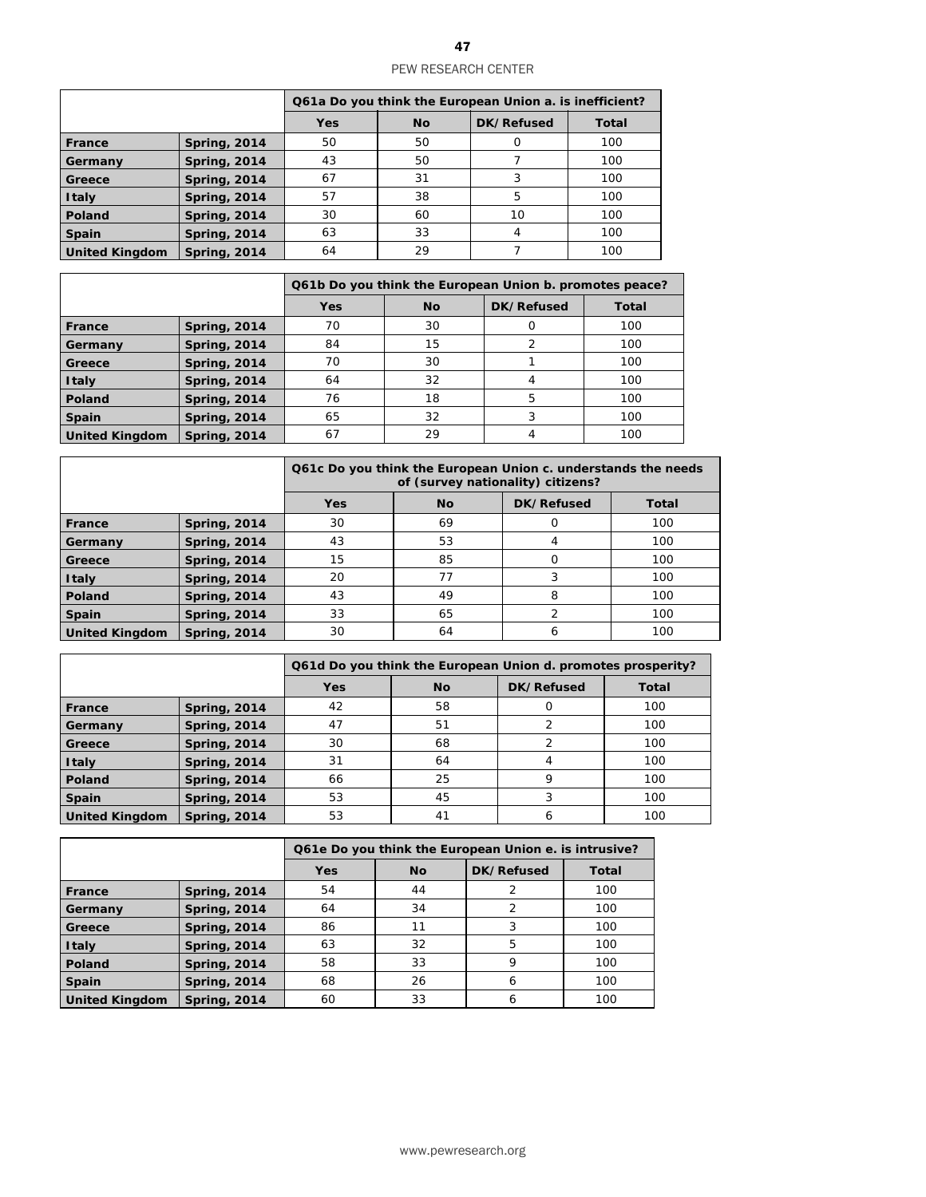| | | Q61a Do you think the European Union a. is inefficient? | | | |
|---|---|---|---|---|---|
| | | Yes | No | DK/Refused | Total |
| France | Spring, 2014 | 50 | 50 | 0 | 100 |
| Germany | Spring, 2014 | 43 | 50 | 7 | 100 |
| Greece | Spring, 2014 | 67 | 31 | 3 | 100 |
| Italy | Spring, 2014 | 57 | 38 | 5 | 100 |
| Poland | Spring, 2014 | 30 | 60 | 10 | 100 |
| Spain | Spring, 2014 | 63 | 33 | 4 | 100 |
| United Kingdom | Spring, 2014 | 64 | 29 | 7 | 100 |

| | | Q61b Do you think the European Union b. promotes peace? | | | |
|---|---|---|---|---|---|
| | | Yes | No | DK/Refused | Total |
| France | Spring, 2014 | 70 | 30 | 0 | 100 |
| Germany | Spring, 2014 | 84 | 15 | 2 | 100 |
| Greece | Spring, 2014 | 70 | 30 | 1 | 100 |
| Italy | Spring, 2014 | 64 | 32 | 4 | 100 |
| Poland | Spring, 2014 | 76 | 18 | 5 | 100 |
| Spain | Spring, 2014 | 65 | 32 | 3 | 100 |
| United Kingdom | Spring, 2014 | 67 | 29 | 4 | 100 |

| | | Q61c Do you think the European Union c. understands the needs of (survey nationality) citizens? | | | |
|---|---|---|---|---|---|
| | | Yes | No | DK/Refused | Total |
| France | Spring, 2014 | 30 | 69 | 0 | 100 |
| Germany | Spring, 2014 | 43 | 53 | 4 | 100 |
| Greece | Spring, 2014 | 15 | 85 | 0 | 100 |
| Italy | Spring, 2014 | 20 | 77 | 3 | 100 |
| Poland | Spring, 2014 | 43 | 49 | 8 | 100 |
| Spain | Spring, 2014 | 33 | 65 | 2 | 100 |
| United Kingdom | Spring, 2014 | 30 | 64 | 6 | 100 |

| | | Q61d Do you think the European Union d. promotes prosperity? | | | |
|---|---|---|---|---|---|
| | | Yes | No | DK/Refused | Total |
| France | Spring, 2014 | 42 | 58 | 0 | 100 |
| Germany | Spring, 2014 | 47 | 51 | 2 | 100 |
| Greece | Spring, 2014 | 30 | 68 | 2 | 100 |
| Italy | Spring, 2014 | 31 | 64 | 4 | 100 |
| Poland | Spring, 2014 | 66 | 25 | 9 | 100 |
| Spain | Spring, 2014 | 53 | 45 | 3 | 100 |
| United Kingdom | Spring, 2014 | 53 | 41 | 6 | 100 |

| | | Q61e Do you think the European Union e. is intrusive? | | | |
|---|---|---|---|---|---|
| | | Yes | No | DK/Refused | Total |
| France | Spring, 2014 | 54 | 44 | 2 | 100 |
| Germany | Spring, 2014 | 64 | 34 | 2 | 100 |
| Greece | Spring, 2014 | 86 | 11 | 3 | 100 |
| Italy | Spring, 2014 | 63 | 32 | 5 | 100 |
| Poland | Spring, 2014 | 58 | 33 | 9 | 100 |
| Spain | Spring, 2014 | 68 | 26 | 6 | 100 |
| United Kingdom | Spring, 2014 | 60 | 33 | 6 | 100 |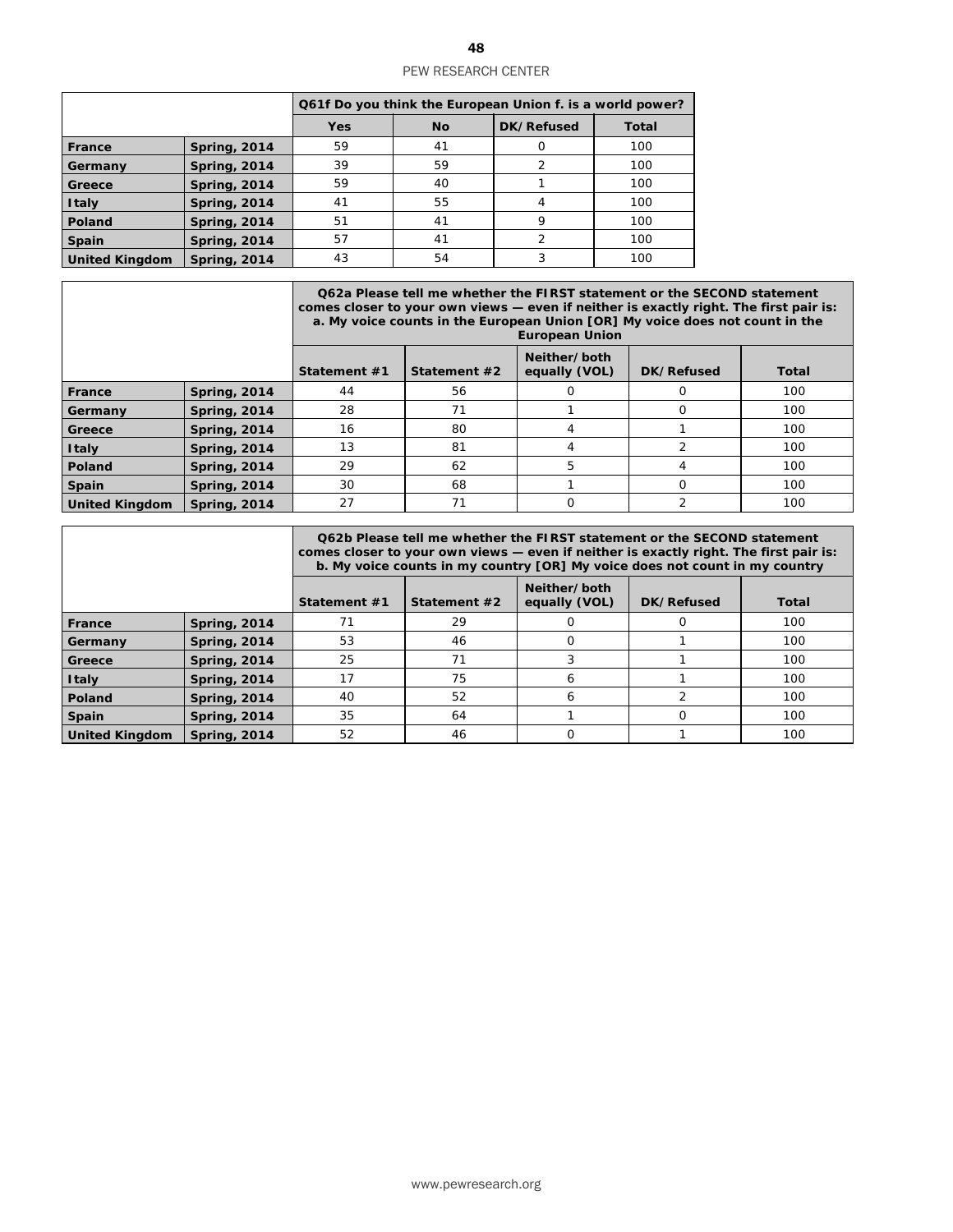| | | Q61f Do you think the European Union f. is a world power? | | | |
|---|---|---|---|---|---|
| | | Yes | No | DK/Refused | Total |
| France | Spring, 2014 | 59 | 41 | 0 | 100 |
| Germany | Spring, 2014 | 39 | 59 | 2 | 100 |
| Greece | Spring, 2014 | 59 | 40 | 1 | 100 |
| Italy | Spring, 2014 | 41 | 55 | 4 | 100 |
| Poland | Spring, 2014 | 51 | 41 | 9 | 100 |
| Spain | Spring, 2014 | 57 | 41 | 2 | 100 |
| United Kingdom | Spring, 2014 | 43 | 54 | 3 | 100 |

| | | Q62a Please tell me whether the FIRST statement or the SECOND statement comes closer to your own views — even if neither is exactly right. The first pair is: a. My voice counts in the European Union [OR] My voice does not count in the European Union | | | | |
|---|---|---|---|---|---|---|
| | | Statement #1 | Statement #2 | Neither/both equally (VOL) | DK/Refused | Total |
| France | Spring, 2014 | 44 | 56 | 0 | 0 | 100 |
| Germany | Spring, 2014 | 28 | 71 | 1 | 0 | 100 |
| Greece | Spring, 2014 | 16 | 80 | 4 | 1 | 100 |
| Italy | Spring, 2014 | 13 | 81 | 4 | 2 | 100 |
| Poland | Spring, 2014 | 29 | 62 | 5 | 4 | 100 |
| Spain | Spring, 2014 | 30 | 68 | 1 | 0 | 100 |
| United Kingdom | Spring, 2014 | 27 | 71 | 0 | 2 | 100 |

| | | Q62b Please tell me whether the FIRST statement or the SECOND statement comes closer to your own views — even if neither is exactly right. The first pair is: b. My voice counts in my country [OR] My voice does not count in my country | | | | |
|---|---|---|---|---|---|---|
| | | Statement #1 | Statement #2 | Neither/both equally (VOL) | DK/Refused | Total |
| France | Spring, 2014 | 71 | 29 | 0 | 0 | 100 |
| Germany | Spring, 2014 | 53 | 46 | 0 | 1 | 100 |
| Greece | Spring, 2014 | 25 | 71 | 3 | 1 | 100 |
| Italy | Spring, 2014 | 17 | 75 | 6 | 1 | 100 |
| Poland | Spring, 2014 | 40 | 52 | 6 | 2 | 100 |
| Spain | Spring, 2014 | 35 | 64 | 1 | 0 | 100 |
| United Kingdom | Spring, 2014 | 52 | 46 | 0 | 1 | 100 |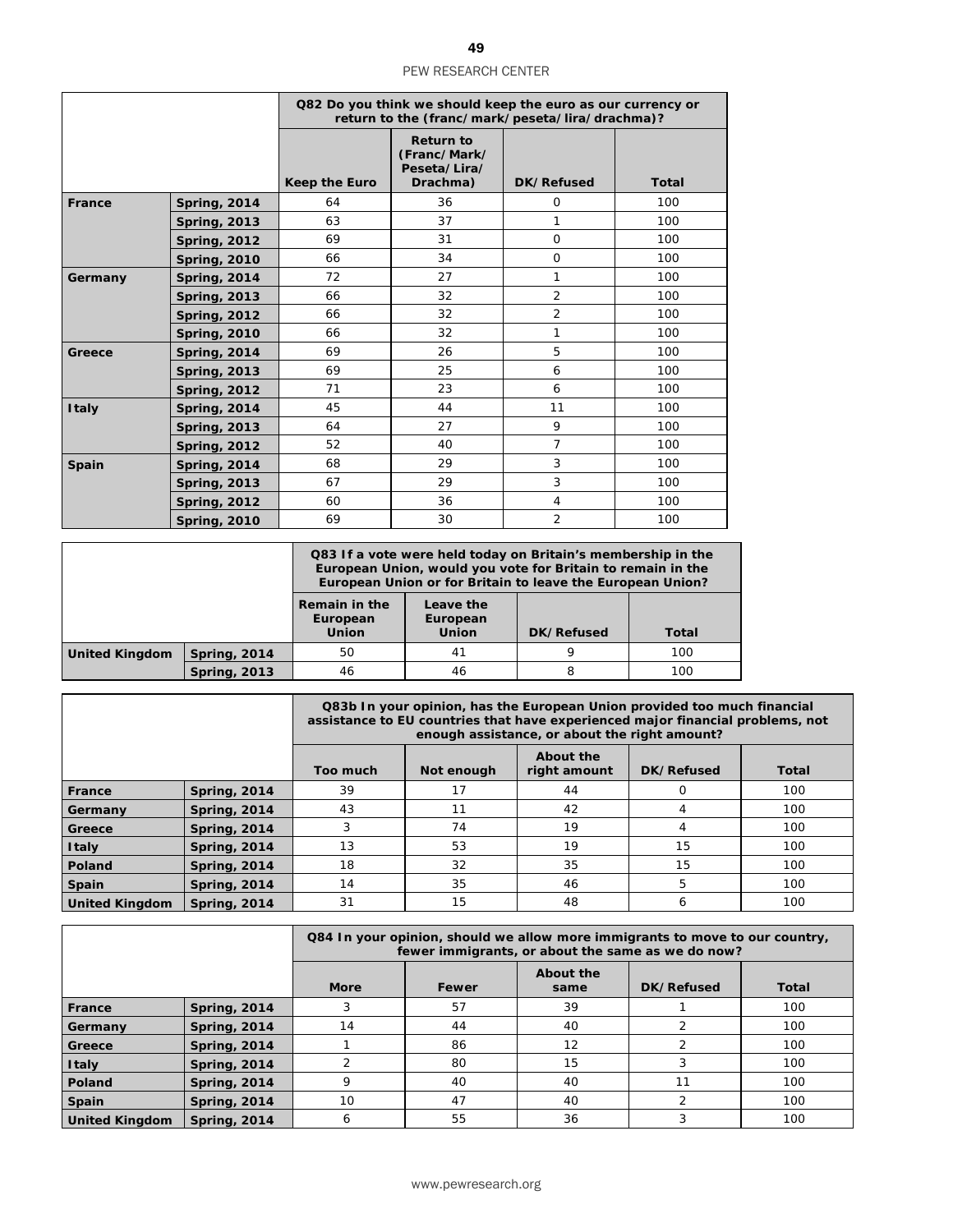| | | Q82 Do you think we should keep the euro as our currency or return to the (franc/mark/peseta/lira/drachma)? | | | |
|---|---|---|---|---|---|
| | | Keep the Euro | Return to (Franc/Mark/ Peseta/Lira/ Drachma) | DK/Refused | Total |
| **France** | **Spring, 2014** | 64 | 36 | 0 | 100 |
| | **Spring, 2013** | 63 | 37 | 1 | 100 |
| | **Spring, 2012** | 69 | 31 | 0 | 100 |
| | **Spring, 2010** | 66 | 34 | 0 | 100 |
| **Germany** | **Spring, 2014** | 72 | 27 | 1 | 100 |
| | **Spring, 2013** | 66 | 32 | 2 | 100 |
| | **Spring, 2012** | 66 | 32 | 2 | 100 |
| | **Spring, 2010** | 66 | 32 | 1 | 100 |
| **Greece** | **Spring, 2014** | 69 | 26 | 5 | 100 |
| | **Spring, 2013** | 69 | 25 | 6 | 100 |
| | **Spring, 2012** | 71 | 23 | 6 | 100 |
| **Italy** | **Spring, 2014** | 45 | 44 | 11 | 100 |
| | **Spring, 2013** | 64 | 27 | 9 | 100 |
| | **Spring, 2012** | 52 | 40 | 7 | 100 |
| **Spain** | **Spring, 2014** | 68 | 29 | 3 | 100 |
| | **Spring, 2013** | 67 | 29 | 3 | 100 |
| | **Spring, 2012** | 60 | 36 | 4 | 100 |
| | **Spring, 2010** | 69 | 30 | 2 | 100 |

| | | Q83 If a vote were held today on Britain's membership in the European Union, would you vote for Britain to remain in the European Union or for Britain to leave the European Union? | | | |
|---|---|---|---|---|---|
| | | Remain in the European Union | Leave the European Union | DK/Refused | Total |
| **United Kingdom** | **Spring, 2014** | 50 | 41 | 9 | 100 |
| | **Spring, 2013** | 46 | 46 | 8 | 100 |

| | | Q83b In your opinion, has the European Union provided too much financial assistance to EU countries that have experienced major financial problems, not enough assistance, or about the right amount? | | | | |
|---|---|---|---|---|---|---|
| | | Too much | Not enough | About the right amount | DK/Refused | Total |
| **France** | **Spring, 2014** | 39 | 17 | 44 | 0 | 100 |
| **Germany** | **Spring, 2014** | 43 | 11 | 42 | 4 | 100 |
| **Greece** | **Spring, 2014** | 3 | 74 | 19 | 4 | 100 |
| **Italy** | **Spring, 2014** | 13 | 53 | 19 | 15 | 100 |
| **Poland** | **Spring, 2014** | 18 | 32 | 35 | 15 | 100 |
| **Spain** | **Spring, 2014** | 14 | 35 | 46 | 5 | 100 |
| **United Kingdom** | **Spring, 2014** | 31 | 15 | 48 | 6 | 100 |

| | | Q84 In your opinion, should we allow more immigrants to move to our country, fewer immigrants, or about the same as we do now? | | | | |
|---|---|---|---|---|---|---|
| | | More | Fewer | About the same | DK/Refused | Total |
| **France** | **Spring, 2014** | 3 | 57 | 39 | 1 | 100 |
| **Germany** | **Spring, 2014** | 14 | 44 | 40 | 2 | 100 |
| **Greece** | **Spring, 2014** | 1 | 86 | 12 | 2 | 100 |
| **Italy** | **Spring, 2014** | 2 | 80 | 15 | 3 | 100 |
| **Poland** | **Spring, 2014** | 9 | 40 | 40 | 11 | 100 |
| **Spain** | **Spring, 2014** | 10 | 47 | 40 | 2 | 100 |
| **United Kingdom** | **Spring, 2014** | 6 | 55 | 36 | 3 | 100 |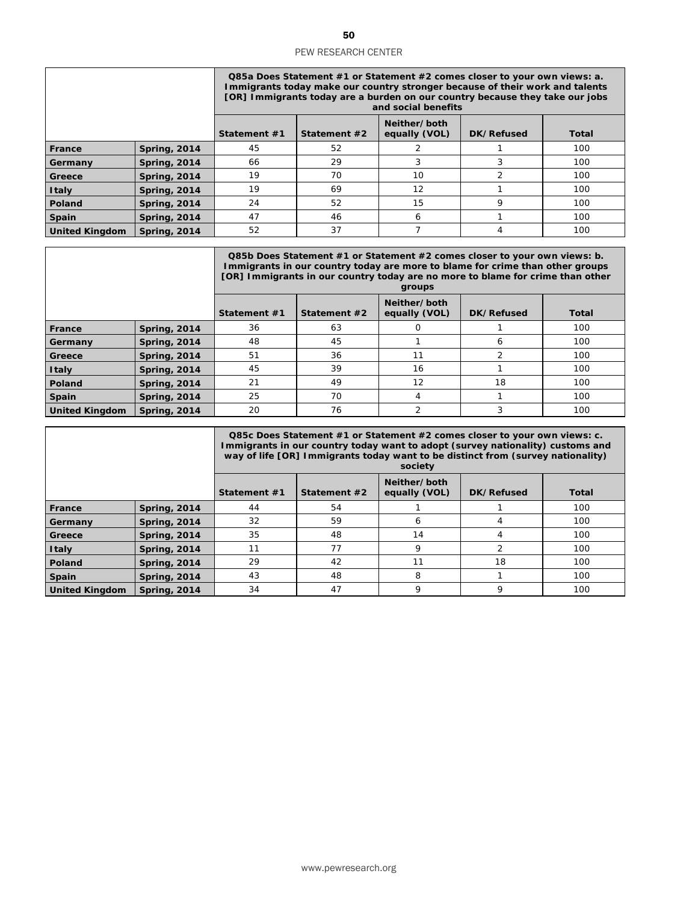| | | Q85a Does Statement #1 or Statement #2 comes closer to your own views: a. Immigrants today make our country stronger because of their work and talents [OR] Immigrants today are a burden on our country because they take our jobs and social benefits | | | | |
|---|---|---|---|---|---|---|
| | | Statement #1 | Statement #2 | Neither/both equally (VOL) | DK/Refused | Total |
| **France** | **Spring, 2014** | 45 | 52 | 2 | 1 | 100 |
| **Germany** | **Spring, 2014** | 66 | 29 | 3 | 3 | 100 |
| **Greece** | **Spring, 2014** | 19 | 70 | 10 | 2 | 100 |
| **Italy** | **Spring, 2014** | 19 | 69 | 12 | 1 | 100 |
| **Poland** | **Spring, 2014** | 24 | 52 | 15 | 9 | 100 |
| **Spain** | **Spring, 2014** | 47 | 46 | 6 | 1 | 100 |
| **United Kingdom** | **Spring, 2014** | 52 | 37 | 7 | 4 | 100 |

| | | Q85b Does Statement #1 or Statement #2 comes closer to your own views: b. Immigrants in our country today are more to blame for crime than other groups [OR] Immigrants in our country today are no more to blame for crime than other groups | | | | |
|---|---|---|---|---|---|---|
| | | Statement #1 | Statement #2 | Neither/both equally (VOL) | DK/Refused | Total |
| **France** | **Spring, 2014** | 36 | 63 | 0 | 1 | 100 |
| **Germany** | **Spring, 2014** | 48 | 45 | 1 | 6 | 100 |
| **Greece** | **Spring, 2014** | 51 | 36 | 11 | 2 | 100 |
| **Italy** | **Spring, 2014** | 45 | 39 | 16 | 1 | 100 |
| **Poland** | **Spring, 2014** | 21 | 49 | 12 | 18 | 100 |
| **Spain** | **Spring, 2014** | 25 | 70 | 4 | 1 | 100 |
| **United Kingdom** | **Spring, 2014** | 20 | 76 | 2 | 3 | 100 |

| | | Q85c Does Statement #1 or Statement #2 comes closer to your own views: c. Immigrants in our country today want to adopt (survey nationality) customs and way of life [OR] Immigrants today want to be distinct from (survey nationality) society | | | | |
|---|---|---|---|---|---|---|
| | | Statement #1 | Statement #2 | Neither/both equally (VOL) | DK/Refused | Total |
| **France** | **Spring, 2014** | 44 | 54 | 1 | 1 | 100 |
| **Germany** | **Spring, 2014** | 32 | 59 | 6 | 4 | 100 |
| **Greece** | **Spring, 2014** | 35 | 48 | 14 | 4 | 100 |
| **Italy** | **Spring, 2014** | 11 | 77 | 9 | 2 | 100 |
| **Poland** | **Spring, 2014** | 29 | 42 | 11 | 18 | 100 |
| **Spain** | **Spring, 2014** | 43 | 48 | 8 | 1 | 100 |
| **United Kingdom** | **Spring, 2014** | 34 | 47 | 9 | 9 | 100 |